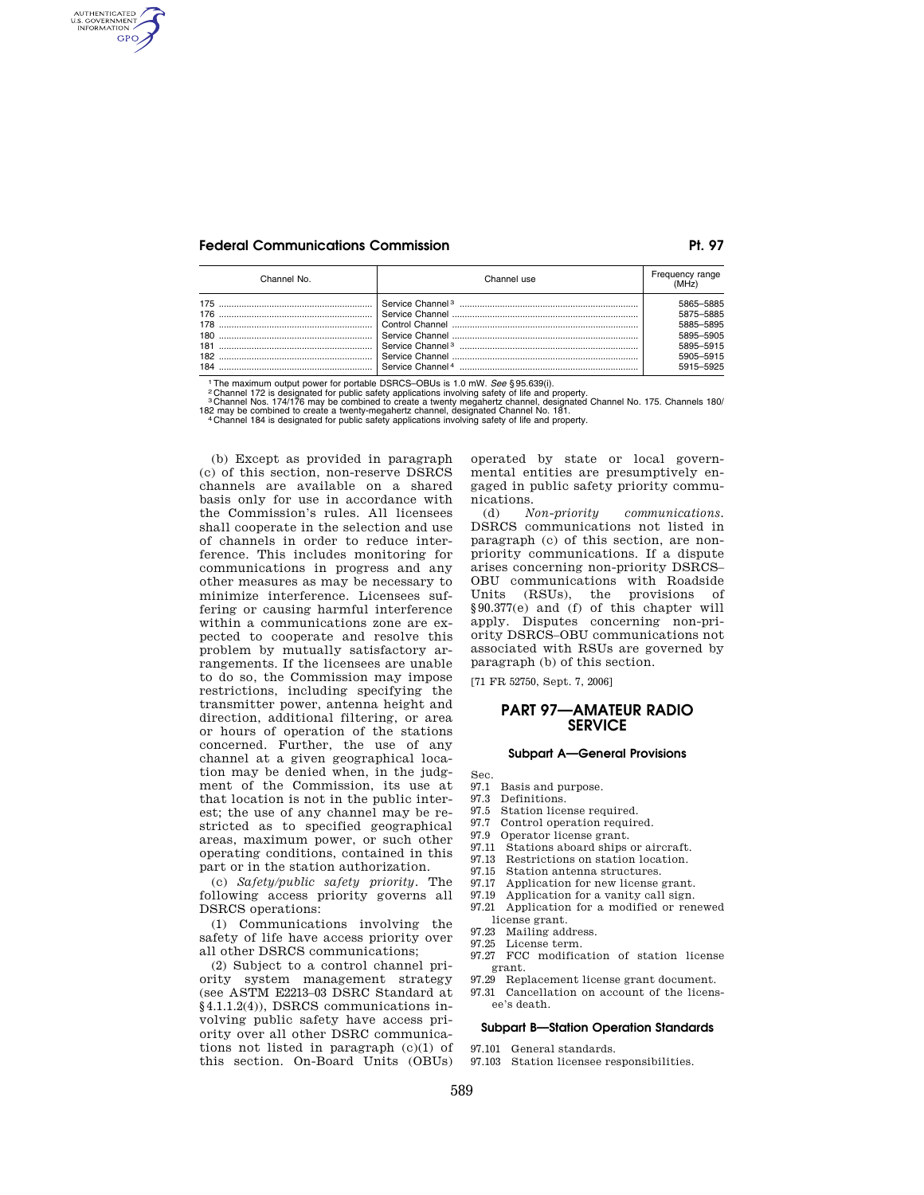| Channel No. | Channel use | Frequency range (MHz) |
| --- | --- | --- |
| 175 | Service Channel [3] | 5865–5885 |
| 176 | Service Channel | 5875–5885 |
| 178 | Control Channel | 5885–5895 |
| 180 | Service Channel | 5895–5905 |
| 181 | Service Channel [3] | 5895–5915 |
| 182 | Service Channel | 5905–5915 |
| 184 | Service Channel [4] | 5915–5925 |

[1] The maximum output power for portable DSRCS–OBUs is 1.0 mW. *See* §95.639(i).
[2] Channel 172 is designated for public safety applications involving safety of life and property.
[3] Channel Nos. 174/176 may be combined to create a twenty megahertz channel, designated Channel No. 175. Channels 180/182 may be combined to create a twenty-megahertz channel, designated Channel No. 181.
[4] Channel 184 is designated for public safety applications involving safety of life and property.

(b) Except as provided in paragraph (c) of this section, non-reserve DSRCS channels are available on a shared basis only for use in accordance with the Commission's rules. All licensees shall cooperate in the selection and use of channels in order to reduce interference. This includes monitoring for communications in progress and any other measures as may be necessary to minimize interference. Licensees suffering or causing harmful interference within a communications zone are expected to cooperate and resolve this problem by mutually satisfactory arrangements. If the licensees are unable to do so, the Commission may impose restrictions, including specifying the transmitter power, antenna height and direction, additional filtering, or area or hours of operation of the stations concerned. Further, the use of any channel at a given geographical location may be denied when, in the judgment of the Commission, its use at that location is not in the public interest; the use of any channel may be restricted as to specified geographical areas, maximum power, or such other operating conditions, contained in this part or in the station authorization.

(c) *Safety/public safety priority.* The following access priority governs all DSRCS operations:

(1) Communications involving the safety of life have access priority over all other DSRCS communications;

(2) Subject to a control channel priority system management strategy (see ASTM E2213–03 DSRC Standard at §4.1.1.2(4)), DSRCS communications involving public safety have access priority over all other DSRC communications not listed in paragraph (c)(1) of this section. On-Board Units (OBUs) operated by state or local governmental entities are presumptively engaged in public safety priority communications.

(d) *Non-priority communications.* DSRCS communications not listed in paragraph (c) of this section, are non-priority communications. If a dispute arises concerning non-priority DSRCS–OBU communications with Roadside Units (RSUs), the provisions of §90.377(e) and (f) of this chapter will apply. Disputes concerning non-priority DSRCS–OBU communications not associated with RSUs are governed by paragraph (b) of this section.

[71 FR 52750, Sept. 7, 2006]

# PART 97—AMATEUR RADIO SERVICE

### Subpart A—General Provisions

Sec.
97.1 Basis and purpose.
97.3 Definitions.
97.5 Station license required.
97.7 Control operation required.
97.9 Operator license grant.
97.11 Stations aboard ships or aircraft.
97.13 Restrictions on station location.
97.15 Station antenna structures.
97.17 Application for new license grant.
97.19 Application for a vanity call sign.
97.21 Application for a modified or renewed license grant.
97.23 Mailing address.
97.25 License term.
97.27 FCC modification of station license grant.
97.29 Replacement license grant document.
97.31 Cancellation on account of the licensee's death.

### Subpart B—Station Operation Standards

97.101 General standards.
97.103 Station licensee responsibilities.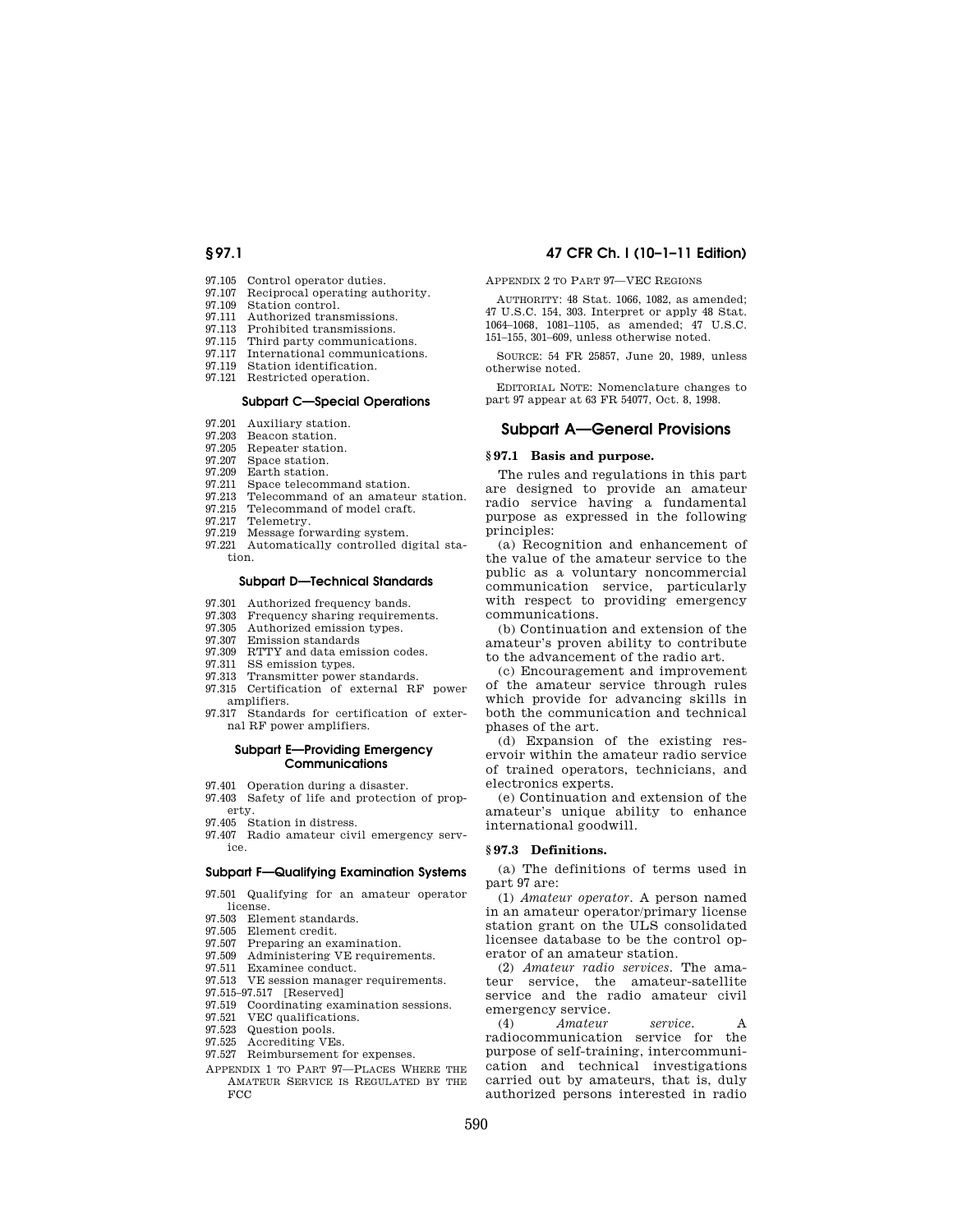97.105 Control operator duties.
97.107 Reciprocal operating authority.
97.109 Station control.
97.111 Authorized transmissions.
97.113 Prohibited transmissions.
97.115 Third party communications.
97.117 International communications.
97.119 Station identification.
97.121 Restricted operation.

### Subpart C—Special Operations

97.201 Auxiliary station.
97.203 Beacon station.
97.205 Repeater station.
97.207 Space station.
97.209 Earth station.
97.211 Space telecommand station.
97.213 Telecommand of an amateur station.
97.215 Telecommand of model craft.
97.217 Telemetry.
97.219 Message forwarding system.
97.221 Automatically controlled digital station.

### Subpart D—Technical Standards

97.301 Authorized frequency bands.
97.303 Frequency sharing requirements.
97.305 Authorized emission types.
97.307 Emission standards
97.309 RTTY and data emission codes.
97.311 SS emission types.
97.313 Transmitter power standards.
97.315 Certification of external RF power amplifiers.
97.317 Standards for certification of external RF power amplifiers.

### Subpart E—Providing Emergency Communications

97.401 Operation during a disaster.
97.403 Safety of life and protection of property.
97.405 Station in distress.
97.407 Radio amateur civil emergency service.

### Subpart F—Qualifying Examination Systems

97.501 Qualifying for an amateur operator license.
97.503 Element standards.
97.505 Element credit.
97.507 Preparing an examination.
97.509 Administering VE requirements.
97.511 Examinee conduct.
97.513 VE session manager requirements.
97.515–97.517 [Reserved]
97.519 Coordinating examination sessions.
97.521 VEC qualifications.
97.523 Question pools.
97.525 Accrediting VEs.
97.527 Reimbursement for expenses.

APPENDIX 1 TO PART 97—PLACES WHERE THE AMATEUR SERVICE IS REGULATED BY THE FCC

APPENDIX 2 TO PART 97—VEC REGIONS

AUTHORITY: 48 Stat. 1066, 1082, as amended; 47 U.S.C. 154, 303. Interpret or apply 48 Stat. 1064–1068, 1081–1105, as amended; 47 U.S.C. 151–155, 301–609, unless otherwise noted.

SOURCE: 54 FR 25857, June 20, 1989, unless otherwise noted.

EDITORIAL NOTE: Nomenclature changes to part 97 appear at 63 FR 54077, Oct. 8, 1998.

## Subpart A—General Provisions

### § 97.1 Basis and purpose.

The rules and regulations in this part are designed to provide an amateur radio service having a fundamental purpose as expressed in the following principles:

(a) Recognition and enhancement of the value of the amateur service to the public as a voluntary noncommercial communication service, particularly with respect to providing emergency communications.

(b) Continuation and extension of the amateur's proven ability to contribute to the advancement of the radio art.

(c) Encouragement and improvement of the amateur service through rules which provide for advancing skills in both the communication and technical phases of the art.

(d) Expansion of the existing reservoir within the amateur radio service of trained operators, technicians, and electronics experts.

(e) Continuation and extension of the amateur's unique ability to enhance international goodwill.

### § 97.3 Definitions.

(a) The definitions of terms used in part 97 are:

(1) *Amateur operator*. A person named in an amateur operator/primary license station grant on the ULS consolidated licensee database to be the control operator of an amateur station.

(2) *Amateur radio services*. The amateur service, the amateur-satellite service and the radio amateur civil emergency service.

(4) *Amateur service*. A radiocommunication service for the purpose of self-training, intercommunication and technical investigations carried out by amateurs, that is, duly authorized persons interested in radio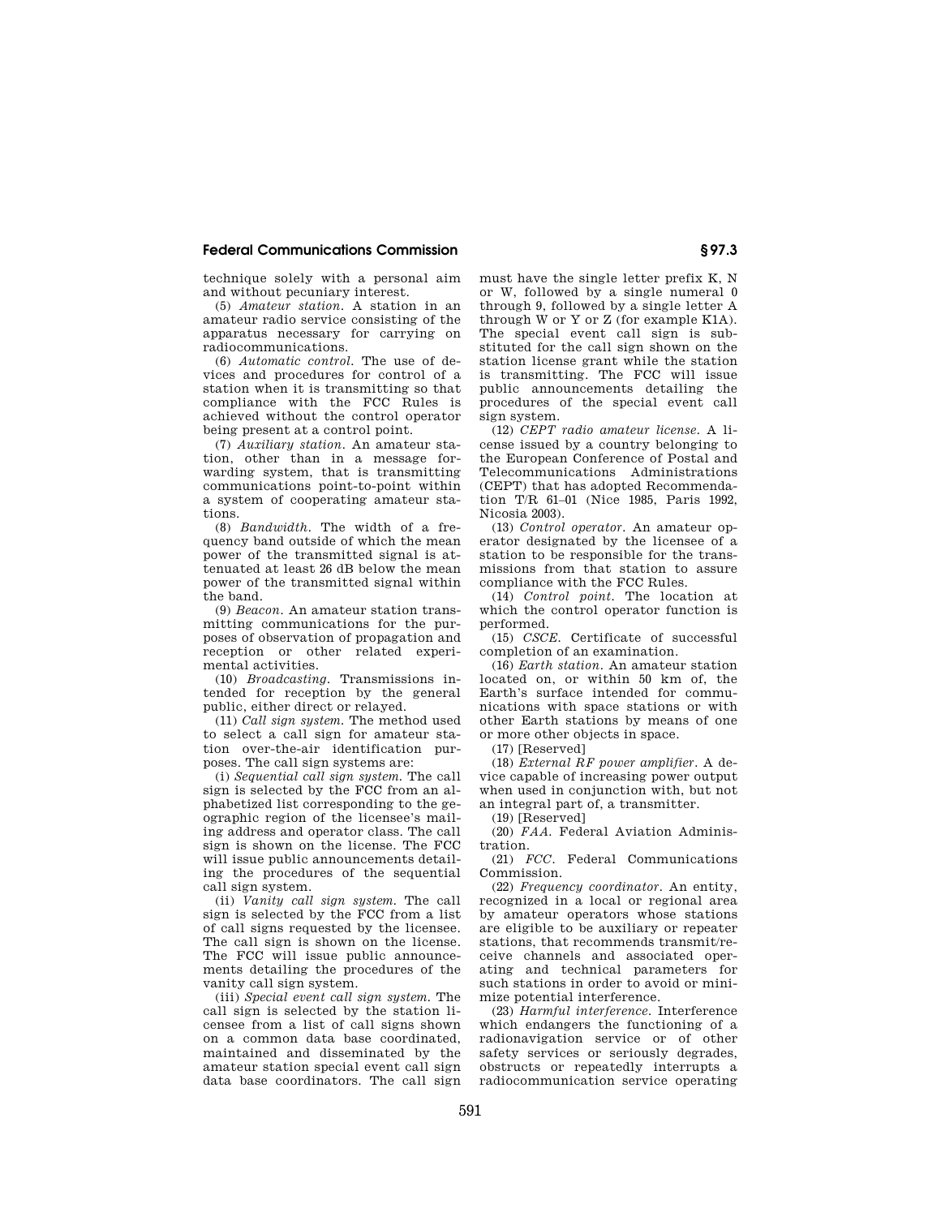technique solely with a personal aim and without pecuniary interest.

(5) *Amateur station.* A station in an amateur radio service consisting of the apparatus necessary for carrying on radiocommunications.

(6) *Automatic control.* The use of devices and procedures for control of a station when it is transmitting so that compliance with the FCC Rules is achieved without the control operator being present at a control point.

(7) *Auxiliary station.* An amateur station, other than in a message forwarding system, that is transmitting communications point-to-point within a system of cooperating amateur stations.

(8) *Bandwidth.* The width of a frequency band outside of which the mean power of the transmitted signal is attenuated at least 26 dB below the mean power of the transmitted signal within the band.

(9) *Beacon.* An amateur station transmitting communications for the purposes of observation of propagation and reception or other related experimental activities.

(10) *Broadcasting.* Transmissions intended for reception by the general public, either direct or relayed.

(11) *Call sign system.* The method used to select a call sign for amateur station over-the-air identification purposes. The call sign systems are:

(i) *Sequential call sign system.* The call sign is selected by the FCC from an alphabetized list corresponding to the geographic region of the licensee's mailing address and operator class. The call sign is shown on the license. The FCC will issue public announcements detailing the procedures of the sequential call sign system.

(ii) *Vanity call sign system.* The call sign is selected by the FCC from a list of call signs requested by the licensee. The call sign is shown on the license. The FCC will issue public announcements detailing the procedures of the vanity call sign system.

(iii) *Special event call sign system.* The call sign is selected by the station licensee from a list of call signs shown on a common data base coordinated, maintained and disseminated by the amateur station special event call sign data base coordinators. The call sign must have the single letter prefix K, N or W, followed by a single numeral 0 through 9, followed by a single letter A through W or Y or Z (for example K1A). The special event call sign is substituted for the call sign shown on the station license grant while the station is transmitting. The FCC will issue public announcements detailing the procedures of the special event call sign system.

(12) *CEPT radio amateur license.* A license issued by a country belonging to the European Conference of Postal and Telecommunications Administrations (CEPT) that has adopted Recommendation T/R 61–01 (Nice 1985, Paris 1992, Nicosia 2003).

(13) *Control operator.* An amateur operator designated by the licensee of a station to be responsible for the transmissions from that station to assure compliance with the FCC Rules.

(14) *Control point.* The location at which the control operator function is performed.

(15) *CSCE.* Certificate of successful completion of an examination.

(16) *Earth station.* An amateur station located on, or within 50 km of, the Earth's surface intended for communications with space stations or with other Earth stations by means of one or more other objects in space.

(17) [Reserved]

(18) *External RF power amplifier.* A device capable of increasing power output when used in conjunction with, but not an integral part of, a transmitter.

(19) [Reserved]

(20) *FAA.* Federal Aviation Administration.

(21) *FCC.* Federal Communications Commission.

(22) *Frequency coordinator.* An entity, recognized in a local or regional area by amateur operators whose stations are eligible to be auxiliary or repeater stations, that recommends transmit/receive channels and associated operating and technical parameters for such stations in order to avoid or minimize potential interference.

(23) *Harmful interference.* Interference which endangers the functioning of a radionavigation service or of other safety services or seriously degrades, obstructs or repeatedly interrupts a radiocommunication service operating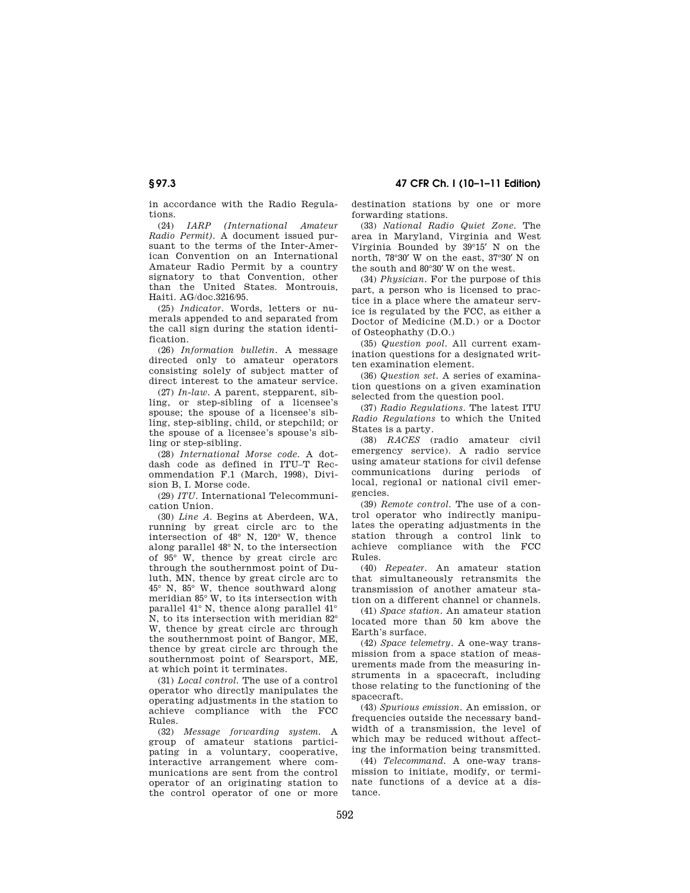in accordance with the Radio Regulations.

(24) *IARP (International Amateur Radio Permit).* A document issued pursuant to the terms of the Inter-American Convention on an International Amateur Radio Permit by a country signatory to that Convention, other than the United States. Montrouis, Haiti. AG/doc.3216/95.

(25) *Indicator.* Words, letters or numerals appended to and separated from the call sign during the station identification.

(26) *Information bulletin.* A message directed only to amateur operators consisting solely of subject matter of direct interest to the amateur service.

(27) *In-law.* A parent, stepparent, sibling, or step-sibling of a licensee's spouse; the spouse of a licensee's sibling, step-sibling, child, or stepchild; or the spouse of a licensee's spouse's sibling or step-sibling.

(28) *International Morse code.* A dot-dash code as defined in ITU–T Recommendation F.1 (March, 1998), Division B, I. Morse code.

(29) *ITU.* International Telecommunication Union.

(30) *Line A.* Begins at Aberdeen, WA, running by great circle arc to the intersection of 48° N, 120° W, thence along parallel 48° N, to the intersection of 95° W, thence by great circle arc through the southernmost point of Duluth, MN, thence by great circle arc to 45° N, 85° W, thence southward along meridian 85° W, to its intersection with parallel 41° N, thence along parallel 41° N, to its intersection with meridian 82° W, thence by great circle arc through the southernmost point of Bangor, ME, thence by great circle arc through the southernmost point of Searsport, ME, at which point it terminates.

(31) *Local control.* The use of a control operator who directly manipulates the operating adjustments in the station to achieve compliance with the FCC Rules.

(32) *Message forwarding system.* A group of amateur stations participating in a voluntary, cooperative, interactive arrangement where communications are sent from the control operator of an originating station to the control operator of one or more destination stations by one or more forwarding stations.

(33) *National Radio Quiet Zone.* The area in Maryland, Virginia and West Virginia Bounded by 39°15′ N on the north, 78°30′ W on the east, 37°30′ N on the south and 80°30′ W on the west.

(34) *Physician.* For the purpose of this part, a person who is licensed to practice in a place where the amateur service is regulated by the FCC, as either a Doctor of Medicine (M.D.) or a Doctor of Osteophathy (D.O.)

(35) *Question pool.* All current examination questions for a designated written examination element.

(36) *Question set.* A series of examination questions on a given examination selected from the question pool.

(37) *Radio Regulations.* The latest ITU *Radio Regulations* to which the United States is a party.

(38) *RACES* (radio amateur civil emergency service). A radio service using amateur stations for civil defense communications during periods of local, regional or national civil emergencies.

(39) *Remote control.* The use of a control operator who indirectly manipulates the operating adjustments in the station through a control link to achieve compliance with the FCC Rules.

(40) *Repeater.* An amateur station that simultaneously retransmits the transmission of another amateur station on a different channel or channels.

(41) *Space station.* An amateur station located more than 50 km above the Earth's surface.

(42) *Space telemetry.* A one-way transmission from a space station of measurements made from the measuring instruments in a spacecraft, including those relating to the functioning of the spacecraft.

(43) *Spurious emission.* An emission, or frequencies outside the necessary bandwidth of a transmission, the level of which may be reduced without affecting the information being transmitted.

(44) *Telecommand.* A one-way transmission to initiate, modify, or terminate functions of a device at a distance.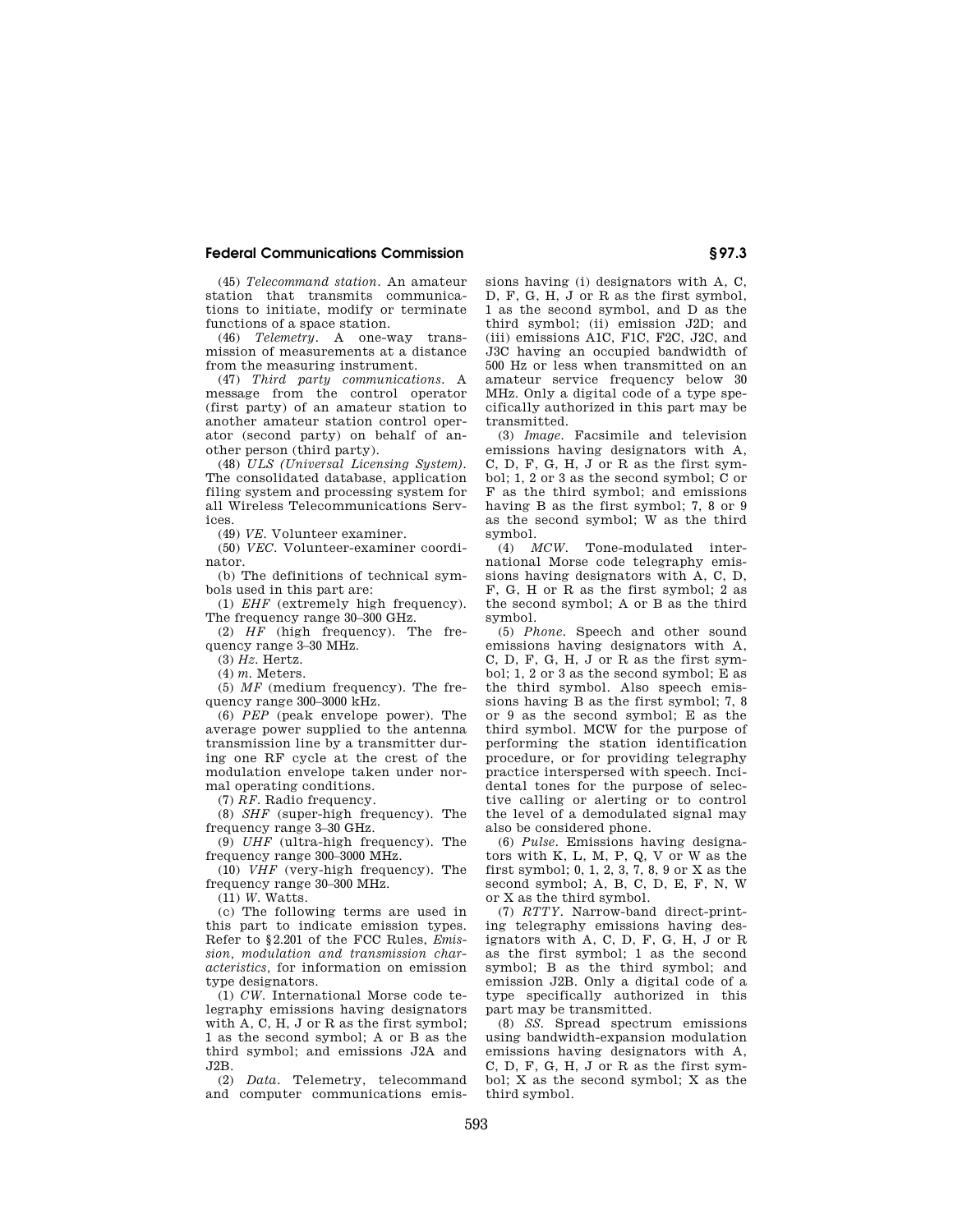(45) *Telecommand station*. An amateur station that transmits communications to initiate, modify or terminate functions of a space station.

(46) *Telemetry*. A one-way transmission of measurements at a distance from the measuring instrument.

(47) *Third party communications*. A message from the control operator (first party) of an amateur station to another amateur station control operator (second party) on behalf of another person (third party).

(48) *ULS (Universal Licensing System)*. The consolidated database, application filing system and processing system for all Wireless Telecommunications Services.

(49) *VE*. Volunteer examiner.

(50) *VEC*. Volunteer-examiner coordinator.

(b) The definitions of technical symbols used in this part are:

(1) *EHF* (extremely high frequency). The frequency range 30–300 GHz.

(2) *HF* (high frequency). The frequency range 3–30 MHz.

(3) *Hz*. Hertz.

(4) *m*. Meters.

(5) *MF* (medium frequency). The frequency range 300–3000 kHz.

(6) *PEP* (peak envelope power). The average power supplied to the antenna transmission line by a transmitter during one RF cycle at the crest of the modulation envelope taken under normal operating conditions.

(7) *RF*. Radio frequency.

(8) *SHF* (super-high frequency). The frequency range 3–30 GHz.

(9) *UHF* (ultra-high frequency). The frequency range 300–3000 MHz.

(10) *VHF* (very-high frequency). The frequency range 30–300 MHz.

(11) *W*. Watts.

(c) The following terms are used in this part to indicate emission types. Refer to §2.201 of the FCC Rules, *Emission, modulation and transmission characteristics*, for information on emission type designators.

(1) *CW*. International Morse code telegraphy emissions having designators with A, C, H, J or R as the first symbol; 1 as the second symbol; A or B as the third symbol; and emissions J2A and J2B.

(2) *Data*. Telemetry, telecommand and computer communications emissions having (i) designators with A, C, D, F, G, H, J or R as the first symbol, 1 as the second symbol, and D as the third symbol; (ii) emission J2D; and (iii) emissions A1C, F1C, F2C, J2C, and J3C having an occupied bandwidth of 500 Hz or less when transmitted on an amateur service frequency below 30 MHz. Only a digital code of a type specifically authorized in this part may be transmitted.

(3) *Image*. Facsimile and television emissions having designators with A, C, D, F, G, H, J or R as the first symbol; 1, 2 or 3 as the second symbol; C or F as the third symbol; and emissions having B as the first symbol; 7, 8 or 9 as the second symbol; W as the third symbol.

(4) *MCW*. Tone-modulated international Morse code telegraphy emissions having designators with A, C, D, F, G, H or R as the first symbol; 2 as the second symbol; A or B as the third symbol.

(5) *Phone*. Speech and other sound emissions having designators with A, C, D, F, G, H, J or R as the first symbol; 1, 2 or 3 as the second symbol; E as the third symbol. Also speech emissions having B as the first symbol; 7, 8 or 9 as the second symbol; E as the third symbol. MCW for the purpose of performing the station identification procedure, or for providing telegraphy practice interspersed with speech. Incidental tones for the purpose of selective calling or alerting or to control the level of a demodulated signal may also be considered phone.

(6) *Pulse*. Emissions having designators with K, L, M, P, Q, V or W as the first symbol; 0, 1, 2, 3, 7, 8, 9 or X as the second symbol; A, B, C, D, E, F, N, W or X as the third symbol.

(7) *RTTY*. Narrow-band direct-printing telegraphy emissions having designators with A, C, D, F, G, H, J or R as the first symbol; 1 as the second symbol; B as the third symbol; and emission J2B. Only a digital code of a type specifically authorized in this part may be transmitted.

(8) *SS*. Spread spectrum emissions using bandwidth-expansion modulation emissions having designators with A, C, D, F, G, H, J or R as the first symbol; X as the second symbol; X as the third symbol.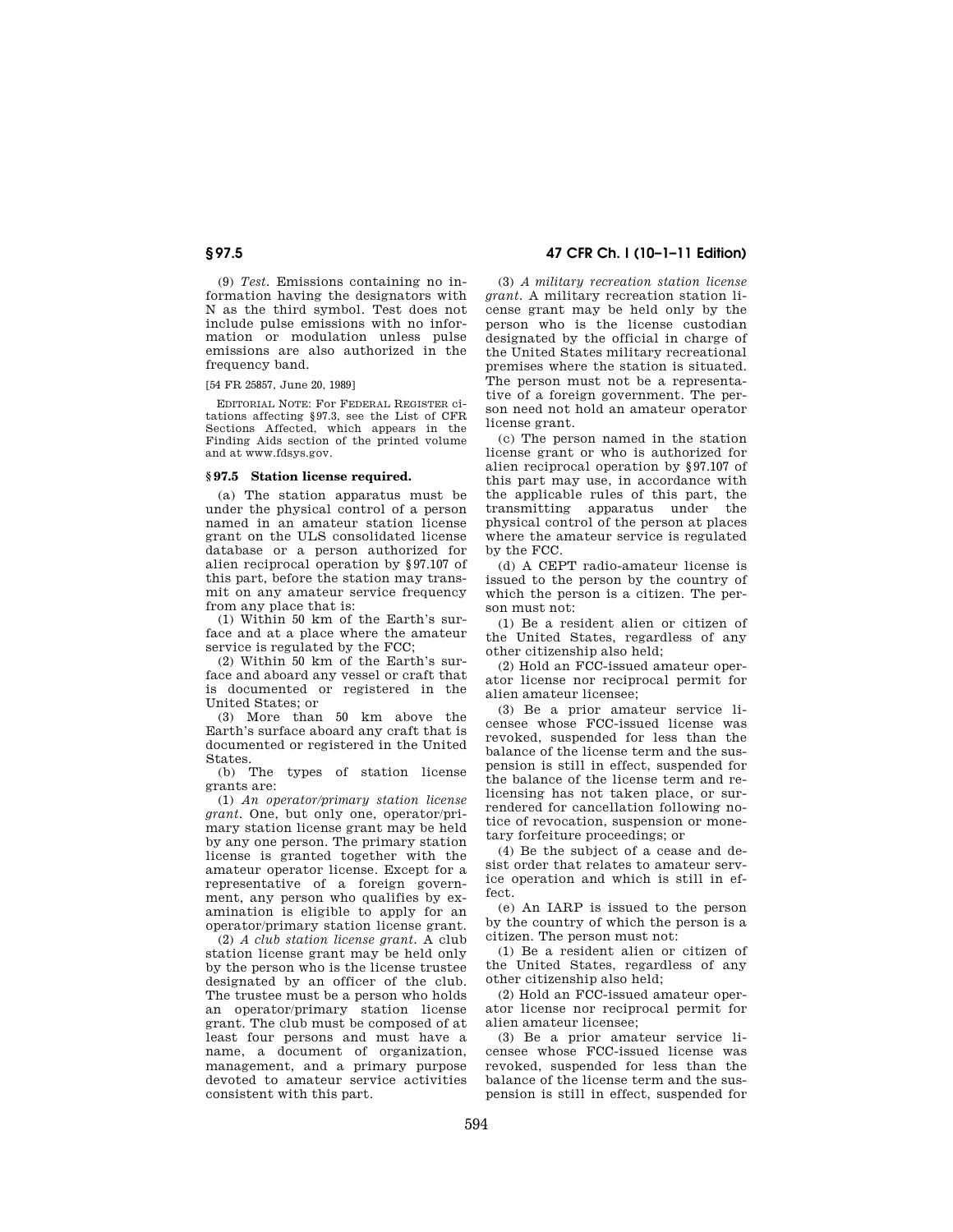(9) *Test.* Emissions containing no information having the designators with N as the third symbol. Test does not include pulse emissions with no information or modulation unless pulse emissions are also authorized in the frequency band.

[54 FR 25857, June 20, 1989]

EDITORIAL NOTE: For FEDERAL REGISTER citations affecting §97.3, see the List of CFR Sections Affected, which appears in the Finding Aids section of the printed volume and at www.fdsys.gov.

### § 97.5 Station license required.

(a) The station apparatus must be under the physical control of a person named in an amateur station license grant on the ULS consolidated license database or a person authorized for alien reciprocal operation by §97.107 of this part, before the station may transmit on any amateur service frequency from any place that is:

(1) Within 50 km of the Earth's surface and at a place where the amateur service is regulated by the FCC;

(2) Within 50 km of the Earth's surface and aboard any vessel or craft that is documented or registered in the United States; or

(3) More than 50 km above the Earth's surface aboard any craft that is documented or registered in the United States.

(b) The types of station license grants are:

(1) *An operator/primary station license grant.* One, but only one, operator/primary station license grant may be held by any one person. The primary station license is granted together with the amateur operator license. Except for a representative of a foreign government, any person who qualifies by examination is eligible to apply for an operator/primary station license grant.

(2) *A club station license grant.* A club station license grant may be held only by the person who is the license trustee designated by an officer of the club. The trustee must be a person who holds an operator/primary station license grant. The club must be composed of at least four persons and must have a name, a document of organization, management, and a primary purpose devoted to amateur service activities consistent with this part.

(3) *A military recreation station license grant.* A military recreation station license grant may be held only by the person who is the license custodian designated by the official in charge of the United States military recreational premises where the station is situated. The person must not be a representative of a foreign government. The person need not hold an amateur operator license grant.

(c) The person named in the station license grant or who is authorized for alien reciprocal operation by §97.107 of this part may use, in accordance with the applicable rules of this part, the transmitting apparatus under the physical control of the person at places where the amateur service is regulated by the FCC.

(d) A CEPT radio-amateur license is issued to the person by the country of which the person is a citizen. The person must not:

(1) Be a resident alien or citizen of the United States, regardless of any other citizenship also held;

(2) Hold an FCC-issued amateur operator license nor reciprocal permit for alien amateur licensee;

(3) Be a prior amateur service licensee whose FCC-issued license was revoked, suspended for less than the balance of the license term and the suspension is still in effect, suspended for the balance of the license term and relicensing has not taken place, or surrendered for cancellation following notice of revocation, suspension or monetary forfeiture proceedings; or

(4) Be the subject of a cease and desist order that relates to amateur service operation and which is still in effect.

(e) An IARP is issued to the person by the country of which the person is a citizen. The person must not:

(1) Be a resident alien or citizen of the United States, regardless of any other citizenship also held;

(2) Hold an FCC-issued amateur operator license nor reciprocal permit for alien amateur licensee;

(3) Be a prior amateur service licensee whose FCC-issued license was revoked, suspended for less than the balance of the license term and the suspension is still in effect, suspended for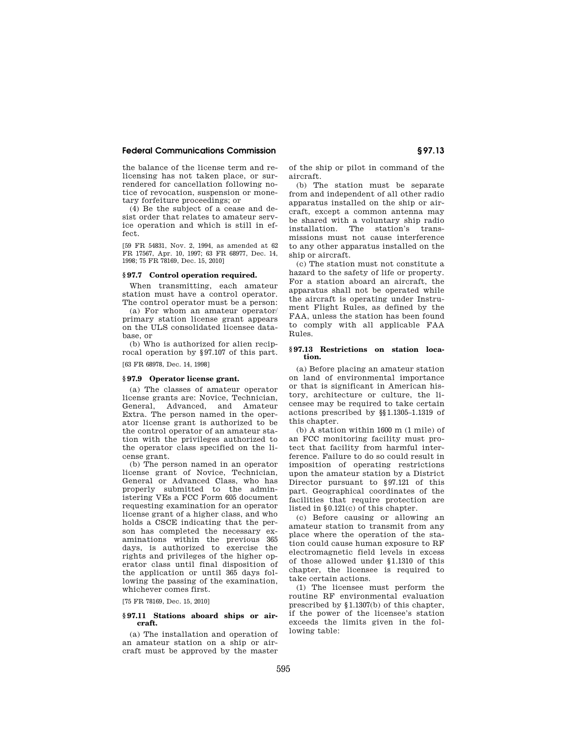the balance of the license term and relicensing has not taken place, or surrendered for cancellation following notice of revocation, suspension or monetary forfeiture proceedings; or

(4) Be the subject of a cease and desist order that relates to amateur service operation and which is still in effect.

[59 FR 54831, Nov. 2, 1994, as amended at 62 FR 17567, Apr. 10, 1997; 63 FR 68977, Dec. 14, 1998; 75 FR 78169, Dec. 15, 2010]

### § 97.7 Control operation required.

When transmitting, each amateur station must have a control operator. The control operator must be a person:

(a) For whom an amateur operator/primary station license grant appears on the ULS consolidated licensee database, or

(b) Who is authorized for alien reciprocal operation by § 97.107 of this part.

[63 FR 68978, Dec. 14, 1998]

### § 97.9 Operator license grant.

(a) The classes of amateur operator license grants are: Novice, Technician, General, Advanced, and Amateur Extra. The person named in the operator license grant is authorized to be the control operator of an amateur station with the privileges authorized to the operator class specified on the license grant.

(b) The person named in an operator license grant of Novice, Technician, General or Advanced Class, who has properly submitted to the administering VEs a FCC Form 605 document requesting examination for an operator license grant of a higher class, and who holds a CSCE indicating that the person has completed the necessary examinations within the previous 365 days, is authorized to exercise the rights and privileges of the higher operator class until final disposition of the application or until 365 days following the passing of the examination, whichever comes first.

[75 FR 78169, Dec. 15, 2010]

### § 97.11 Stations aboard ships or aircraft.

(a) The installation and operation of an amateur station on a ship or aircraft must be approved by the master of the ship or pilot in command of the aircraft.

(b) The station must be separate from and independent of all other radio apparatus installed on the ship or aircraft, except a common antenna may be shared with a voluntary ship radio installation. The station's transmissions must not cause interference to any other apparatus installed on the ship or aircraft.

(c) The station must not constitute a hazard to the safety of life or property. For a station aboard an aircraft, the apparatus shall not be operated while the aircraft is operating under Instrument Flight Rules, as defined by the FAA, unless the station has been found to comply with all applicable FAA Rules.

### § 97.13 Restrictions on station location.

(a) Before placing an amateur station on land of environmental importance or that is significant in American history, architecture or culture, the licensee may be required to take certain actions prescribed by §§ 1.1305–1.1319 of this chapter.

(b) A station within 1600 m (1 mile) of an FCC monitoring facility must protect that facility from harmful interference. Failure to do so could result in imposition of operating restrictions upon the amateur station by a District Director pursuant to § 97.121 of this part. Geographical coordinates of the facilities that require protection are listed in § 0.121(c) of this chapter.

(c) Before causing or allowing an amateur station to transmit from any place where the operation of the station could cause human exposure to RF electromagnetic field levels in excess of those allowed under § 1.1310 of this chapter, the licensee is required to take certain actions.

(1) The licensee must perform the routine RF environmental evaluation prescribed by § 1.1307(b) of this chapter, if the power of the licensee's station exceeds the limits given in the following table: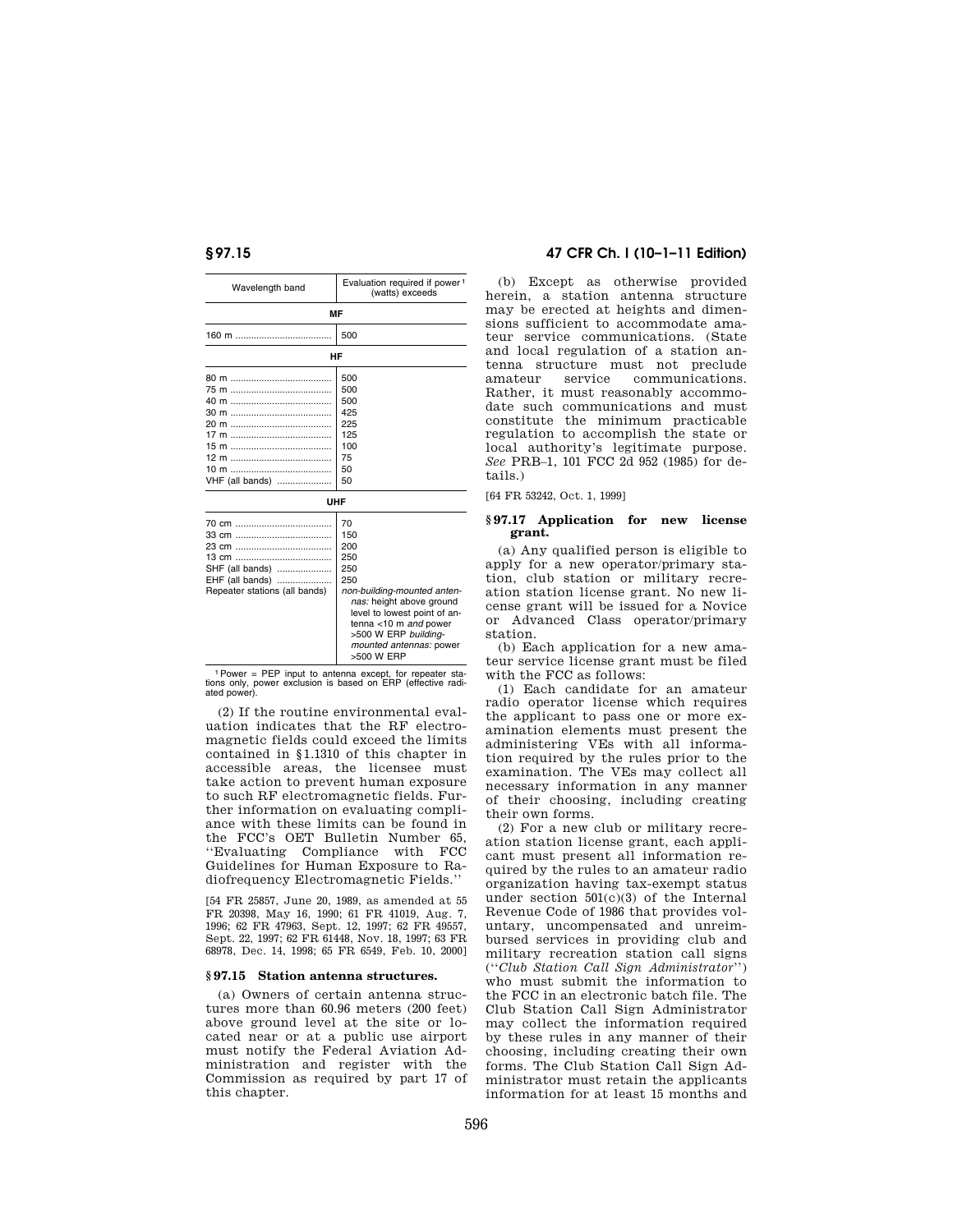| Wavelength band | Evaluation required if power [1] (watts) exceeds |
| --- | --- |
| **MF** | |
| 160 m | 500 |
| **HF** | |
| 80 m | 500 |
| 75 m | 500 |
| 40 m | 500 |
| 30 m | 425 |
| 20 m | 225 |
| 17 m | 125 |
| 15 m | 100 |
| 12 m | 75 |
| 10 m | 50 |
| VHF (all bands) | 50 |
| **UHF** | |
| 70 cm | 70 |
| 33 cm | 150 |
| 23 cm | 200 |
| 13 cm | 250 |
| SHF (all bands) | 250 |
| EHF (all bands) | 250 |
| Repeater stations (all bands) | *non-building-mounted antennas:* height above ground level to lowest point of antenna <10 m *and* power >500 W ERP *building-mounted antennas:* power >500 W ERP |

[1] Power = PEP input to antenna except, for repeater stations only, power exclusion is based on ERP (effective radiated power).

(2) If the routine environmental evaluation indicates that the RF electromagnetic fields could exceed the limits contained in §1.1310 of this chapter in accessible areas, the licensee must take action to prevent human exposure to such RF electromagnetic fields. Further information on evaluating compliance with these limits can be found in the FCC's OET Bulletin Number 65, ''Evaluating Compliance with FCC Guidelines for Human Exposure to Radiofrequency Electromagnetic Fields.''

[54 FR 25857, June 20, 1989, as amended at 55 FR 20398, May 16, 1990; 61 FR 41019, Aug. 7, 1996; 62 FR 47963, Sept. 12, 1997; 62 FR 49557, Sept. 22, 1997; 62 FR 61448, Nov. 18, 1997; 63 FR 68978, Dec. 14, 1998; 65 FR 6549, Feb. 10, 2000]

### § 97.15 Station antenna structures.

(a) Owners of certain antenna structures more than 60.96 meters (200 feet) above ground level at the site or located near or at a public use airport must notify the Federal Aviation Administration and register with the Commission as required by part 17 of this chapter.

(b) Except as otherwise provided herein, a station antenna structure may be erected at heights and dimensions sufficient to accommodate amateur service communications. (State and local regulation of a station antenna structure must not preclude amateur service communications. Rather, it must reasonably accommodate such communications and must constitute the minimum practicable regulation to accomplish the state or local authority's legitimate purpose. *See* PRB–1, 101 FCC 2d 952 (1985) for details.)

[64 FR 53242, Oct. 1, 1999]

### § 97.17 Application for new license grant.

(a) Any qualified person is eligible to apply for a new operator/primary station, club station or military recreation station license grant. No new license grant will be issued for a Novice or Advanced Class operator/primary station.

(b) Each application for a new amateur service license grant must be filed with the FCC as follows:

(1) Each candidate for an amateur radio operator license which requires the applicant to pass one or more examination elements must present the administering VEs with all information required by the rules prior to the examination. The VEs may collect all necessary information in any manner of their choosing, including creating their own forms.

(2) For a new club or military recreation station license grant, each applicant must present all information required by the rules to an amateur radio organization having tax-exempt status under section 501(c)(3) of the Internal Revenue Code of 1986 that provides voluntary, uncompensated and unreimbursed services in providing club and military recreation station call signs (''*Club Station Call Sign Administrator*'') who must submit the information to the FCC in an electronic batch file. The Club Station Call Sign Administrator may collect the information required by these rules in any manner of their choosing, including creating their own forms. The Club Station Call Sign Administrator must retain the applicants information for at least 15 months and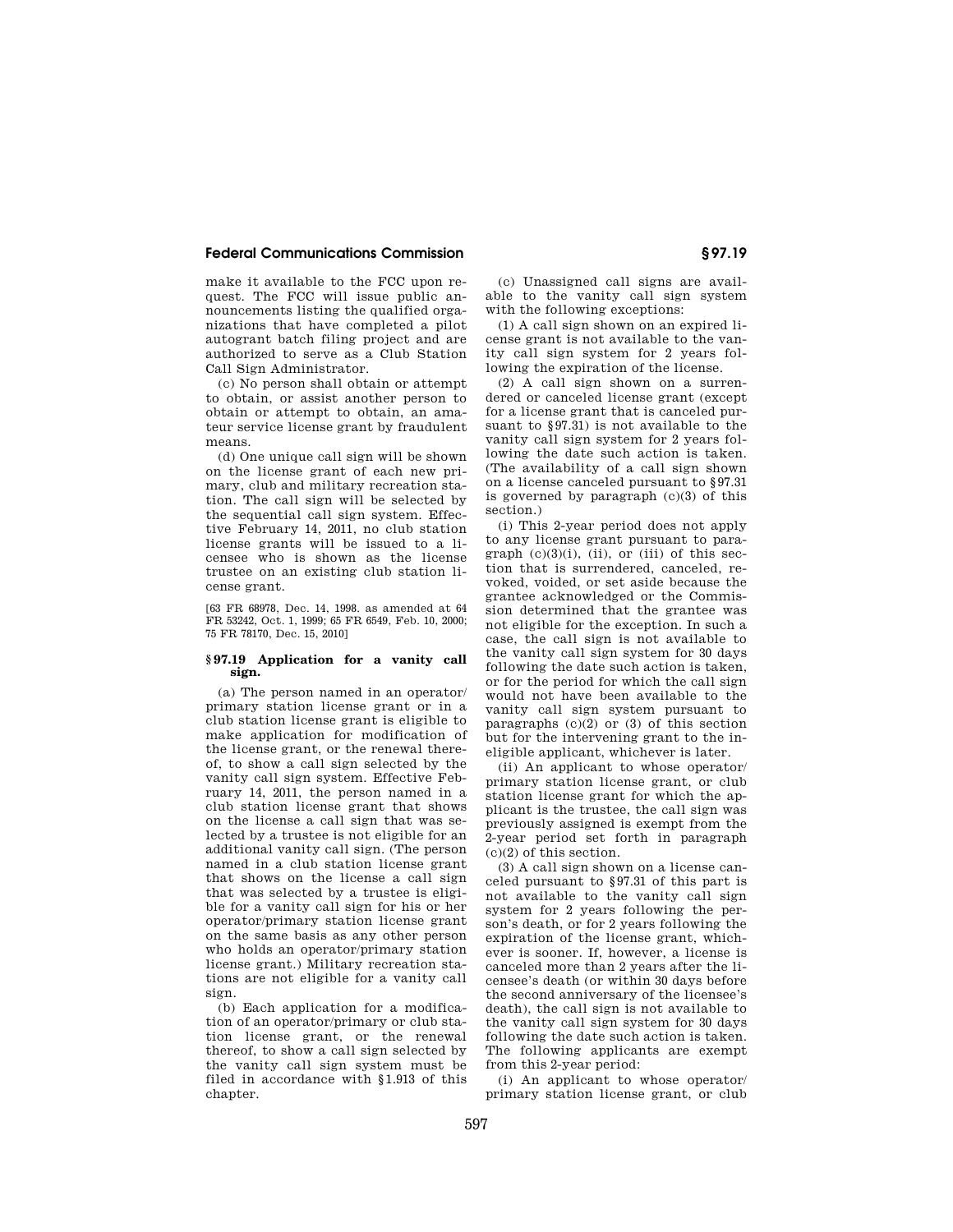make it available to the FCC upon request. The FCC will issue public announcements listing the qualified organizations that have completed a pilot autogrant batch filing project and are authorized to serve as a Club Station Call Sign Administrator.

(c) No person shall obtain or attempt to obtain, or assist another person to obtain or attempt to obtain, an amateur service license grant by fraudulent means.

(d) One unique call sign will be shown on the license grant of each new primary, club and military recreation station. The call sign will be selected by the sequential call sign system. Effective February 14, 2011, no club station license grants will be issued to a licensee who is shown as the license trustee on an existing club station license grant.

[63 FR 68978, Dec. 14, 1998. as amended at 64 FR 53242, Oct. 1, 1999; 65 FR 6549, Feb. 10, 2000; 75 FR 78170, Dec. 15, 2010]

## § 97.19 Application for a vanity call sign.

(a) The person named in an operator/primary station license grant or in a club station license grant is eligible to make application for modification of the license grant, or the renewal thereof, to show a call sign selected by the vanity call sign system. Effective February 14, 2011, the person named in a club station license grant that shows on the license a call sign that was selected by a trustee is not eligible for an additional vanity call sign. (The person named in a club station license grant that shows on the license a call sign that was selected by a trustee is eligible for a vanity call sign for his or her operator/primary station license grant on the same basis as any other person who holds an operator/primary station license grant.) Military recreation stations are not eligible for a vanity call sign.

(b) Each application for a modification of an operator/primary or club station license grant, or the renewal thereof, to show a call sign selected by the vanity call sign system must be filed in accordance with §1.913 of this chapter.

(c) Unassigned call signs are available to the vanity call sign system with the following exceptions:

(1) A call sign shown on an expired license grant is not available to the vanity call sign system for 2 years following the expiration of the license.

(2) A call sign shown on a surrendered or canceled license grant (except for a license grant that is canceled pursuant to §97.31) is not available to the vanity call sign system for 2 years following the date such action is taken. (The availability of a call sign shown on a license canceled pursuant to §97.31 is governed by paragraph (c)(3) of this section.)

(i) This 2-year period does not apply to any license grant pursuant to paragraph (c)(3)(i), (ii), or (iii) of this section that is surrendered, canceled, revoked, voided, or set aside because the grantee acknowledged or the Commission determined that the grantee was not eligible for the exception. In such a case, the call sign is not available to the vanity call sign system for 30 days following the date such action is taken, or for the period for which the call sign would not have been available to the vanity call sign system pursuant to paragraphs (c)(2) or (3) of this section but for the intervening grant to the ineligible applicant, whichever is later.

(ii) An applicant to whose operator/primary station license grant, or club station license grant for which the applicant is the trustee, the call sign was previously assigned is exempt from the 2-year period set forth in paragraph (c)(2) of this section.

(3) A call sign shown on a license canceled pursuant to §97.31 of this part is not available to the vanity call sign system for 2 years following the person's death, or for 2 years following the expiration of the license grant, whichever is sooner. If, however, a license is canceled more than 2 years after the licensee's death (or within 30 days before the second anniversary of the licensee's death), the call sign is not available to the vanity call sign system for 30 days following the date such action is taken. The following applicants are exempt from this 2-year period:

(i) An applicant to whose operator/primary station license grant, or club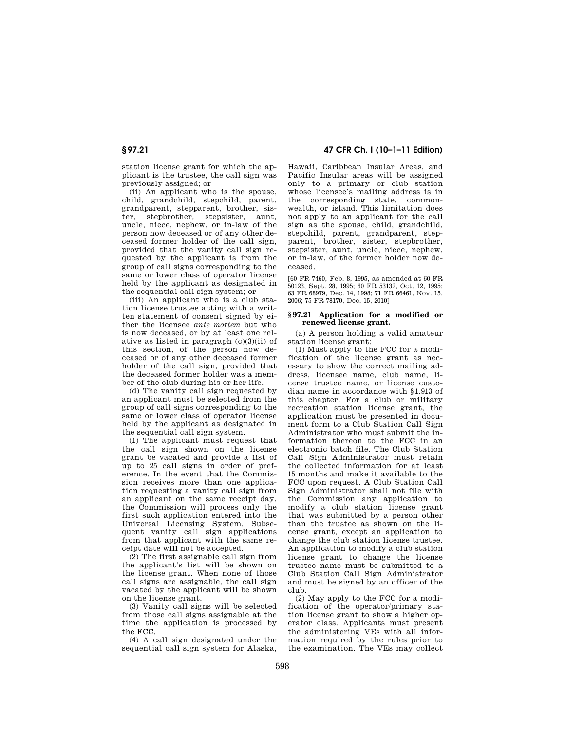station license grant for which the applicant is the trustee, the call sign was previously assigned; or

(ii) An applicant who is the spouse, child, grandchild, stepchild, parent, grandparent, stepparent, brother, sister, stepbrother, stepsister, aunt, uncle, niece, nephew, or in-law of the person now deceased or of any other deceased former holder of the call sign, provided that the vanity call sign requested by the applicant is from the group of call signs corresponding to the same or lower class of operator license held by the applicant as designated in the sequential call sign system; or

(iii) An applicant who is a club station license trustee acting with a written statement of consent signed by either the licensee *ante mortem* but who is now deceased, or by at least one relative as listed in paragraph (c)(3)(ii) of this section, of the person now deceased or of any other deceased former holder of the call sign, provided that the deceased former holder was a member of the club during his or her life.

(d) The vanity call sign requested by an applicant must be selected from the group of call signs corresponding to the same or lower class of operator license held by the applicant as designated in the sequential call sign system.

(1) The applicant must request that the call sign shown on the license grant be vacated and provide a list of up to 25 call signs in order of preference. In the event that the Commission receives more than one application requesting a vanity call sign from an applicant on the same receipt day, the Commission will process only the first such application entered into the Universal Licensing System. Subsequent vanity call sign applications from that applicant with the same receipt date will not be accepted.

(2) The first assignable call sign from the applicant's list will be shown on the license grant. When none of those call signs are assignable, the call sign vacated by the applicant will be shown on the license grant.

(3) Vanity call signs will be selected from those call signs assignable at the time the application is processed by the FCC.

(4) A call sign designated under the sequential call sign system for Alaska, Hawaii, Caribbean Insular Areas, and Pacific Insular areas will be assigned only to a primary or club station whose licensee's mailing address is in the corresponding state, commonwealth, or island. This limitation does not apply to an applicant for the call sign as the spouse, child, grandchild, stepchild, parent, grandparent, stepparent, brother, sister, stepbrother, stepsister, aunt, uncle, niece, nephew, or in-law, of the former holder now deceased.

[60 FR 7460, Feb. 8, 1995, as amended at 60 FR 50123, Sept. 28, 1995; 60 FR 53132, Oct. 12, 1995; 63 FR 68979, Dec. 14, 1998; 71 FR 66461, Nov. 15, 2006; 75 FR 78170, Dec. 15, 2010]

## § 97.21 Application for a modified or renewed license grant.

(a) A person holding a valid amateur station license grant:

(1) Must apply to the FCC for a modification of the license grant as necessary to show the correct mailing address, licensee name, club name, license trustee name, or license custodian name in accordance with §1.913 of this chapter. For a club or military recreation station license grant, the application must be presented in document form to a Club Station Call Sign Administrator who must submit the information thereon to the FCC in an electronic batch file. The Club Station Call Sign Administrator must retain the collected information for at least 15 months and make it available to the FCC upon request. A Club Station Call Sign Administrator shall not file with the Commission any application to modify a club station license grant that was submitted by a person other than the trustee as shown on the license grant, except an application to change the club station license trustee. An application to modify a club station license grant to change the license trustee name must be submitted to a Club Station Call Sign Administrator and must be signed by an officer of the club.

(2) May apply to the FCC for a modification of the operator/primary station license grant to show a higher operator class. Applicants must present the administering VEs with all information required by the rules prior to the examination. The VEs may collect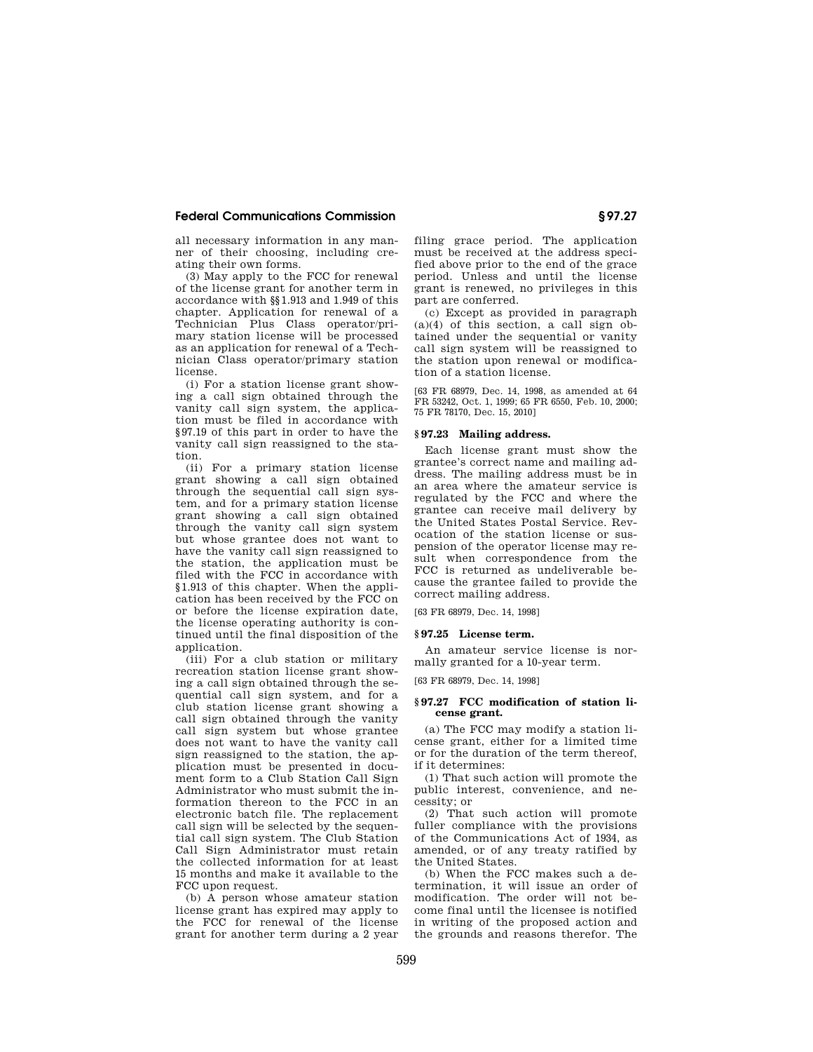all necessary information in any manner of their choosing, including creating their own forms.

(3) May apply to the FCC for renewal of the license grant for another term in accordance with §§1.913 and 1.949 of this chapter. Application for renewal of a Technician Plus Class operator/primary station license will be processed as an application for renewal of a Technician Class operator/primary station license.

(i) For a station license grant showing a call sign obtained through the vanity call sign system, the application must be filed in accordance with §97.19 of this part in order to have the vanity call sign reassigned to the station.

(ii) For a primary station license grant showing a call sign obtained through the sequential call sign system, and for a primary station license grant showing a call sign obtained through the vanity call sign system but whose grantee does not want to have the vanity call sign reassigned to the station, the application must be filed with the FCC in accordance with §1.913 of this chapter. When the application has been received by the FCC on or before the license expiration date, the license operating authority is continued until the final disposition of the application.

(iii) For a club station or military recreation station license grant showing a call sign obtained through the sequential call sign system, and for a club station license grant showing a call sign obtained through the vanity call sign system but whose grantee does not want to have the vanity call sign reassigned to the station, the application must be presented in document form to a Club Station Call Sign Administrator who must submit the information thereon to the FCC in an electronic batch file. The replacement call sign will be selected by the sequential call sign system. The Club Station Call Sign Administrator must retain the collected information for at least 15 months and make it available to the FCC upon request.

(b) A person whose amateur station license grant has expired may apply to the FCC for renewal of the license grant for another term during a 2 year filing grace period. The application must be received at the address specified above prior to the end of the grace period. Unless and until the license grant is renewed, no privileges in this part are conferred.

(c) Except as provided in paragraph (a)(4) of this section, a call sign obtained under the sequential or vanity call sign system will be reassigned to the station upon renewal or modification of a station license.

[63 FR 68979, Dec. 14, 1998, as amended at 64 FR 53242, Oct. 1, 1999; 65 FR 6550, Feb. 10, 2000; 75 FR 78170, Dec. 15, 2010]

### § 97.23 Mailing address.

Each license grant must show the grantee's correct name and mailing address. The mailing address must be in an area where the amateur service is regulated by the FCC and where the grantee can receive mail delivery by the United States Postal Service. Revocation of the station license or suspension of the operator license may result when correspondence from the FCC is returned as undeliverable because the grantee failed to provide the correct mailing address.

[63 FR 68979, Dec. 14, 1998]

### § 97.25 License term.

An amateur service license is normally granted for a 10-year term.

[63 FR 68979, Dec. 14, 1998]

### § 97.27 FCC modification of station license grant.

(a) The FCC may modify a station license grant, either for a limited time or for the duration of the term thereof, if it determines:

(1) That such action will promote the public interest, convenience, and necessity; or

(2) That such action will promote fuller compliance with the provisions of the Communications Act of 1934, as amended, or of any treaty ratified by the United States.

(b) When the FCC makes such a determination, it will issue an order of modification. The order will not become final until the licensee is notified in writing of the proposed action and the grounds and reasons therefor. The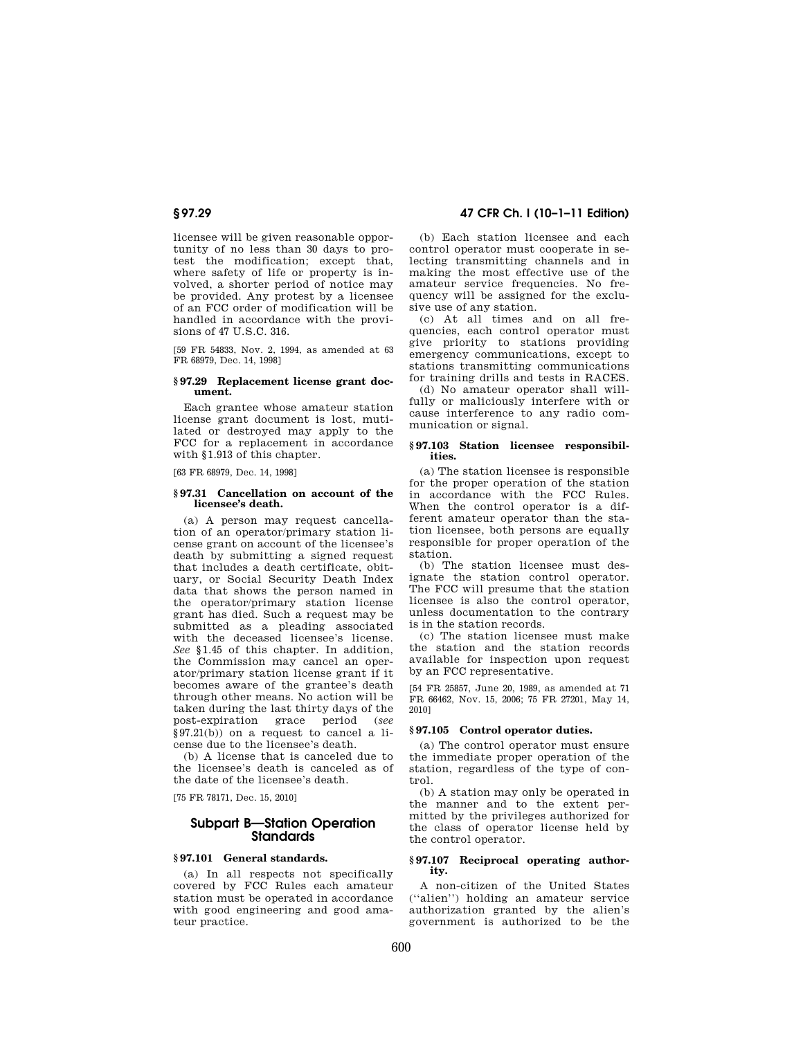licensee will be given reasonable opportunity of no less than 30 days to protest the modification; except that, where safety of life or property is involved, a shorter period of notice may be provided. Any protest by a licensee of an FCC order of modification will be handled in accordance with the provisions of 47 U.S.C. 316.

[59 FR 54833, Nov. 2, 1994, as amended at 63 FR 68979, Dec. 14, 1998]

#### § 97.29 Replacement license grant document.

Each grantee whose amateur station license grant document is lost, mutilated or destroyed may apply to the FCC for a replacement in accordance with §1.913 of this chapter.

[63 FR 68979, Dec. 14, 1998]

#### § 97.31 Cancellation on account of the licensee's death.

(a) A person may request cancellation of an operator/primary station license grant on account of the licensee's death by submitting a signed request that includes a death certificate, obituary, or Social Security Death Index data that shows the person named in the operator/primary station license grant has died. Such a request may be submitted as a pleading associated with the deceased licensee's license. *See* §1.45 of this chapter. In addition, the Commission may cancel an operator/primary station license grant if it becomes aware of the grantee's death through other means. No action will be taken during the last thirty days of the post-expiration grace period (*see* §97.21(b)) on a request to cancel a license due to the licensee's death.

(b) A license that is canceled due to the licensee's death is canceled as of the date of the licensee's death.

[75 FR 78171, Dec. 15, 2010]

## Subpart B—Station Operation Standards

#### § 97.101 General standards.

(a) In all respects not specifically covered by FCC Rules each amateur station must be operated in accordance with good engineering and good amateur practice.

(b) Each station licensee and each control operator must cooperate in selecting transmitting channels and in making the most effective use of the amateur service frequencies. No frequency will be assigned for the exclusive use of any station.

(c) At all times and on all frequencies, each control operator must give priority to stations providing emergency communications, except to stations transmitting communications for training drills and tests in RACES.

(d) No amateur operator shall willfully or maliciously interfere with or cause interference to any radio communication or signal.

#### § 97.103 Station licensee responsibilities.

(a) The station licensee is responsible for the proper operation of the station in accordance with the FCC Rules. When the control operator is a different amateur operator than the station licensee, both persons are equally responsible for proper operation of the station.

(b) The station licensee must designate the station control operator. The FCC will presume that the station licensee is also the control operator, unless documentation to the contrary is in the station records.

(c) The station licensee must make the station and the station records available for inspection upon request by an FCC representative.

[54 FR 25857, June 20, 1989, as amended at 71 FR 66462, Nov. 15, 2006; 75 FR 27201, May 14, 2010]

#### § 97.105 Control operator duties.

(a) The control operator must ensure the immediate proper operation of the station, regardless of the type of control.

(b) A station may only be operated in the manner and to the extent permitted by the privileges authorized for the class of operator license held by the control operator.

#### § 97.107 Reciprocal operating authority.

A non-citizen of the United States (''alien'') holding an amateur service authorization granted by the alien's government is authorized to be the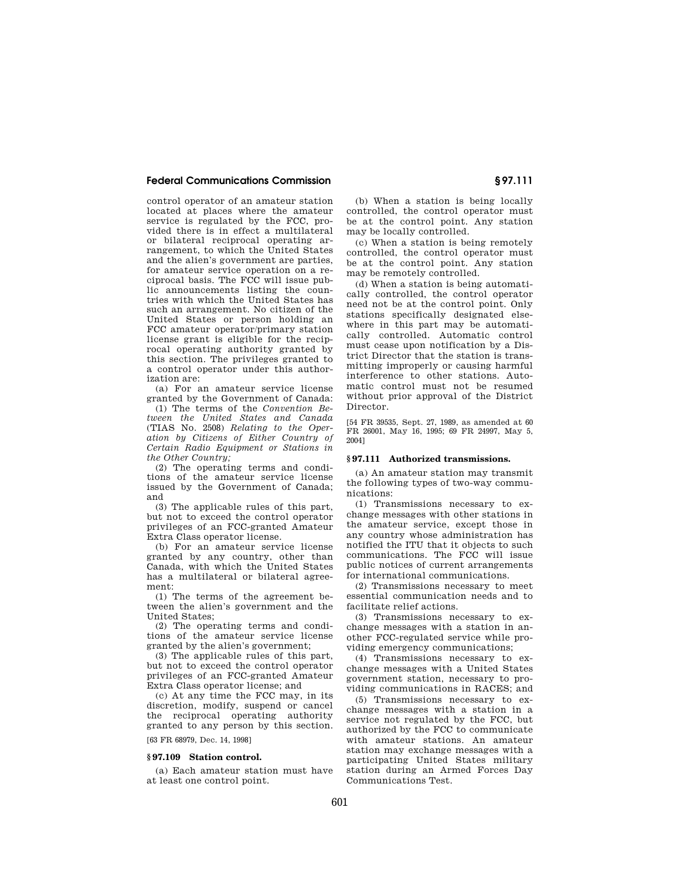control operator of an amateur station located at places where the amateur service is regulated by the FCC, provided there is in effect a multilateral or bilateral reciprocal operating arrangement, to which the United States and the alien's government are parties, for amateur service operation on a reciprocal basis. The FCC will issue public announcements listing the countries with which the United States has such an arrangement. No citizen of the United States or person holding an FCC amateur operator/primary station license grant is eligible for the reciprocal operating authority granted by this section. The privileges granted to a control operator under this authorization are:

(a) For an amateur service license granted by the Government of Canada:

(1) The terms of the *Convention Between the United States and Canada* (TIAS No. 2508) *Relating to the Operation by Citizens of Either Country of Certain Radio Equipment or Stations in the Other Country;*

(2) The operating terms and conditions of the amateur service license issued by the Government of Canada; and

(3) The applicable rules of this part, but not to exceed the control operator privileges of an FCC-granted Amateur Extra Class operator license.

(b) For an amateur service license granted by any country, other than Canada, with which the United States has a multilateral or bilateral agreement:

(1) The terms of the agreement between the alien's government and the United States;

(2) The operating terms and conditions of the amateur service license granted by the alien's government;

(3) The applicable rules of this part, but not to exceed the control operator privileges of an FCC-granted Amateur Extra Class operator license; and

(c) At any time the FCC may, in its discretion, modify, suspend or cancel the reciprocal operating authority granted to any person by this section.

[63 FR 68979, Dec. 14, 1998]

## § 97.109 Station control.

(a) Each amateur station must have at least one control point.

(b) When a station is being locally controlled, the control operator must be at the control point. Any station may be locally controlled.

(c) When a station is being remotely controlled, the control operator must be at the control point. Any station may be remotely controlled.

(d) When a station is being automatically controlled, the control operator need not be at the control point. Only stations specifically designated elsewhere in this part may be automatically controlled. Automatic control must cease upon notification by a District Director that the station is transmitting improperly or causing harmful interference to other stations. Automatic control must not be resumed without prior approval of the District Director.

[54 FR 39535, Sept. 27, 1989, as amended at 60 FR 26001, May 16, 1995; 69 FR 24997, May 5, 2004]

## § 97.111 Authorized transmissions.

(a) An amateur station may transmit the following types of two-way communications:

(1) Transmissions necessary to exchange messages with other stations in the amateur service, except those in any country whose administration has notified the ITU that it objects to such communications. The FCC will issue public notices of current arrangements for international communications.

(2) Transmissions necessary to meet essential communication needs and to facilitate relief actions.

(3) Transmissions necessary to exchange messages with a station in another FCC-regulated service while providing emergency communications;

(4) Transmissions necessary to exchange messages with a United States government station, necessary to providing communications in RACES; and

(5) Transmissions necessary to exchange messages with a station in a service not regulated by the FCC, but authorized by the FCC to communicate with amateur stations. An amateur station may exchange messages with a participating United States military station during an Armed Forces Day Communications Test.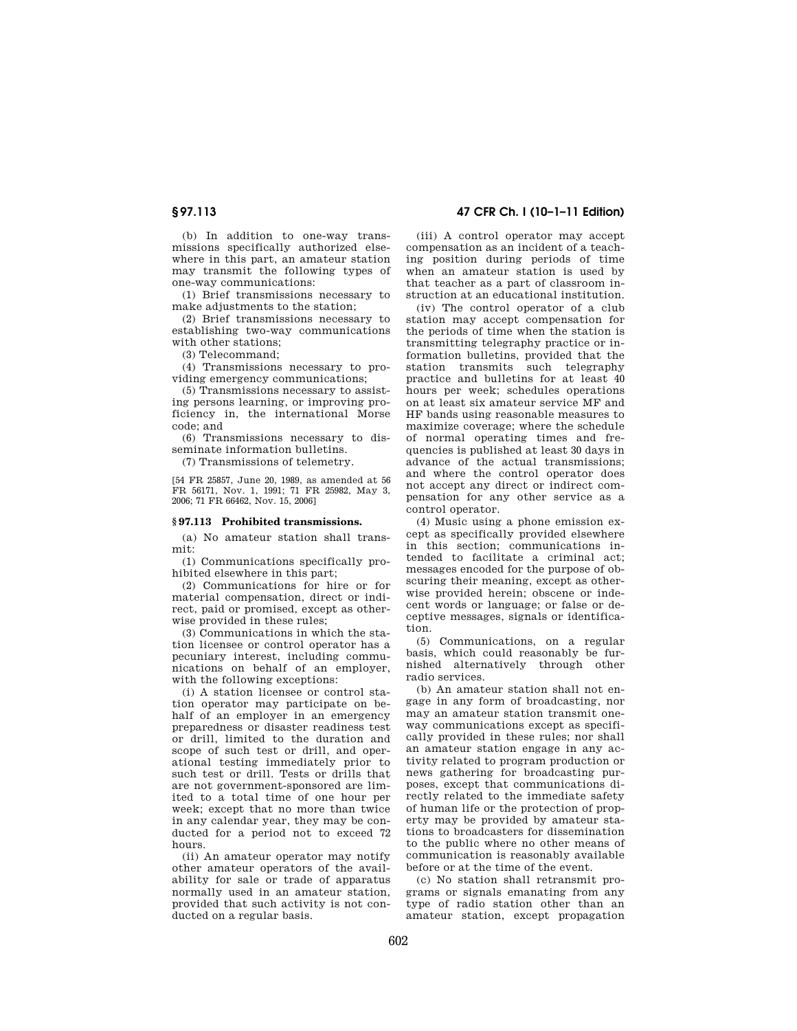(b) In addition to one-way transmissions specifically authorized elsewhere in this part, an amateur station may transmit the following types of one-way communications:

(1) Brief transmissions necessary to make adjustments to the station;

(2) Brief transmissions necessary to establishing two-way communications with other stations;

(3) Telecommand;

(4) Transmissions necessary to providing emergency communications;

(5) Transmissions necessary to assisting persons learning, or improving proficiency in, the international Morse code; and

(6) Transmissions necessary to disseminate information bulletins.

(7) Transmissions of telemetry.

[54 FR 25857, June 20, 1989, as amended at 56 FR 56171, Nov. 1, 1991; 71 FR 25982, May 3, 2006; 71 FR 66462, Nov. 15, 2006]

## § 97.113 Prohibited transmissions.

(a) No amateur station shall transmit:

(1) Communications specifically prohibited elsewhere in this part;

(2) Communications for hire or for material compensation, direct or indirect, paid or promised, except as otherwise provided in these rules;

(3) Communications in which the station licensee or control operator has a pecuniary interest, including communications on behalf of an employer, with the following exceptions:

(i) A station licensee or control station operator may participate on behalf of an employer in an emergency preparedness or disaster readiness test or drill, limited to the duration and scope of such test or drill, and operational testing immediately prior to such test or drill. Tests or drills that are not government-sponsored are limited to a total time of one hour per week; except that no more than twice in any calendar year, they may be conducted for a period not to exceed 72 hours.

(ii) An amateur operator may notify other amateur operators of the availability for sale or trade of apparatus normally used in an amateur station, provided that such activity is not conducted on a regular basis.

(iii) A control operator may accept compensation as an incident of a teaching position during periods of time when an amateur station is used by that teacher as a part of classroom instruction at an educational institution.

(iv) The control operator of a club station may accept compensation for the periods of time when the station is transmitting telegraphy practice or information bulletins, provided that the station transmits such telegraphy practice and bulletins for at least 40 hours per week; schedules operations on at least six amateur service MF and HF bands using reasonable measures to maximize coverage; where the schedule of normal operating times and frequencies is published at least 30 days in advance of the actual transmissions; and where the control operator does not accept any direct or indirect compensation for any other service as a control operator.

(4) Music using a phone emission except as specifically provided elsewhere in this section; communications intended to facilitate a criminal act; messages encoded for the purpose of obscuring their meaning, except as otherwise provided herein; obscene or indecent words or language; or false or deceptive messages, signals or identification.

(5) Communications, on a regular basis, which could reasonably be furnished alternatively through other radio services.

(b) An amateur station shall not engage in any form of broadcasting, nor may an amateur station transmit one-way communications except as specifically provided in these rules; nor shall an amateur station engage in any activity related to program production or news gathering for broadcasting purposes, except that communications directly related to the immediate safety of human life or the protection of property may be provided by amateur stations to broadcasters for dissemination to the public where no other means of communication is reasonably available before or at the time of the event.

(c) No station shall retransmit programs or signals emanating from any type of radio station other than an amateur station, except propagation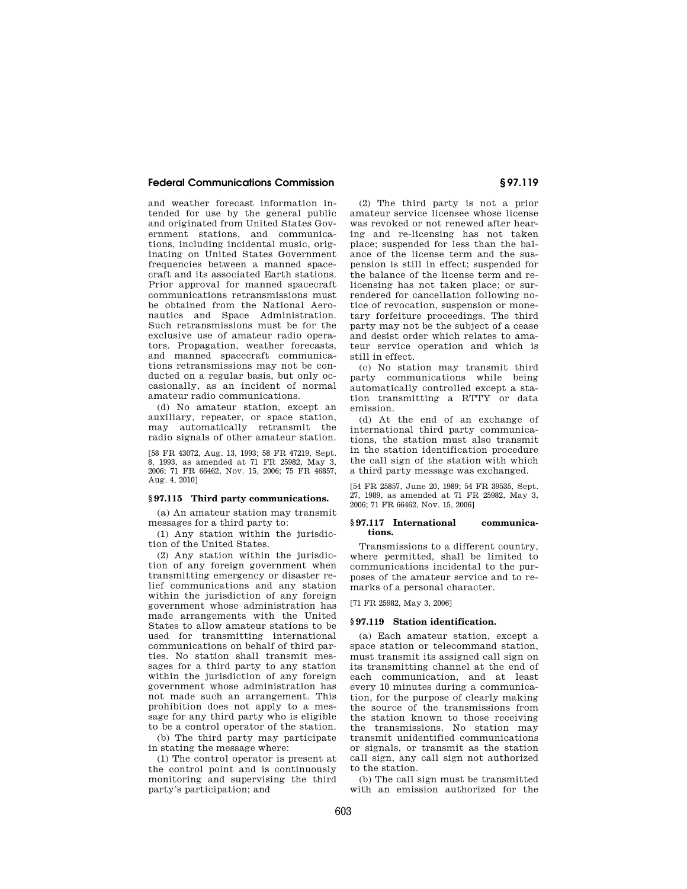and weather forecast information intended for use by the general public and originated from United States Government stations, and communications, including incidental music, originating on United States Government frequencies between a manned spacecraft and its associated Earth stations. Prior approval for manned spacecraft communications retransmissions must be obtained from the National Aeronautics and Space Administration. Such retransmissions must be for the exclusive use of amateur radio operators. Propagation, weather forecasts, and manned spacecraft communications retransmissions may not be conducted on a regular basis, but only occasionally, as an incident of normal amateur radio communications.

(d) No amateur station, except an auxiliary, repeater, or space station, may automatically retransmit the radio signals of other amateur station.

[58 FR 43072, Aug. 13, 1993; 58 FR 47219, Sept. 8, 1993, as amended at 71 FR 25982, May 3, 2006; 71 FR 66462, Nov. 15, 2006; 75 FR 46857, Aug. 4, 2010]

## § 97.115 Third party communications.

(a) An amateur station may transmit messages for a third party to:

(1) Any station within the jurisdiction of the United States.

(2) Any station within the jurisdiction of any foreign government when transmitting emergency or disaster relief communications and any station within the jurisdiction of any foreign government whose administration has made arrangements with the United States to allow amateur stations to be used for transmitting international communications on behalf of third parties. No station shall transmit messages for a third party to any station within the jurisdiction of any foreign government whose administration has not made such an arrangement. This prohibition does not apply to a message for any third party who is eligible to be a control operator of the station.

(b) The third party may participate in stating the message where:

(1) The control operator is present at the control point and is continuously monitoring and supervising the third party's participation; and

(2) The third party is not a prior amateur service licensee whose license was revoked or not renewed after hearing and re-licensing has not taken place; suspended for less than the balance of the license term and the suspension is still in effect; suspended for the balance of the license term and re-licensing has not taken place; or surrendered for cancellation following notice of revocation, suspension or monetary forfeiture proceedings. The third party may not be the subject of a cease and desist order which relates to amateur service operation and which is still in effect.

(c) No station may transmit third party communications while being automatically controlled except a station transmitting a RTTY or data emission.

(d) At the end of an exchange of international third party communications, the station must also transmit in the station identification procedure the call sign of the station with which a third party message was exchanged.

[54 FR 25857, June 20, 1989; 54 FR 39535, Sept. 27, 1989, as amended at 71 FR 25982, May 3, 2006; 71 FR 66462, Nov. 15, 2006]

## § 97.117 International communications.

Transmissions to a different country, where permitted, shall be limited to communications incidental to the purposes of the amateur service and to remarks of a personal character.

[71 FR 25982, May 3, 2006]

## § 97.119 Station identification.

(a) Each amateur station, except a space station or telecommand station, must transmit its assigned call sign on its transmitting channel at the end of each communication, and at least every 10 minutes during a communication, for the purpose of clearly making the source of the transmissions from the station known to those receiving the transmissions. No station may transmit unidentified communications or signals, or transmit as the station call sign, any call sign not authorized to the station.

(b) The call sign must be transmitted with an emission authorized for the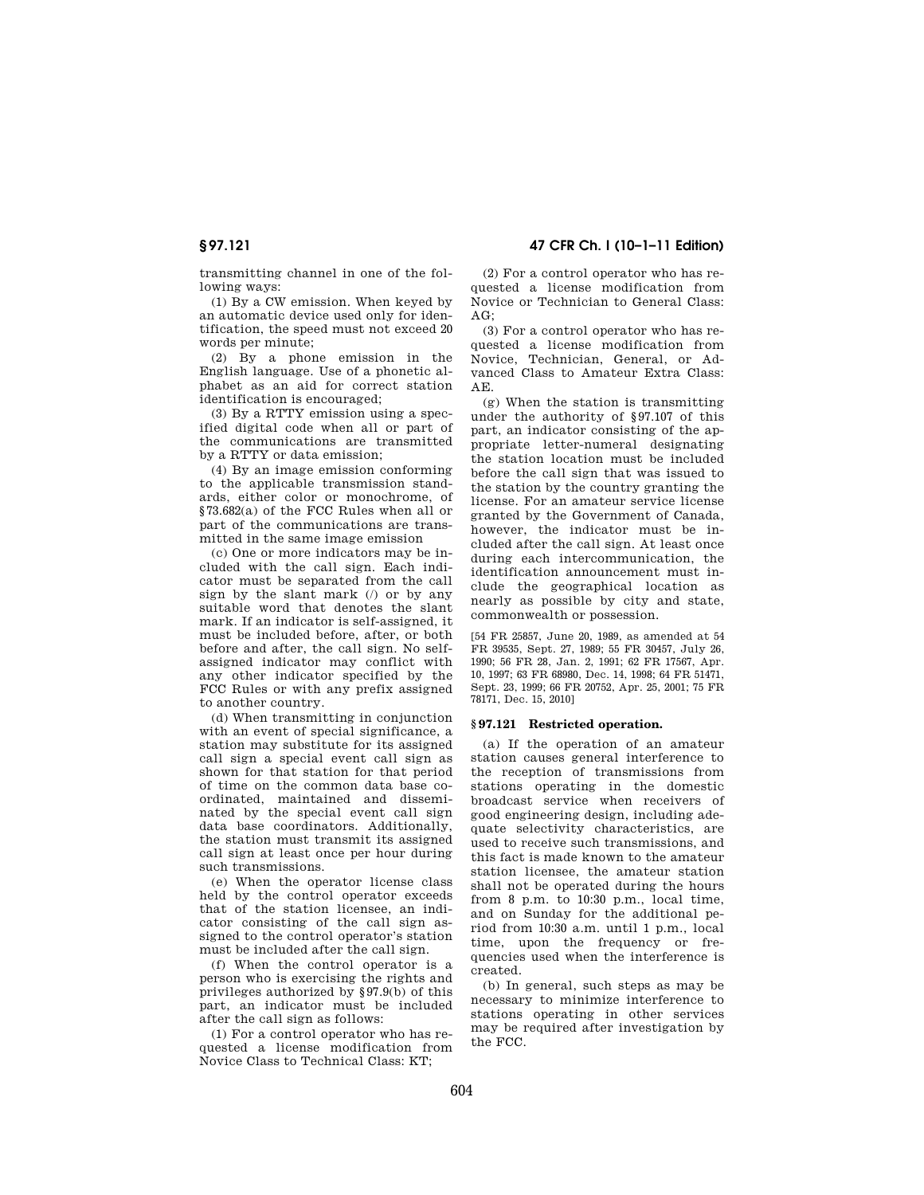transmitting channel in one of the following ways:

(1) By a CW emission. When keyed by an automatic device used only for identification, the speed must not exceed 20 words per minute;

(2) By a phone emission in the English language. Use of a phonetic alphabet as an aid for correct station identification is encouraged;

(3) By a RTTY emission using a specified digital code when all or part of the communications are transmitted by a RTTY or data emission;

(4) By an image emission conforming to the applicable transmission standards, either color or monochrome, of §73.682(a) of the FCC Rules when all or part of the communications are transmitted in the same image emission

(c) One or more indicators may be included with the call sign. Each indicator must be separated from the call sign by the slant mark (/) or by any suitable word that denotes the slant mark. If an indicator is self-assigned, it must be included before, after, or both before and after, the call sign. No self-assigned indicator may conflict with any other indicator specified by the FCC Rules or with any prefix assigned to another country.

(d) When transmitting in conjunction with an event of special significance, a station may substitute for its assigned call sign a special event call sign as shown for that station for that period of time on the common data base coordinated, maintained and disseminated by the special event call sign data base coordinators. Additionally, the station must transmit its assigned call sign at least once per hour during such transmissions.

(e) When the operator license class held by the control operator exceeds that of the station licensee, an indicator consisting of the call sign assigned to the control operator's station must be included after the call sign.

(f) When the control operator is a person who is exercising the rights and privileges authorized by §97.9(b) of this part, an indicator must be included after the call sign as follows:

(1) For a control operator who has requested a license modification from Novice Class to Technical Class: KT;

(2) For a control operator who has requested a license modification from Novice or Technician to General Class: AG;

(3) For a control operator who has requested a license modification from Novice, Technician, General, or Advanced Class to Amateur Extra Class: AE.

(g) When the station is transmitting under the authority of §97.107 of this part, an indicator consisting of the appropriate letter-numeral designating the station location must be included before the call sign that was issued to the station by the country granting the license. For an amateur service license granted by the Government of Canada, however, the indicator must be included after the call sign. At least once during each intercommunication, the identification announcement must include the geographical location as nearly as possible by city and state, commonwealth or possession.

[54 FR 25857, June 20, 1989, as amended at 54 FR 39535, Sept. 27, 1989; 55 FR 30457, July 26, 1990; 56 FR 28, Jan. 2, 1991; 62 FR 17567, Apr. 10, 1997; 63 FR 68980, Dec. 14, 1998; 64 FR 51471, Sept. 23, 1999; 66 FR 20752, Apr. 25, 2001; 75 FR 78171, Dec. 15, 2010]

### §97.121 Restricted operation.

(a) If the operation of an amateur station causes general interference to the reception of transmissions from stations operating in the domestic broadcast service when receivers of good engineering design, including adequate selectivity characteristics, are used to receive such transmissions, and this fact is made known to the amateur station licensee, the amateur station shall not be operated during the hours from 8 p.m. to 10:30 p.m., local time, and on Sunday for the additional period from 10:30 a.m. until 1 p.m., local time, upon the frequency or frequencies used when the interference is created.

(b) In general, such steps as may be necessary to minimize interference to stations operating in other services may be required after investigation by the FCC.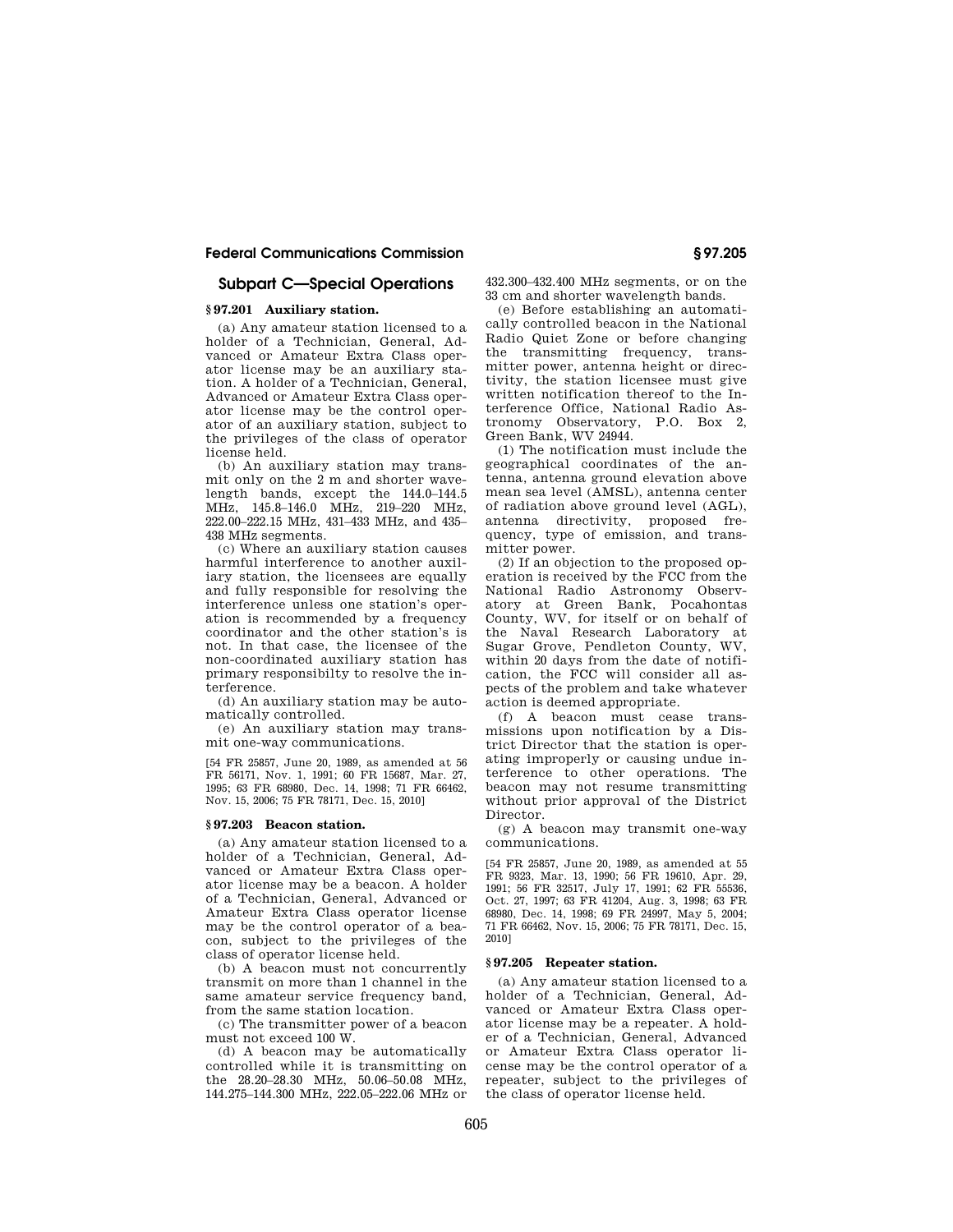## Subpart C—Special Operations

### § 97.201 Auxiliary station.

(a) Any amateur station licensed to a holder of a Technician, General, Advanced or Amateur Extra Class operator license may be an auxiliary station. A holder of a Technician, General, Advanced or Amateur Extra Class operator license may be the control operator of an auxiliary station, subject to the privileges of the class of operator license held.

(b) An auxiliary station may transmit only on the 2 m and shorter wavelength bands, except the 144.0–144.5 MHz, 145.8–146.0 MHz, 219–220 MHz, 222.00–222.15 MHz, 431–433 MHz, and 435–438 MHz segments.

(c) Where an auxiliary station causes harmful interference to another auxiliary station, the licensees are equally and fully responsible for resolving the interference unless one station's operation is recommended by a frequency coordinator and the other station's is not. In that case, the licensee of the non-coordinated auxiliary station has primary responsibilty to resolve the interference.

(d) An auxiliary station may be automatically controlled.

(e) An auxiliary station may transmit one-way communications.

[54 FR 25857, June 20, 1989, as amended at 56 FR 56171, Nov. 1, 1991; 60 FR 15687, Mar. 27, 1995; 63 FR 68980, Dec. 14, 1998; 71 FR 66462, Nov. 15, 2006; 75 FR 78171, Dec. 15, 2010]

### § 97.203 Beacon station.

(a) Any amateur station licensed to a holder of a Technician, General, Advanced or Amateur Extra Class operator license may be a beacon. A holder of a Technician, General, Advanced or Amateur Extra Class operator license may be the control operator of a beacon, subject to the privileges of the class of operator license held.

(b) A beacon must not concurrently transmit on more than 1 channel in the same amateur service frequency band, from the same station location.

(c) The transmitter power of a beacon must not exceed 100 W.

(d) A beacon may be automatically controlled while it is transmitting on the 28.20–28.30 MHz, 50.06–50.08 MHz, 144.275–144.300 MHz, 222.05–222.06 MHz or 432.300–432.400 MHz segments, or on the 33 cm and shorter wavelength bands.

(e) Before establishing an automatically controlled beacon in the National Radio Quiet Zone or before changing the transmitting frequency, transmitter power, antenna height or directivity, the station licensee must give written notification thereof to the Interference Office, National Radio Astronomy Observatory, P.O. Box 2, Green Bank, WV 24944.

(1) The notification must include the geographical coordinates of the antenna, antenna ground elevation above mean sea level (AMSL), antenna center of radiation above ground level (AGL), antenna directivity, proposed frequency, type of emission, and transmitter power.

(2) If an objection to the proposed operation is received by the FCC from the National Radio Astronomy Observatory at Green Bank, Pocahontas County, WV, for itself or on behalf of the Naval Research Laboratory at Sugar Grove, Pendleton County, WV, within 20 days from the date of notification, the FCC will consider all aspects of the problem and take whatever action is deemed appropriate.

(f) A beacon must cease transmissions upon notification by a District Director that the station is operating improperly or causing undue interference to other operations. The beacon may not resume transmitting without prior approval of the District Director.

(g) A beacon may transmit one-way communications.

[54 FR 25857, June 20, 1989, as amended at 55 FR 9323, Mar. 13, 1990; 56 FR 19610, Apr. 29, 1991; 56 FR 32517, July 17, 1991; 62 FR 55536, Oct. 27, 1997; 63 FR 41204, Aug. 3, 1998; 63 FR 68980, Dec. 14, 1998; 69 FR 24997, May 5, 2004; 71 FR 66462, Nov. 15, 2006; 75 FR 78171, Dec. 15, 2010]

### § 97.205 Repeater station.

(a) Any amateur station licensed to a holder of a Technician, General, Advanced or Amateur Extra Class operator license may be a repeater. A holder of a Technician, General, Advanced or Amateur Extra Class operator license may be the control operator of a repeater, subject to the privileges of the class of operator license held.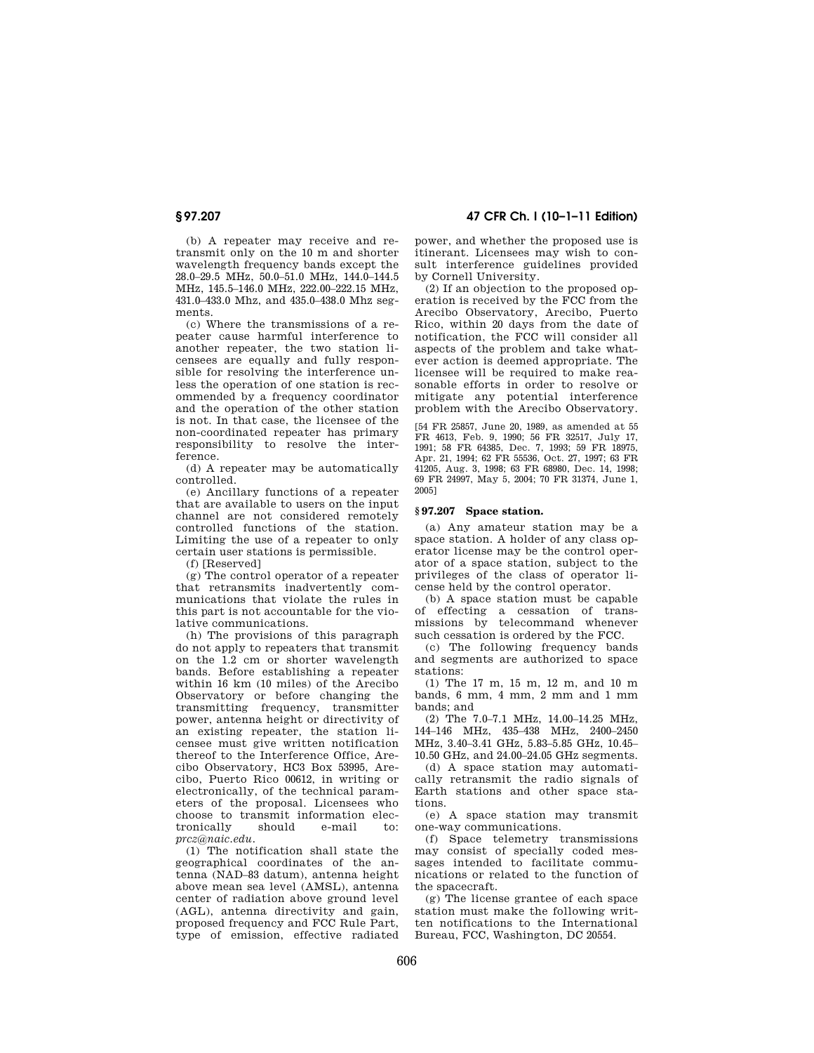(b) A repeater may receive and retransmit only on the 10 m and shorter wavelength frequency bands except the 28.0–29.5 MHz, 50.0–51.0 MHz, 144.0–144.5 MHz, 145.5–146.0 MHz, 222.00–222.15 MHz, 431.0–433.0 Mhz, and 435.0–438.0 Mhz segments.

(c) Where the transmissions of a repeater cause harmful interference to another repeater, the two station licensees are equally and fully responsible for resolving the interference unless the operation of one station is recommended by a frequency coordinator and the operation of the other station is not. In that case, the licensee of the non-coordinated repeater has primary responsibility to resolve the interference.

(d) A repeater may be automatically controlled.

(e) Ancillary functions of a repeater that are available to users on the input channel are not considered remotely controlled functions of the station. Limiting the use of a repeater to only certain user stations is permissible.

(f) [Reserved]

(g) The control operator of a repeater that retransmits inadvertently communications that violate the rules in this part is not accountable for the violative communications.

(h) The provisions of this paragraph do not apply to repeaters that transmit on the 1.2 cm or shorter wavelength bands. Before establishing a repeater within 16 km (10 miles) of the Arecibo Observatory or before changing the transmitting frequency, transmitter power, antenna height or directivity of an existing repeater, the station licensee must give written notification thereof to the Interference Office, Arecibo Observatory, HC3 Box 53995, Arecibo, Puerto Rico 00612, in writing or electronically, of the technical parameters of the proposal. Licensees who choose to transmit information electronically should e-mail to: *prcz@naic.edu*.

(1) The notification shall state the geographical coordinates of the antenna (NAD–83 datum), antenna height above mean sea level (AMSL), antenna center of radiation above ground level (AGL), antenna directivity and gain, proposed frequency and FCC Rule Part, type of emission, effective radiated power, and whether the proposed use is itinerant. Licensees may wish to consult interference guidelines provided by Cornell University.

(2) If an objection to the proposed operation is received by the FCC from the Arecibo Observatory, Arecibo, Puerto Rico, within 20 days from the date of notification, the FCC will consider all aspects of the problem and take whatever action is deemed appropriate. The licensee will be required to make reasonable efforts in order to resolve or mitigate any potential interference problem with the Arecibo Observatory.

[54 FR 25857, June 20, 1989, as amended at 55 FR 4613, Feb. 9, 1990; 56 FR 32517, July 17, 1991; 58 FR 64385, Dec. 7, 1993; 59 FR 18975, Apr. 21, 1994; 62 FR 55536, Oct. 27, 1997; 63 FR 41205, Aug. 3, 1998; 63 FR 68980, Dec. 14, 1998; 69 FR 24997, May 5, 2004; 70 FR 31374, June 1, 2005]

### § 97.207 Space station.

(a) Any amateur station may be a space station. A holder of any class operator license may be the control operator of a space station, subject to the privileges of the class of operator license held by the control operator.

(b) A space station must be capable of effecting a cessation of transmissions by telecommand whenever such cessation is ordered by the FCC.

(c) The following frequency bands and segments are authorized to space stations:

(1) The 17 m, 15 m, 12 m, and 10 m bands, 6 mm, 4 mm, 2 mm and 1 mm bands; and

(2) The 7.0–7.1 MHz, 14.00–14.25 MHz, 144–146 MHz, 435–438 MHz, 2400–2450 MHz, 3.40–3.41 GHz, 5.83–5.85 GHz, 10.45–10.50 GHz, and 24.00–24.05 GHz segments.

(d) A space station may automatically retransmit the radio signals of Earth stations and other space stations.

(e) A space station may transmit one-way communications.

(f) Space telemetry transmissions may consist of specially coded messages intended to facilitate communications or related to the function of the spacecraft.

(g) The license grantee of each space station must make the following written notifications to the International Bureau, FCC, Washington, DC 20554.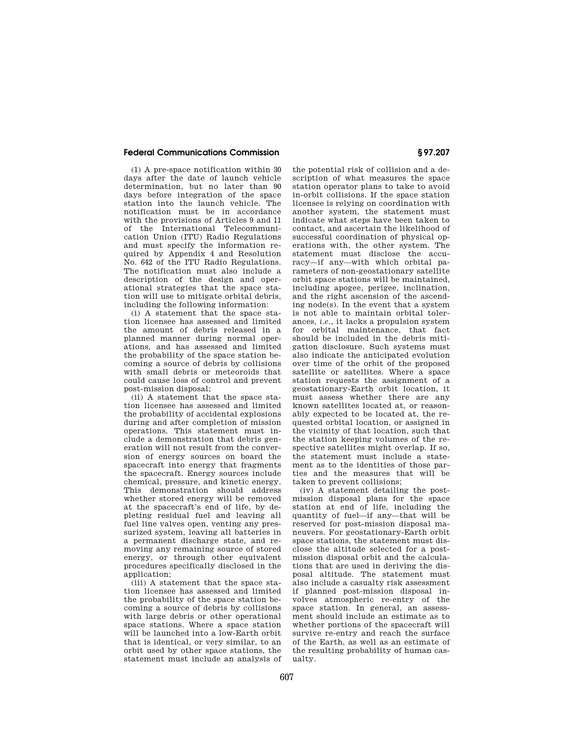(1) A pre-space notification within 30 days after the date of launch vehicle determination, but no later than 90 days before integration of the space station into the launch vehicle. The notification must be in accordance with the provisions of Articles 9 and 11 of the International Telecommunication Union (ITU) Radio Regulations and must specify the information required by Appendix 4 and Resolution No. 642 of the ITU Radio Regulations. The notification must also include a description of the design and operational strategies that the space station will use to mitigate orbital debris, including the following information:

(i) A statement that the space station licensee has assessed and limited the amount of debris released in a planned manner during normal operations, and has assessed and limited the probability of the space station becoming a source of debris by collisions with small debris or meteoroids that could cause loss of control and prevent post-mission disposal;

(ii) A statement that the space station licensee has assessed and limited the probability of accidental explosions during and after completion of mission operations. This statement must include a demonstration that debris generation will not result from the conversion of energy sources on board the spacecraft into energy that fragments the spacecraft. Energy sources include chemical, pressure, and kinetic energy. This demonstration should address whether stored energy will be removed at the spacecraft's end of life, by depleting residual fuel and leaving all fuel line valves open, venting any pressurized system, leaving all batteries in a permanent discharge state, and removing any remaining source of stored energy, or through other equivalent procedures specifically disclosed in the application;

(iii) A statement that the space station licensee has assessed and limited the probability of the space station becoming a source of debris by collisions with large debris or other operational space stations. Where a space station will be launched into a low-Earth orbit that is identical, or very similar, to an orbit used by other space stations, the statement must include an analysis of the potential risk of collision and a description of what measures the space station operator plans to take to avoid in-orbit collisions. If the space station licensee is relying on coordination with another system, the statement must indicate what steps have been taken to contact, and ascertain the likelihood of successful coordination of physical operations with, the other system. The statement must disclose the accuracy—if any—with which orbital parameters of non-geostationary satellite orbit space stations will be maintained, including apogee, perigee, inclination, and the right ascension of the ascending node(s). In the event that a system is not able to maintain orbital tolerances, *i.e.*, it lacks a propulsion system for orbital maintenance, that fact should be included in the debris mitigation disclosure. Such systems must also indicate the anticipated evolution over time of the orbit of the proposed satellite or satellites. Where a space station requests the assignment of a geostationary-Earth orbit location, it must assess whether there are any known satellites located at, or reasonably expected to be located at, the requested orbital location, or assigned in the vicinity of that location, such that the station keeping volumes of the respective satellites might overlap. If so, the statement must include a statement as to the identities of those parties and the measures that will be taken to prevent collisions;

(iv) A statement detailing the post-mission disposal plans for the space station at end of life, including the quantity of fuel—if any—that will be reserved for post-mission disposal maneuvers. For geostationary-Earth orbit space stations, the statement must disclose the altitude selected for a post-mission disposal orbit and the calculations that are used in deriving the disposal altitude. The statement must also include a casualty risk assessment if planned post-mission disposal involves atmospheric re-entry of the space station. In general, an assessment should include an estimate as to whether portions of the spacecraft will survive re-entry and reach the surface of the Earth, as well as an estimate of the resulting probability of human casualty.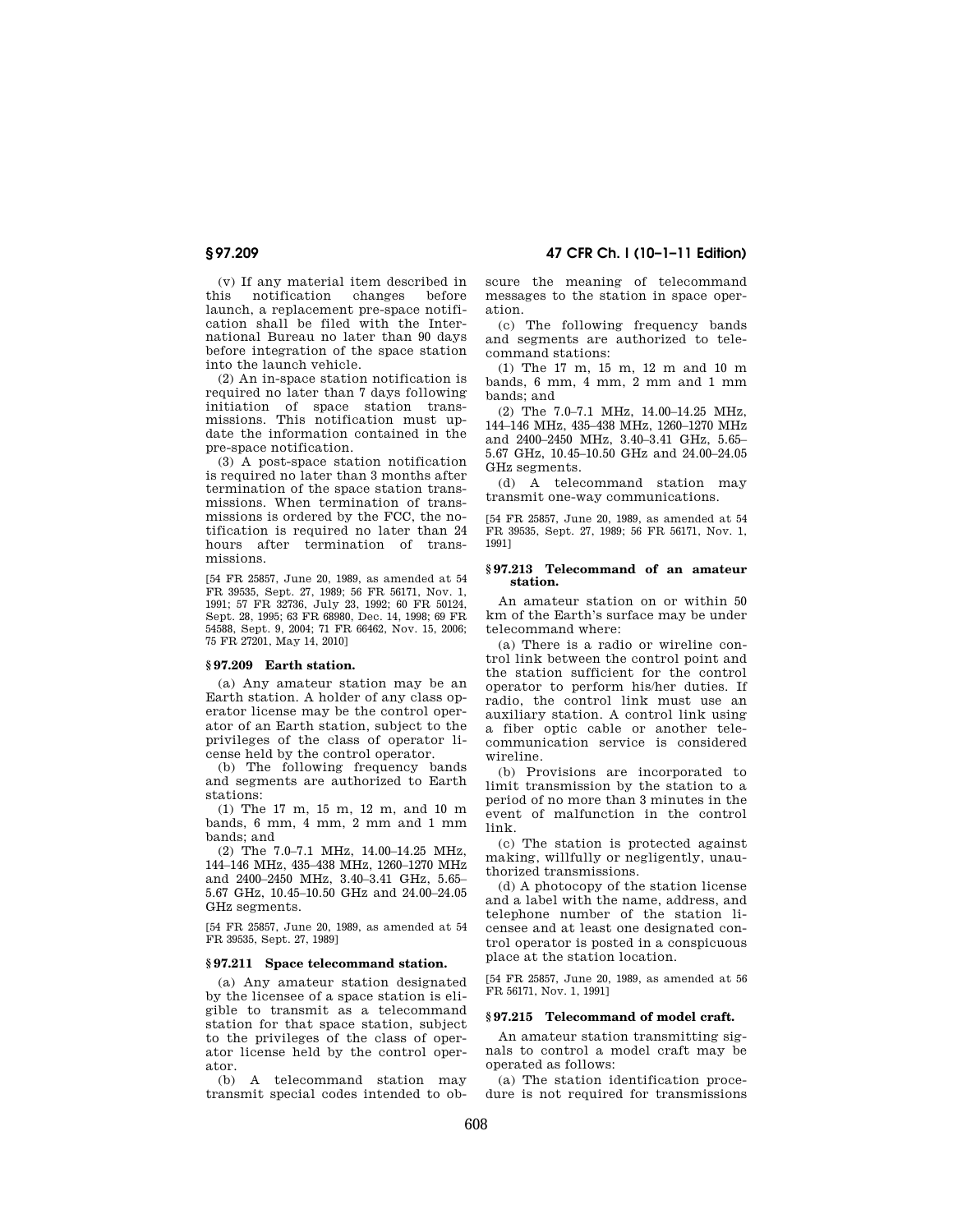(v) If any material item described in this notification changes before launch, a replacement pre-space notification shall be filed with the International Bureau no later than 90 days before integration of the space station into the launch vehicle.

(2) An in-space station notification is required no later than 7 days following initiation of space station transmissions. This notification must update the information contained in the pre-space notification.

(3) A post-space station notification is required no later than 3 months after termination of the space station transmissions. When termination of transmissions is ordered by the FCC, the notification is required no later than 24 hours after termination of transmissions.

[54 FR 25857, June 20, 1989, as amended at 54 FR 39535, Sept. 27, 1989; 56 FR 56171, Nov. 1, 1991; 57 FR 32736, July 23, 1992; 60 FR 50124, Sept. 28, 1995; 63 FR 68980, Dec. 14, 1998; 69 FR 54588, Sept. 9, 2004; 71 FR 66462, Nov. 15, 2006; 75 FR 27201, May 14, 2010]

### § 97.209 Earth station.

(a) Any amateur station may be an Earth station. A holder of any class operator license may be the control operator of an Earth station, subject to the privileges of the class of operator license held by the control operator.

(b) The following frequency bands and segments are authorized to Earth stations:

(1) The 17 m, 15 m, 12 m, and 10 m bands, 6 mm, 4 mm, 2 mm and 1 mm bands; and

(2) The 7.0–7.1 MHz, 14.00–14.25 MHz, 144–146 MHz, 435–438 MHz, 1260–1270 MHz and 2400–2450 MHz, 3.40–3.41 GHz, 5.65–5.67 GHz, 10.45–10.50 GHz and 24.00–24.05 GHz segments.

[54 FR 25857, June 20, 1989, as amended at 54 FR 39535, Sept. 27, 1989]

### § 97.211 Space telecommand station.

(a) Any amateur station designated by the licensee of a space station is eligible to transmit as a telecommand station for that space station, subject to the privileges of the class of operator license held by the control operator.

(b) A telecommand station may transmit special codes intended to obscure the meaning of telecommand messages to the station in space operation.

(c) The following frequency bands and segments are authorized to telecommand stations:

(1) The 17 m, 15 m, 12 m and 10 m bands, 6 mm, 4 mm, 2 mm and 1 mm bands; and

(2) The 7.0–7.1 MHz, 14.00–14.25 MHz, 144–146 MHz, 435–438 MHz, 1260–1270 MHz and 2400–2450 MHz, 3.40–3.41 GHz, 5.65–5.67 GHz, 10.45–10.50 GHz and 24.00–24.05 GHz segments.

(d) A telecommand station may transmit one-way communications.

[54 FR 25857, June 20, 1989, as amended at 54 FR 39535, Sept. 27, 1989; 56 FR 56171, Nov. 1, 1991]

### § 97.213 Telecommand of an amateur station.

An amateur station on or within 50 km of the Earth's surface may be under telecommand where:

(a) There is a radio or wireline control link between the control point and the station sufficient for the control operator to perform his/her duties. If radio, the control link must use an auxiliary station. A control link using a fiber optic cable or another telecommunication service is considered wireline.

(b) Provisions are incorporated to limit transmission by the station to a period of no more than 3 minutes in the event of malfunction in the control link.

(c) The station is protected against making, willfully or negligently, unauthorized transmissions.

(d) A photocopy of the station license and a label with the name, address, and telephone number of the station licensee and at least one designated control operator is posted in a conspicuous place at the station location.

[54 FR 25857, June 20, 1989, as amended at 56 FR 56171, Nov. 1, 1991]

### § 97.215 Telecommand of model craft.

An amateur station transmitting signals to control a model craft may be operated as follows:

(a) The station identification procedure is not required for transmissions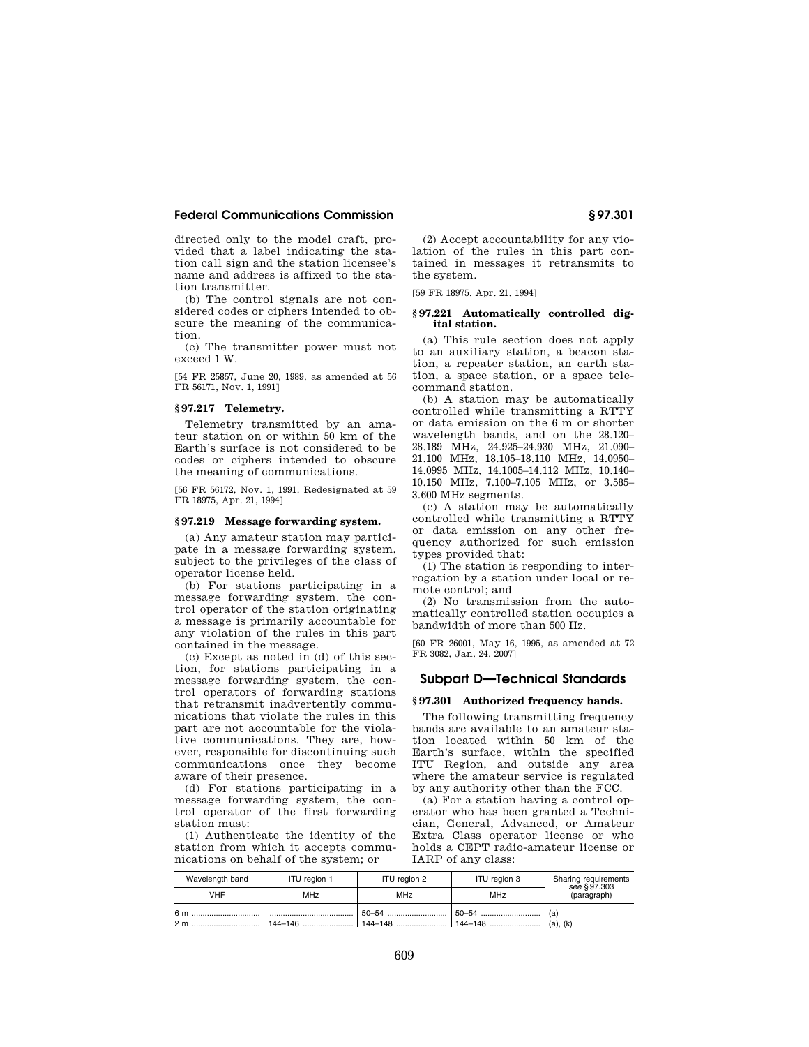directed only to the model craft, provided that a label indicating the station call sign and the station licensee's name and address is affixed to the station transmitter.

(b) The control signals are not considered codes or ciphers intended to obscure the meaning of the communication.

(c) The transmitter power must not exceed 1 W.

[54 FR 25857, June 20, 1989, as amended at 56 FR 56171, Nov. 1, 1991]

### § 97.217 Telemetry.

Telemetry transmitted by an amateur station on or within 50 km of the Earth's surface is not considered to be codes or ciphers intended to obscure the meaning of communications.

[56 FR 56172, Nov. 1, 1991. Redesignated at 59 FR 18975, Apr. 21, 1994]

### § 97.219 Message forwarding system.

(a) Any amateur station may participate in a message forwarding system, subject to the privileges of the class of operator license held.

(b) For stations participating in a message forwarding system, the control operator of the station originating a message is primarily accountable for any violation of the rules in this part contained in the message.

(c) Except as noted in (d) of this section, for stations participating in a message forwarding system, the control operators of forwarding stations that retransmit inadvertently communications that violate the rules in this part are not accountable for the violative communications. They are, however, responsible for discontinuing such communications once they become aware of their presence.

(d) For stations participating in a message forwarding system, the control operator of the first forwarding station must:

(1) Authenticate the identity of the station from which it accepts communications on behalf of the system; or

(2) Accept accountability for any violation of the rules in this part contained in messages it retransmits to the system.

[59 FR 18975, Apr. 21, 1994]

### § 97.221 Automatically controlled digital station.

(a) This rule section does not apply to an auxiliary station, a beacon station, a repeater station, an earth station, a space station, or a space telecommand station.

(b) A station may be automatically controlled while transmitting a RTTY or data emission on the 6 m or shorter wavelength bands, and on the 28.120–28.189 MHz, 24.925–24.930 MHz, 21.090–21.100 MHz, 18.105–18.110 MHz, 14.0950–14.0995 MHz, 14.1005–14.112 MHz, 10.140–10.150 MHz, 7.100–7.105 MHz, or 3.585–3.600 MHz segments.

(c) A station may be automatically controlled while transmitting a RTTY or data emission on any other frequency authorized for such emission types provided that:

(1) The station is responding to interrogation by a station under local or remote control; and

(2) No transmission from the automatically controlled station occupies a bandwidth of more than 500 Hz.

[60 FR 26001, May 16, 1995, as amended at 72 FR 3082, Jan. 24, 2007]

## Subpart D—Technical Standards

### § 97.301 Authorized frequency bands.

The following transmitting frequency bands are available to an amateur station located within 50 km of the Earth's surface, within the specified ITU Region, and outside any area where the amateur service is regulated by any authority other than the FCC.

(a) For a station having a control operator who has been granted a Technician, General, Advanced, or Amateur Extra Class operator license or who holds a CEPT radio-amateur license or IARP of any class:

| Wavelength band | ITU region 1 | ITU region 2 | ITU region 3 | Sharing requirements *see* § 97.303 (paragraph) |
|---|---|---|---|---|
| VHF | MHz | MHz | MHz | |
| 6 m | | 50–54 | 50–54 | (a) |
| 2 m | 144–146 | 144–148 | 144–148 | (a), (k) |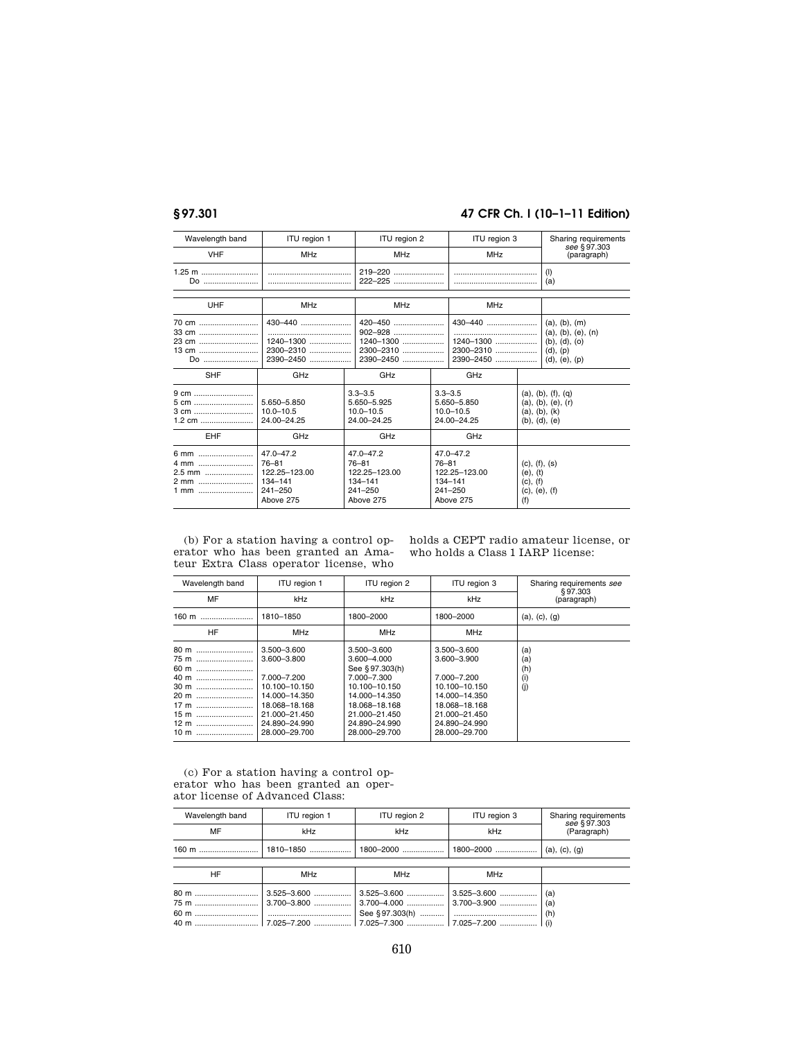| Wavelength band | ITU region 1 | ITU region 2 | ITU region 3 | Sharing requirements see § 97.303 (paragraph) |
|---|---|---|---|---|
| VHF | MHz | MHz | MHz | |
| 1.25 m | | 219–220 | | (l) |
| Do | | 222–225 | | (a) |
| UHF | MHz | MHz | MHz | |
| 70 cm | 430–440 | 420–450 | 430–440 | (a), (b), (m) |
| 33 cm | | 902–928 | | (a), (b), (e), (n) |
| 23 cm | 1240–1300 | 1240–1300 | 1240–1300 | (b), (d), (o) |
| 13 cm | 2300–2310 | 2300–2310 | 2300–2310 | (d), (p) |
| Do | 2390–2450 | 2390–2450 | 2390–2450 | (d), (e), (p) |
| SHF | GHz | GHz | GHz | |
| 9 cm | | 3.3–3.5 | 3.3–3.5 | (a), (b), (f), (q) |
| 5 cm | 5.650–5.850 | 5.650–5.925 | 5.650–5.850 | (a), (b), (e), (r) |
| 3 cm | 10.0–10.5 | 10.0–10.5 | 10.0–10.5 | (a), (b), (k) |
| 1.2 cm | 24.00–24.25 | 24.00–24.25 | 24.00–24.25 | (b), (d), (e) |
| EHF | GHz | GHz | GHz | |
| 6 mm | 47.0–47.2 | 47.0–47.2 | 47.0–47.2 | (c), (f), (s) |
| 4 mm | 76–81 | 76–81 | 76–81 | (e), (t) |
| 2.5 mm | 122.25–123.00 | 122.25–123.00 | 122.25–123.00 | (c), (f) |
| 2 mm | 134–141 | 134–141 | 134–141 | (c), (e), (f) |
| 1 mm | 241–250 | 241–250 | 241–250 | (f) |
| | Above 275 | Above 275 | Above 275 | |

(b) For a station having a control operator who has been granted an Amateur Extra Class operator license, who holds a CEPT radio amateur license, or who holds a Class 1 IARP license:

| Wavelength band | ITU region 1 | ITU region 2 | ITU region 3 | Sharing requirements see § 97.303 (paragraph) |
|---|---|---|---|---|
| MF | kHz | kHz | kHz | |
| 160 m | 1810–1850 | 1800–2000 | 1800–2000 | (a), (c), (g) |
| HF | MHz | MHz | MHz | |
| 80 m | 3.500–3.600 | 3.500–3.600 | 3.500–3.600 | (a) |
| 75 m | 3.600–3.800 | 3.600–4.000 | 3.600–3.900 | (a) |
| 60 m | | See § 97.303(h) | | (h) |
| 40 m | 7.000–7.200 | 7.000–7.300 | 7.000–7.200 | (i) |
| 30 m | 10.100–10.150 | 10.100–10.150 | 10.100–10.150 | (j) |
| 20 m | 14.000–14.350 | 14.000–14.350 | 14.000–14.350 | |
| 17 m | 18.068–18.168 | 18.068–18.168 | 18.068–18.168 | |
| 15 m | 21.000–21.450 | 21.000–21.450 | 21.000–21.450 | |
| 12 m | 24.890–24.990 | 24.890–24.990 | 24.890–24.990 | |
| 10 m | 28.000–29.700 | 28.000–29.700 | 28.000–29.700 | |

(c) For a station having a control operator who has been granted an operator license of Advanced Class:

| Wavelength band | ITU region 1 | ITU region 2 | ITU region 3 | Sharing requirements see § 97.303 (Paragraph) |
|---|---|---|---|---|
| MF | kHz | kHz | kHz | |
| 160 m | 1810–1850 | 1800–2000 | 1800–2000 | (a), (c), (g) |
| HF | MHz | MHz | MHz | |
| 80 m | 3.525–3.600 | 3.525–3.600 | 3.525–3.600 | (a) |
| 75 m | 3.700–3.800 | 3.700–4.000 | 3.700–3.900 | (a) |
| 60 m | | See § 97.303(h) | | (h) |
| 40 m | 7.025–7.200 | 7.025–7.300 | 7.025–7.200 | (i) |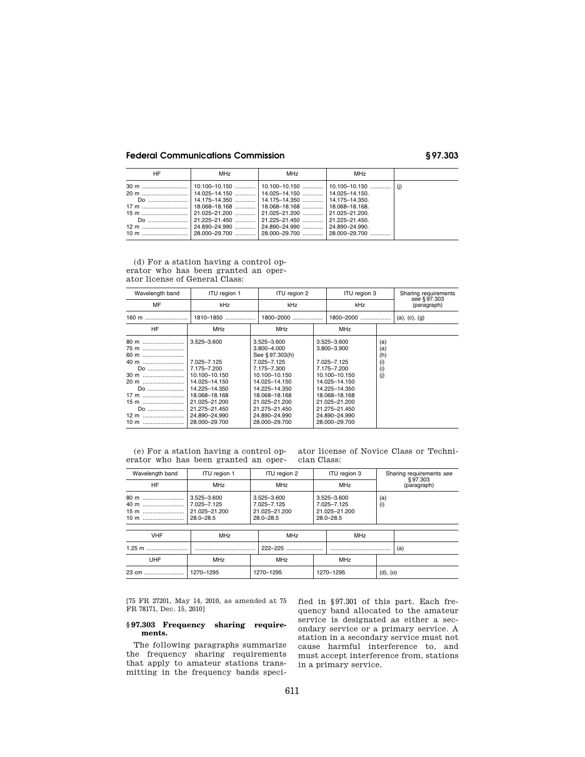| HF | MHz | MHz | MHz | |
|---|---|---|---|---|
| 30 m | 10.100–10.150 | 10.100–10.150 | 10.100–10.150 | (j) |
| 20 m | 14.025–14.150 | 14.025–14.150 | 14.025–14.150. | |
| Do | 14.175–14.350 | 14.175–14.350 | 14.175–14.350. | |
| 17 m | 18.068–18.168 | 18.068–18.168 | 18.068–18.168. | |
| 15 m | 21.025–21.200 | 21.025–21.200 | 21.025–21.200. | |
| Do | 21.225–21.450 | 21.225–21.450 | 21.225–21.450. | |
| 12 m | 24.890–24.990 | 24.890–24.990 | 24.890–24.990. | |
| 10 m | 28.000–29.700 | 28.000–29.700 | 28.000–29.700 | |

(d) For a station having a control operator who has been granted an operator license of General Class:

| Wavelength band | ITU region 1 | ITU region 2 | ITU region 3 | Sharing requirements *see* §97.303 (paragraph) |
|---|---|---|---|---|
| MF | kHz | kHz | kHz | |
| 160 m | 1810–1850 | 1800–2000 | 1800–2000 | (a), (c), (g) |
| HF | MHz | MHz | MHz | |
| 80 m | 3.525–3.600 | 3.525–3.600 | 3.525–3.600 | (a) |
| 75 m | | 3.800–4.000 | 3.800–3.900 | (a) |
| 60 m | | See §97.303(h) | | (h) |
| 40 m | 7.025–7.125 | 7.025–7.125 | 7.025–7.125 | (i) |
| Do | 7.175–7.200 | 7.175–7.300 | 7.175–7.200 | (i) |
| 30 m | 10.100–10.150 | 10.100–10.150 | 10.100–10.150 | (j) |
| 20 m | 14.025–14.150 | 14.025–14.150 | 14.025–14.150 | |
| Do | 14.225–14.350 | 14.225–14.350 | 14.225–14.350 | |
| 17 m | 18.068–18.168 | 18.068–18.168 | 18.068–18.168 | |
| 15 m | 21.025–21.200 | 21.025–21.200 | 21.025–21.200 | |
| Do | 21.275–21.450 | 21.275–21.450 | 21.275–21.450 | |
| 12 m | 24.890–24.990 | 24.890–24.990 | 24.890–24.990 | |
| 10 m | 28.000–29.700 | 28.000–29.700 | 28.000–29.700 | |

(e) For a station having a control operator who has been granted an operator license of Novice Class or Technician Class:

| Wavelength band | ITU region 1 | ITU region 2 | ITU region 3 | Sharing requirements *see* §97.303 (paragraph) |
|---|---|---|---|---|
| HF | MHz | MHz | MHz | |
| 80 m | 3.525–3.600 | 3.525–3.600 | 3.525–3.600 | (a) |
| 40 m | 7.025–7.125 | 7.025–7.125 | 7.025–7.125 | (i) |
| 15 m | 21.025–21.200 | 21.025–21.200 | 21.025–21.200 | |
| 10 m | 28.0–28.5 | 28.0–28.5 | 28.0–28.5 | |
| VHF | MHz | MHz | MHz | |
| 1.25 m | | 222–225 | | (a) |
| UHF | MHz | MHz | MHz | |
| 23 cm | 1270–1295 | 1270–1295 | 1270–1295 | (d), (o) |

[75 FR 27201, May 14, 2010, as amended at 75 FR 78171, Dec. 15, 2010]

### §97.303 Frequency sharing requirements.

The following paragraphs summarize the frequency sharing requirements that apply to amateur stations transmitting in the frequency bands specified in §97.301 of this part. Each frequency band allocated to the amateur service is designated as either a secondary service or a primary service. A station in a secondary service must not cause harmful interference to, and must accept interference from, stations in a primary service.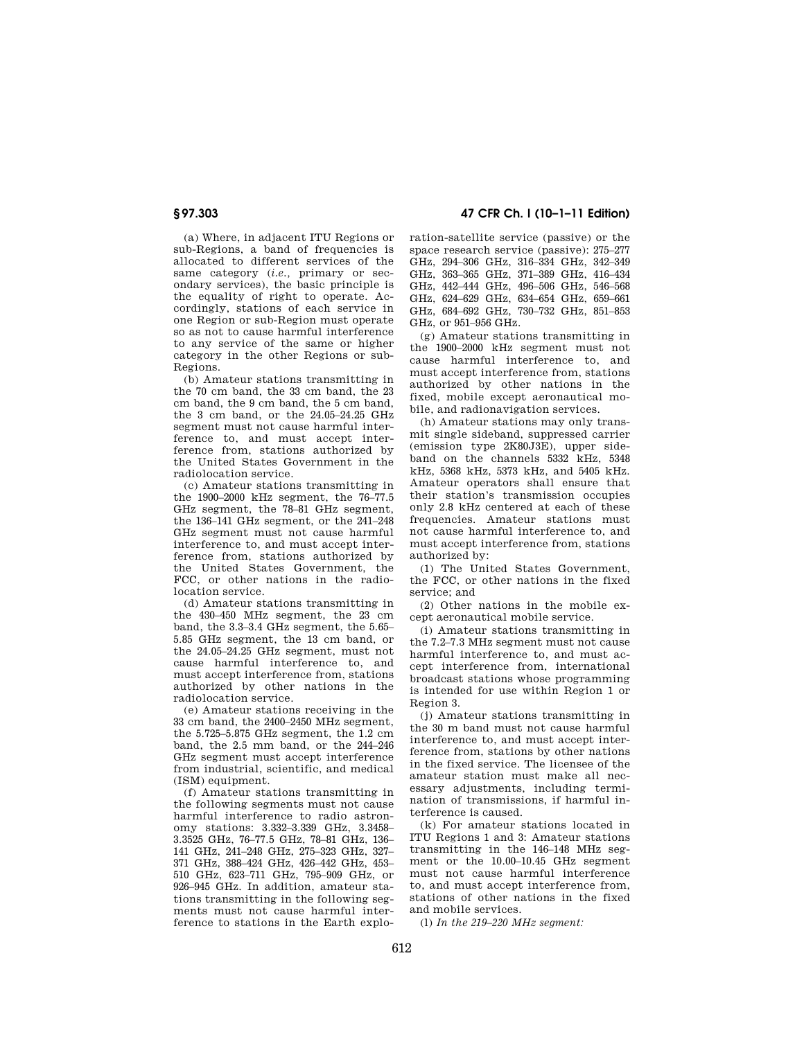(a) Where, in adjacent ITU Regions or sub-Regions, a band of frequencies is allocated to different services of the same category (*i.e.,* primary or secondary services), the basic principle is the equality of right to operate. Accordingly, stations of each service in one Region or sub-Region must operate so as not to cause harmful interference to any service of the same or higher category in the other Regions or sub-Regions.

(b) Amateur stations transmitting in the 70 cm band, the 33 cm band, the 23 cm band, the 9 cm band, the 5 cm band, the 3 cm band, or the 24.05–24.25 GHz segment must not cause harmful interference to, and must accept interference from, stations authorized by the United States Government in the radiolocation service.

(c) Amateur stations transmitting in the 1900–2000 kHz segment, the 76–77.5 GHz segment, the 78–81 GHz segment, the 136–141 GHz segment, or the 241–248 GHz segment must not cause harmful interference to, and must accept interference from, stations authorized by the United States Government, the FCC, or other nations in the radiolocation service.

(d) Amateur stations transmitting in the 430–450 MHz segment, the 23 cm band, the 3.3–3.4 GHz segment, the 5.65–5.85 GHz segment, the 13 cm band, or the 24.05–24.25 GHz segment, must not cause harmful interference to, and must accept interference from, stations authorized by other nations in the radiolocation service.

(e) Amateur stations receiving in the 33 cm band, the 2400–2450 MHz segment, the 5.725–5.875 GHz segment, the 1.2 cm band, the 2.5 mm band, or the 244–246 GHz segment must accept interference from industrial, scientific, and medical (ISM) equipment.

(f) Amateur stations transmitting in the following segments must not cause harmful interference to radio astronomy stations: 3.332–3.339 GHz, 3.3458–3.3525 GHz, 76–77.5 GHz, 78–81 GHz, 136–141 GHz, 241–248 GHz, 275–323 GHz, 327–371 GHz, 388–424 GHz, 426–442 GHz, 453–510 GHz, 623–711 GHz, 795–909 GHz, or 926–945 GHz. In addition, amateur stations transmitting in the following segments must not cause harmful interference to stations in the Earth exploration-satellite service (passive) or the space research service (passive): 275–277 GHz, 294–306 GHz, 316–334 GHz, 342–349 GHz, 363–365 GHz, 371–389 GHz, 416–434 GHz, 442–444 GHz, 496–506 GHz, 546–568 GHz, 624–629 GHz, 634–654 GHz, 659–661 GHz, 684–692 GHz, 730–732 GHz, 851–853 GHz, or 951–956 GHz.

(g) Amateur stations transmitting in the 1900–2000 kHz segment must not cause harmful interference to, and must accept interference from, stations authorized by other nations in the fixed, mobile except aeronautical mobile, and radionavigation services.

(h) Amateur stations may only transmit single sideband, suppressed carrier (emission type 2K80J3E), upper sideband on the channels 5332 kHz, 5348 kHz, 5368 kHz, 5373 kHz, and 5405 kHz. Amateur operators shall ensure that their station's transmission occupies only 2.8 kHz centered at each of these frequencies. Amateur stations must not cause harmful interference to, and must accept interference from, stations authorized by:

(1) The United States Government, the FCC, or other nations in the fixed service; and

(2) Other nations in the mobile except aeronautical mobile service.

(i) Amateur stations transmitting in the 7.2–7.3 MHz segment must not cause harmful interference to, and must accept interference from, international broadcast stations whose programming is intended for use within Region 1 or Region 3.

(j) Amateur stations transmitting in the 30 m band must not cause harmful interference to, and must accept interference from, stations by other nations in the fixed service. The licensee of the amateur station must make all necessary adjustments, including termination of transmissions, if harmful interference is caused.

(k) For amateur stations located in ITU Regions 1 and 3: Amateur stations transmitting in the 146–148 MHz segment or the 10.00–10.45 GHz segment must not cause harmful interference to, and must accept interference from, stations of other nations in the fixed and mobile services.

(l) *In the 219–220 MHz segment:*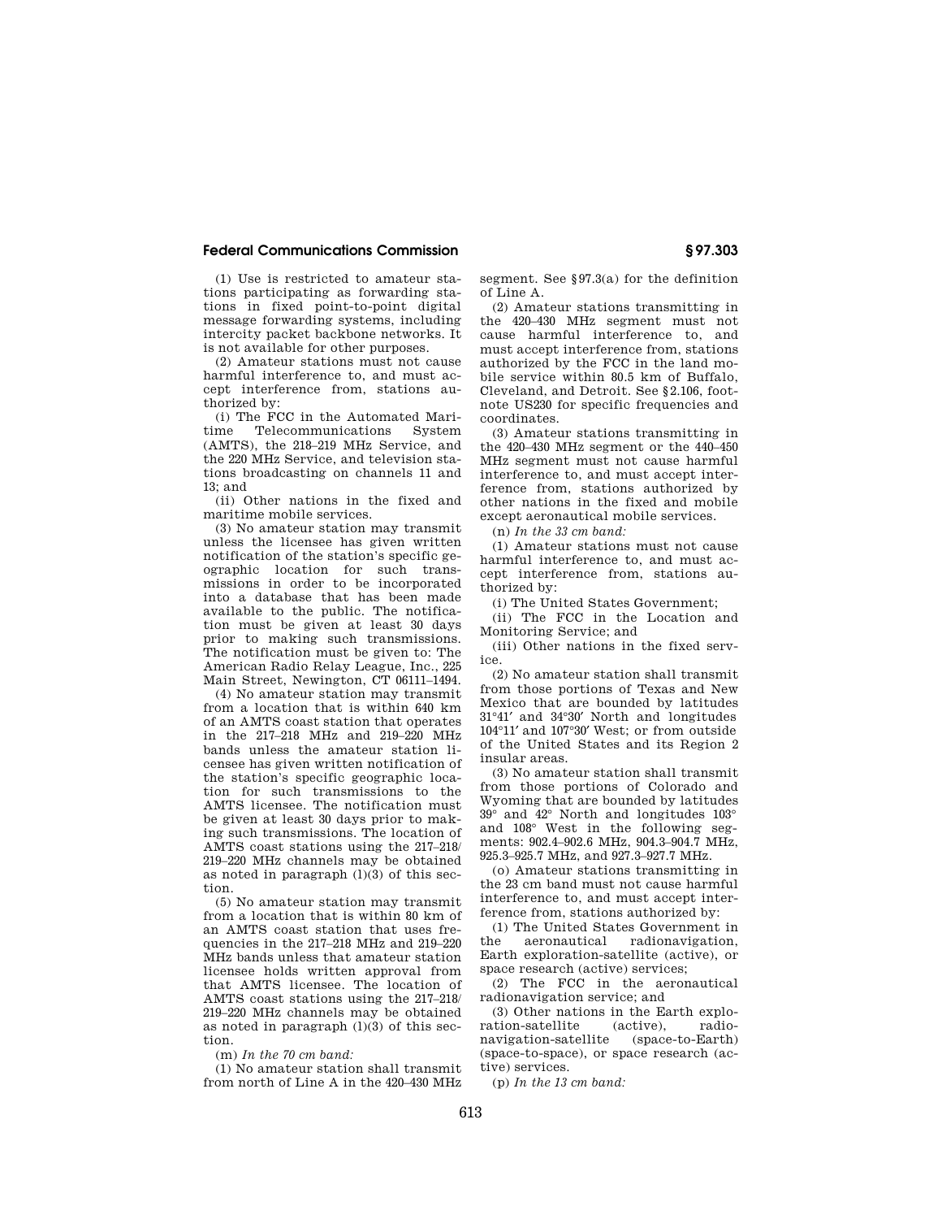(1) Use is restricted to amateur stations participating as forwarding stations in fixed point-to-point digital message forwarding systems, including intercity packet backbone networks. It is not available for other purposes.

(2) Amateur stations must not cause harmful interference to, and must accept interference from, stations authorized by:

(i) The FCC in the Automated Maritime Telecommunications System (AMTS), the 218–219 MHz Service, and the 220 MHz Service, and television stations broadcasting on channels 11 and 13; and

(ii) Other nations in the fixed and maritime mobile services.

(3) No amateur station may transmit unless the licensee has given written notification of the station's specific geographic location for such transmissions in order to be incorporated into a database that has been made available to the public. The notification must be given at least 30 days prior to making such transmissions. The notification must be given to: The American Radio Relay League, Inc., 225 Main Street, Newington, CT 06111–1494.

(4) No amateur station may transmit from a location that is within 640 km of an AMTS coast station that operates in the 217–218 MHz and 219–220 MHz bands unless the amateur station licensee has given written notification of the station's specific geographic location for such transmissions to the AMTS licensee. The notification must be given at least 30 days prior to making such transmissions. The location of AMTS coast stations using the 217–218/219–220 MHz channels may be obtained as noted in paragraph (l)(3) of this section.

(5) No amateur station may transmit from a location that is within 80 km of an AMTS coast station that uses frequencies in the 217–218 MHz and 219–220 MHz bands unless that amateur station licensee holds written approval from that AMTS licensee. The location of AMTS coast stations using the 217–218/219–220 MHz channels may be obtained as noted in paragraph (l)(3) of this section.

(m) *In the 70 cm band:*

(1) No amateur station shall transmit from north of Line A in the 420–430 MHz segment. See §97.3(a) for the definition of Line A.

(2) Amateur stations transmitting in the 420–430 MHz segment must not cause harmful interference to, and must accept interference from, stations authorized by the FCC in the land mobile service within 80.5 km of Buffalo, Cleveland, and Detroit. See §2.106, footnote US230 for specific frequencies and coordinates.

(3) Amateur stations transmitting in the 420–430 MHz segment or the 440–450 MHz segment must not cause harmful interference to, and must accept interference from, stations authorized by other nations in the fixed and mobile except aeronautical mobile services.

(n) *In the 33 cm band:*

(1) Amateur stations must not cause harmful interference to, and must accept interference from, stations authorized by:

(i) The United States Government;

(ii) The FCC in the Location and Monitoring Service; and

(iii) Other nations in the fixed service.

(2) No amateur station shall transmit from those portions of Texas and New Mexico that are bounded by latitudes 31°41′ and 34°30′ North and longitudes 104°11′ and 107°30′ West; or from outside of the United States and its Region 2 insular areas.

(3) No amateur station shall transmit from those portions of Colorado and Wyoming that are bounded by latitudes 39° and 42° North and longitudes 103° and 108° West in the following segments: 902.4–902.6 MHz, 904.3–904.7 MHz, 925.3–925.7 MHz, and 927.3–927.7 MHz.

(o) Amateur stations transmitting in the 23 cm band must not cause harmful interference to, and must accept interference from, stations authorized by:

(1) The United States Government in the aeronautical radionavigation, Earth exploration-satellite (active), or space research (active) services;

(2) The FCC in the aeronautical radionavigation service; and

(3) Other nations in the Earth exploration-satellite (active), radionavigation-satellite (space-to-Earth) (space-to-space), or space research (active) services.

(p) *In the 13 cm band:*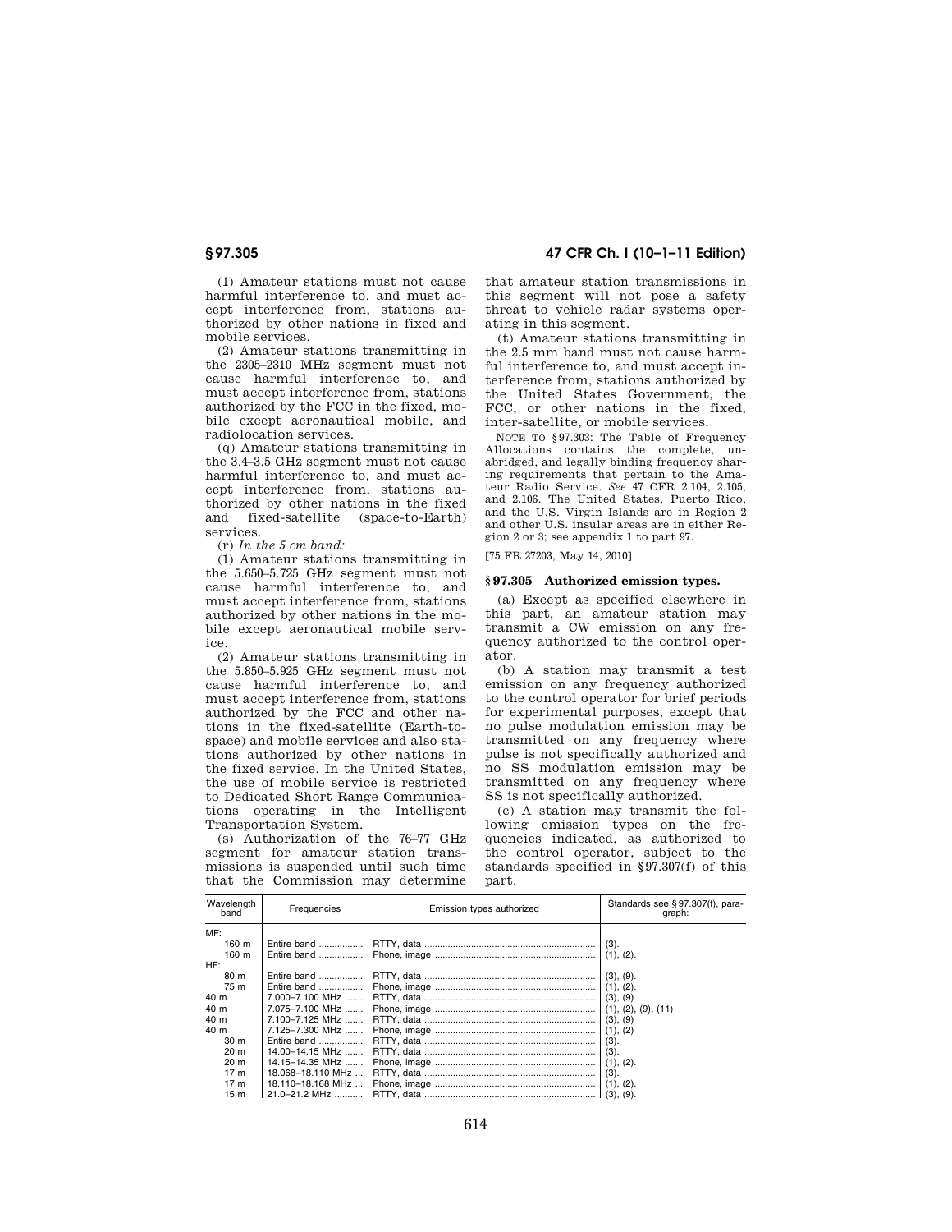(1) Amateur stations must not cause harmful interference to, and must accept interference from, stations authorized by other nations in fixed and mobile services.

(2) Amateur stations transmitting in the 2305–2310 MHz segment must not cause harmful interference to, and must accept interference from, stations authorized by the FCC in the fixed, mobile except aeronautical mobile, and radiolocation services.

(q) Amateur stations transmitting in the 3.4–3.5 GHz segment must not cause harmful interference to, and must accept interference from, stations authorized by other nations in the fixed and fixed-satellite (space-to-Earth) services.

(r) *In the 5 cm band:*

(1) Amateur stations transmitting in the 5.650–5.725 GHz segment must not cause harmful interference to, and must accept interference from, stations authorized by other nations in the mobile except aeronautical mobile service.

(2) Amateur stations transmitting in the 5.850–5.925 GHz segment must not cause harmful interference to, and must accept interference from, stations authorized by the FCC and other nations in the fixed-satellite (Earth-to-space) and mobile services and also stations authorized by other nations in the fixed service. In the United States, the use of mobile service is restricted to Dedicated Short Range Communications operating in the Intelligent Transportation System.

(s) Authorization of the 76–77 GHz segment for amateur station transmissions is suspended until such time that the Commission may determine that amateur station transmissions in this segment will not pose a safety threat to vehicle radar systems operating in this segment.

(t) Amateur stations transmitting in the 2.5 mm band must not cause harmful interference to, and must accept interference from, stations authorized by the United States Government, the FCC, or other nations in the fixed, inter-satellite, or mobile services.

NOTE TO §97.303: The Table of Frequency Allocations contains the complete, unabridged, and legally binding frequency sharing requirements that pertain to the Amateur Radio Service. *See* 47 CFR 2.104, 2.105, and 2.106. The United States, Puerto Rico, and the U.S. Virgin Islands are in Region 2 and other U.S. insular areas are in either Region 2 or 3; see appendix 1 to part 97.

[75 FR 27203, May 14, 2010]

## §97.305 Authorized emission types.

(a) Except as specified elsewhere in this part, an amateur station may transmit a CW emission on any frequency authorized to the control operator.

(b) A station may transmit a test emission on any frequency authorized to the control operator for brief periods for experimental purposes, except that no pulse modulation emission may be transmitted on any frequency where pulse is not specifically authorized and no SS modulation emission may be transmitted on any frequency where SS is not specifically authorized.

(c) A station may transmit the following emission types on the frequencies indicated, as authorized to the control operator, subject to the standards specified in §97.307(f) of this part.

| Wavelength band | Frequencies | Emission types authorized | Standards see §97.307(f), paragraph: |
|---|---|---|---|
| MF: | | | |
| 160 m | Entire band | RTTY, data | (3). |
| 160 m | Entire band | Phone, image | (1), (2). |
| HF: | | | |
| 80 m | Entire band | RTTY, data | (3), (9). |
| 75 m | Entire band | Phone, image | (1), (2). |
| 40 m | 7.000–7.100 MHz | RTTY, data | (3), (9) |
| 40 m | 7.075–7.100 MHz | Phone, image | (1), (2), (9), (11) |
| 40 m | 7.100–7.125 MHz | RTTY, data | (3), (9) |
| 40 m | 7.125–7.300 MHz | Phone, image | (1), (2) |
| 30 m | Entire band | RTTY, data | (3). |
| 20 m | 14.00–14.15 MHz | RTTY, data | (3). |
| 20 m | 14.15–14.35 MHz | Phone, image | (1), (2). |
| 17 m | 18.068–18.110 MHz | RTTY, data | (3). |
| 17 m | 18.110–18.168 MHz | Phone, image | (1), (2). |
| 15 m | 21.0–21.2 MHz | RTTY, data | (3), (9). |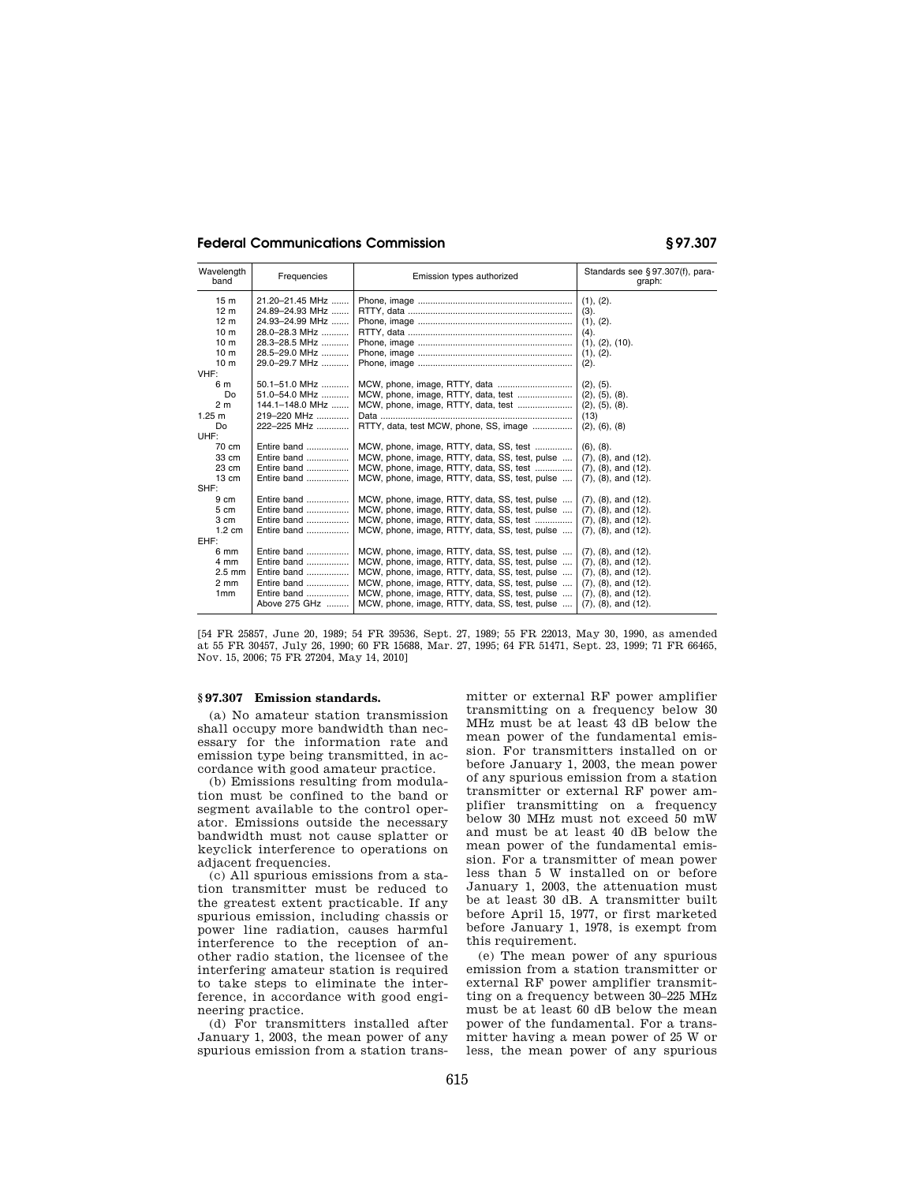| Wavelength band | Frequencies | Emission types authorized | Standards see § 97.307(f), paragraph: |
| --- | --- | --- | --- |
| 15 m | 21.20–21.45 MHz | Phone, image | (1), (2). |
| 12 m | 24.89–24.93 MHz | RTTY, data | (3). |
| 12 m | 24.93–24.99 MHz | Phone, image | (1), (2). |
| 10 m | 28.0–28.3 MHz | RTTY, data | (4). |
| 10 m | 28.3–28.5 MHz | Phone, image | (1), (2), (10). |
| 10 m | 28.5–29.0 MHz | Phone, image | (1), (2). |
| 10 m | 29.0–29.7 MHz | Phone, image | (2). |
| VHF: | | | |
| 6 m | 50.1–51.0 MHz | MCW, phone, image, RTTY, data | (2), (5). |
| Do | 51.0–54.0 MHz | MCW, phone, image, RTTY, data, test | (2), (5), (8). |
| 2 m | 144.1–148.0 MHz | MCW, phone, image, RTTY, data, test | (2), (5), (8). |
| 1.25 m | 219–220 MHz | Data | (13) |
| Do | 222–225 MHz | RTTY, data, test MCW, phone, SS, image | (2), (6), (8) |
| UHF: | | | |
| 70 cm | Entire band | MCW, phone, image, RTTY, data, SS, test | (6), (8). |
| 33 cm | Entire band | MCW, phone, image, RTTY, data, SS, test, pulse | (7), (8), and (12). |
| 23 cm | Entire band | MCW, phone, image, RTTY, data, SS, test | (7), (8), and (12). |
| 13 cm | Entire band | MCW, phone, image, RTTY, data, SS, test, pulse | (7), (8), and (12). |
| SHF: | | | |
| 9 cm | Entire band | MCW, phone, image, RTTY, data, SS, test, pulse | (7), (8), and (12). |
| 5 cm | Entire band | MCW, phone, image, RTTY, data, SS, test, pulse | (7), (8), and (12). |
| 3 cm | Entire band | MCW, phone, image, RTTY, data, SS, test | (7), (8), and (12). |
| 1.2 cm | Entire band | MCW, phone, image, RTTY, data, SS, test, pulse | (7), (8), and (12). |
| EHF: | | | |
| 6 mm | Entire band | MCW, phone, image, RTTY, data, SS, test, pulse | (7), (8), and (12). |
| 4 mm | Entire band | MCW, phone, image, RTTY, data, SS, test, pulse | (7), (8), and (12). |
| 2.5 mm | Entire band | MCW, phone, image, RTTY, data, SS, test, pulse | (7), (8), and (12). |
| 2 mm | Entire band | MCW, phone, image, RTTY, data, SS, test, pulse | (7), (8), and (12). |
| 1mm | Entire band | MCW, phone, image, RTTY, data, SS, test, pulse | (7), (8), and (12). |
| | Above 275 GHz | MCW, phone, image, RTTY, data, SS, test, pulse | (7), (8), and (12). |

[54 FR 25857, June 20, 1989; 54 FR 39536, Sept. 27, 1989; 55 FR 22013, May 30, 1990, as amended at 55 FR 30457, July 26, 1990; 60 FR 15688, Mar. 27, 1995; 64 FR 51471, Sept. 23, 1999; 71 FR 66465, Nov. 15, 2006; 75 FR 27204, May 14, 2010]

## § 97.307 Emission standards.

(a) No amateur station transmission shall occupy more bandwidth than necessary for the information rate and emission type being transmitted, in accordance with good amateur practice.

(b) Emissions resulting from modulation must be confined to the band or segment available to the control operator. Emissions outside the necessary bandwidth must not cause splatter or keyclick interference to operations on adjacent frequencies.

(c) All spurious emissions from a station transmitter must be reduced to the greatest extent practicable. If any spurious emission, including chassis or power line radiation, causes harmful interference to the reception of another radio station, the licensee of the interfering amateur station is required to take steps to eliminate the interference, in accordance with good engineering practice.

(d) For transmitters installed after January 1, 2003, the mean power of any spurious emission from a station transmitter or external RF power amplifier transmitting on a frequency below 30 MHz must be at least 43 dB below the mean power of the fundamental emission. For transmitters installed on or before January 1, 2003, the mean power of any spurious emission from a station transmitter or external RF power amplifier transmitting on a frequency below 30 MHz must not exceed 50 mW and must be at least 40 dB below the mean power of the fundamental emission. For a transmitter of mean power less than 5 W installed on or before January 1, 2003, the attenuation must be at least 30 dB. A transmitter built before April 15, 1977, or first marketed before January 1, 1978, is exempt from this requirement.

(e) The mean power of any spurious emission from a station transmitter or external RF power amplifier transmitting on a frequency between 30–225 MHz must be at least 60 dB below the mean power of the fundamental. For a transmitter having a mean power of 25 W or less, the mean power of any spurious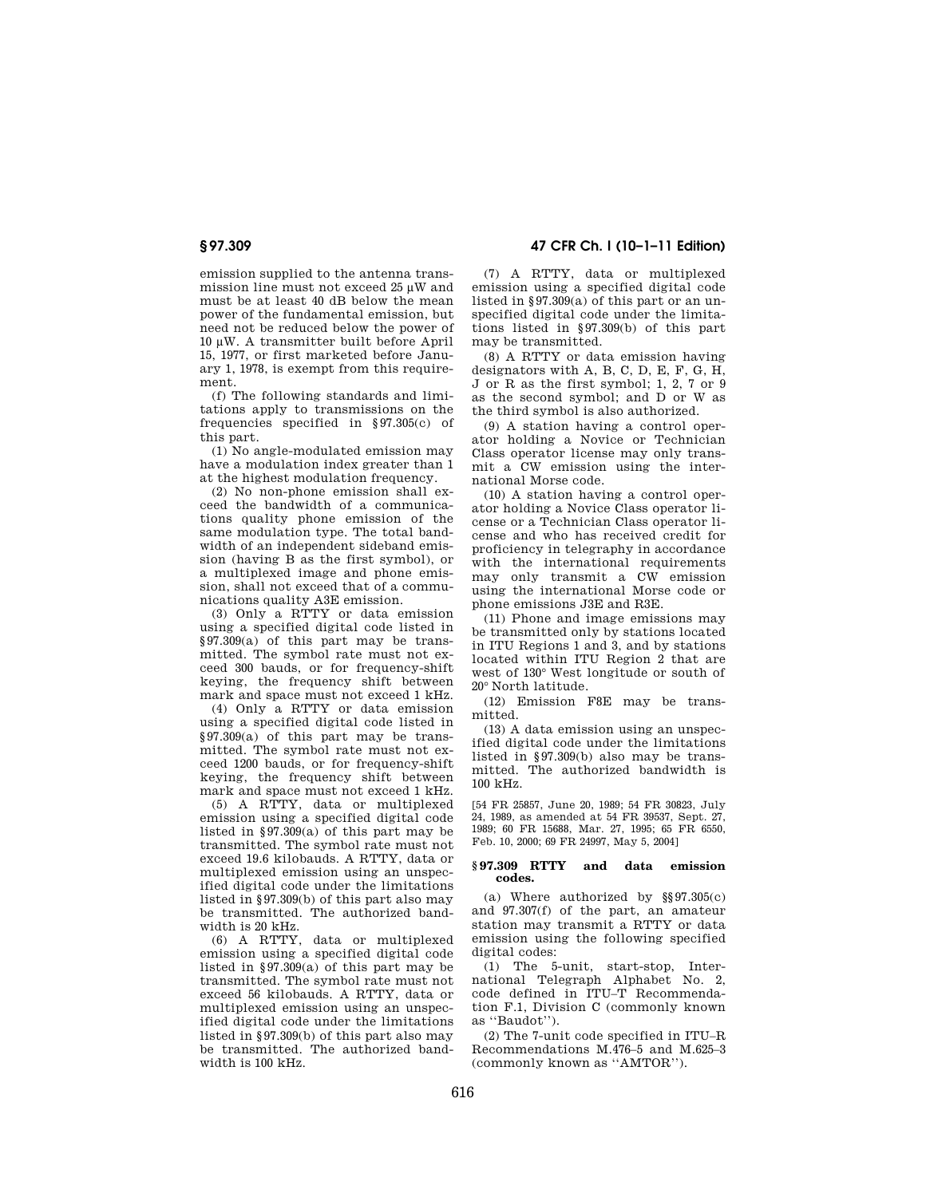emission supplied to the antenna transmission line must not exceed 25 μW and must be at least 40 dB below the mean power of the fundamental emission, but need not be reduced below the power of 10 μW. A transmitter built before April 15, 1977, or first marketed before January 1, 1978, is exempt from this requirement.

(f) The following standards and limitations apply to transmissions on the frequencies specified in §97.305(c) of this part.

(1) No angle-modulated emission may have a modulation index greater than 1 at the highest modulation frequency.

(2) No non-phone emission shall exceed the bandwidth of a communications quality phone emission of the same modulation type. The total bandwidth of an independent sideband emission (having B as the first symbol), or a multiplexed image and phone emission, shall not exceed that of a communications quality A3E emission.

(3) Only a RTTY or data emission using a specified digital code listed in §97.309(a) of this part may be transmitted. The symbol rate must not exceed 300 bauds, or for frequency-shift keying, the frequency shift between mark and space must not exceed 1 kHz.

(4) Only a RTTY or data emission using a specified digital code listed in §97.309(a) of this part may be transmitted. The symbol rate must not exceed 1200 bauds, or for frequency-shift keying, the frequency shift between mark and space must not exceed 1 kHz.

(5) A RTTY, data or multiplexed emission using a specified digital code listed in §97.309(a) of this part may be transmitted. The symbol rate must not exceed 19.6 kilobauds. A RTTY, data or multiplexed emission using an unspecified digital code under the limitations listed in §97.309(b) of this part also may be transmitted. The authorized bandwidth is 20 kHz.

(6) A RTTY, data or multiplexed emission using a specified digital code listed in §97.309(a) of this part may be transmitted. The symbol rate must not exceed 56 kilobauds. A RTTY, data or multiplexed emission using an unspecified digital code under the limitations listed in §97.309(b) of this part also may be transmitted. The authorized bandwidth is 100 kHz.

(7) A RTTY, data or multiplexed emission using a specified digital code listed in §97.309(a) of this part or an unspecified digital code under the limitations listed in §97.309(b) of this part may be transmitted.

(8) A RTTY or data emission having designators with A, B, C, D, E, F, G, H, J or R as the first symbol; 1, 2, 7 or 9 as the second symbol; and D or W as the third symbol is also authorized.

(9) A station having a control operator holding a Novice or Technician Class operator license may only transmit a CW emission using the international Morse code.

(10) A station having a control operator holding a Novice Class operator license or a Technician Class operator license and who has received credit for proficiency in telegraphy in accordance with the international requirements may only transmit a CW emission using the international Morse code or phone emissions J3E and R3E.

(11) Phone and image emissions may be transmitted only by stations located in ITU Regions 1 and 3, and by stations located within ITU Region 2 that are west of 130° West longitude or south of 20° North latitude.

(12) Emission F8E may be transmitted.

(13) A data emission using an unspecified digital code under the limitations listed in §97.309(b) also may be transmitted. The authorized bandwidth is 100 kHz.

[54 FR 25857, June 20, 1989; 54 FR 30823, July 24, 1989, as amended at 54 FR 39537, Sept. 27, 1989; 60 FR 15688, Mar. 27, 1995; 65 FR 6550, Feb. 10, 2000; 69 FR 24997, May 5, 2004]

### §97.309 RTTY and data emission codes.

(a) Where authorized by §§97.305(c) and 97.307(f) of the part, an amateur station may transmit a RTTY or data emission using the following specified digital codes:

(1) The 5-unit, start-stop, International Telegraph Alphabet No. 2, code defined in ITU–T Recommendation F.1, Division C (commonly known as "Baudot").

(2) The 7-unit code specified in ITU–R Recommendations M.476–5 and M.625–3 (commonly known as "AMTOR").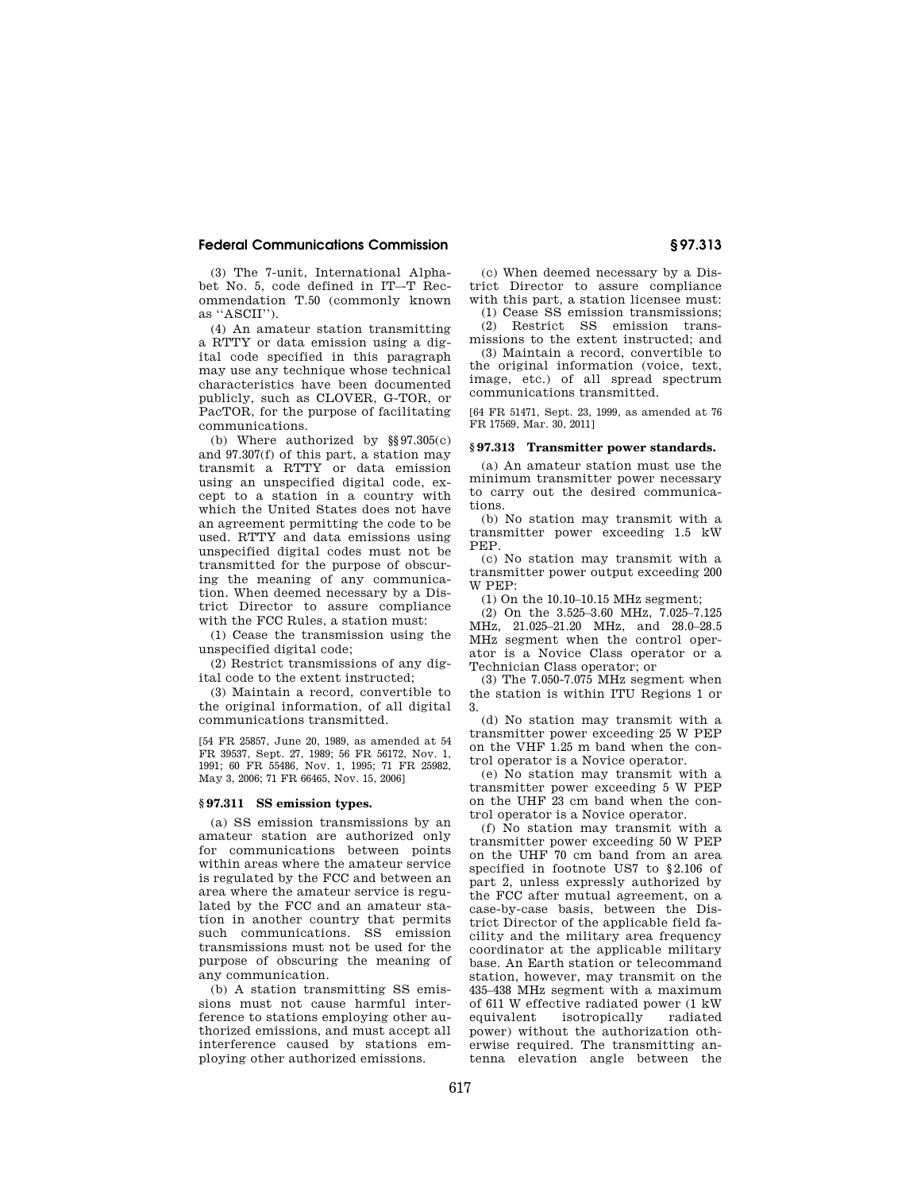(3) The 7-unit, International Alphabet No. 5, code defined in IT—T Recommendation T.50 (commonly known as "ASCII").

(4) An amateur station transmitting a RTTY or data emission using a digital code specified in this paragraph may use any technique whose technical characteristics have been documented publicly, such as CLOVER, G-TOR, or PacTOR, for the purpose of facilitating communications.

(b) Where authorized by §§97.305(c) and 97.307(f) of this part, a station may transmit a RTTY or data emission using an unspecified digital code, except to a station in a country with which the United States does not have an agreement permitting the code to be used. RTTY and data emissions using unspecified digital codes must not be transmitted for the purpose of obscuring the meaning of any communication. When deemed necessary by a District Director to assure compliance with the FCC Rules, a station must:

(1) Cease the transmission using the unspecified digital code;

(2) Restrict transmissions of any digital code to the extent instructed;

(3) Maintain a record, convertible to the original information, of all digital communications transmitted.

[54 FR 25857, June 20, 1989, as amended at 54 FR 39537, Sept. 27, 1989; 56 FR 56172, Nov. 1, 1991; 60 FR 55486, Nov. 1, 1995; 71 FR 25982, May 3, 2006; 71 FR 66465, Nov. 15, 2006]

## § 97.311 SS emission types.

(a) SS emission transmissions by an amateur station are authorized only for communications between points within areas where the amateur service is regulated by the FCC and between an area where the amateur service is regulated by the FCC and an amateur station in another country that permits such communications. SS emission transmissions must not be used for the purpose of obscuring the meaning of any communication.

(b) A station transmitting SS emissions must not cause harmful interference to stations employing other authorized emissions, and must accept all interference caused by stations employing other authorized emissions.

(c) When deemed necessary by a District Director to assure compliance with this part, a station licensee must:

(1) Cease SS emission transmissions;

(2) Restrict SS emission transmissions to the extent instructed; and

(3) Maintain a record, convertible to the original information (voice, text, image, etc.) of all spread spectrum communications transmitted.

[64 FR 51471, Sept. 23, 1999, as amended at 76 FR 17569, Mar. 30, 2011]

## § 97.313 Transmitter power standards.

(a) An amateur station must use the minimum transmitter power necessary to carry out the desired communications.

(b) No station may transmit with a transmitter power exceeding 1.5 kW PEP.

(c) No station may transmit with a transmitter power output exceeding 200 W PEP:

(1) On the 10.10–10.15 MHz segment;

(2) On the 3.525–3.60 MHz, 7.025–7.125 MHz, 21.025–21.20 MHz, and 28.0–28.5 MHz segment when the control operator is a Novice Class operator or a Technician Class operator; or

(3) The 7.050-7.075 MHz segment when the station is within ITU Regions 1 or 3.

(d) No station may transmit with a transmitter power exceeding 25 W PEP on the VHF 1.25 m band when the control operator is a Novice operator.

(e) No station may transmit with a transmitter power exceeding 5 W PEP on the UHF 23 cm band when the control operator is a Novice operator.

(f) No station may transmit with a transmitter power exceeding 50 W PEP on the UHF 70 cm band from an area specified in footnote US7 to §2.106 of part 2, unless expressly authorized by the FCC after mutual agreement, on a case-by-case basis, between the District Director of the applicable field facility and the military area frequency coordinator at the applicable military base. An Earth station or telecommand station, however, may transmit on the 435–438 MHz segment with a maximum of 611 W effective radiated power (1 kW equivalent isotropically radiated power) without the authorization otherwise required. The transmitting antenna elevation angle between the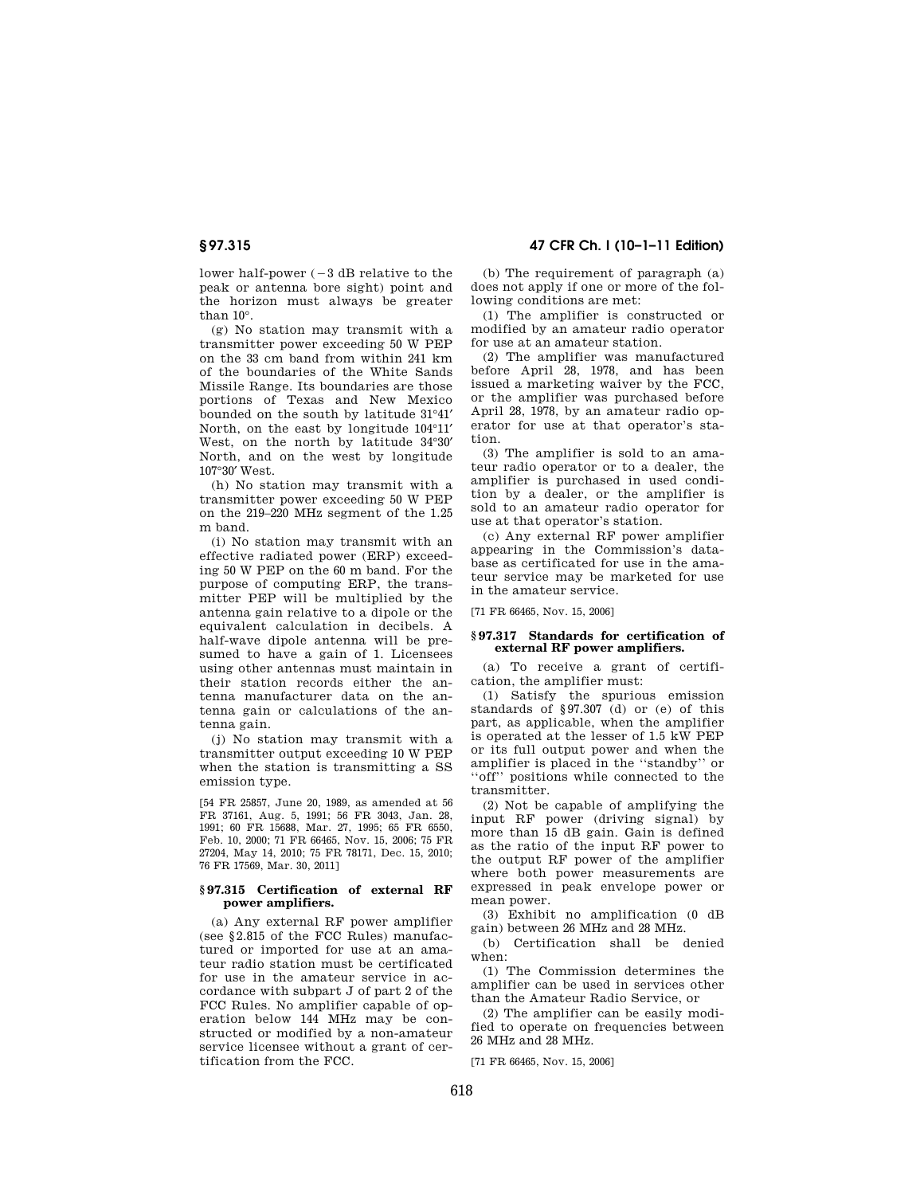lower half-power ($-3$ dB relative to the peak or antenna bore sight) point and the horizon must always be greater than 10°.

(g) No station may transmit with a transmitter power exceeding 50 W PEP on the 33 cm band from within 241 km of the boundaries of the White Sands Missile Range. Its boundaries are those portions of Texas and New Mexico bounded on the south by latitude 31°41′ North, on the east by longitude 104°11′ West, on the north by latitude 34°30′ North, and on the west by longitude 107°30′ West.

(h) No station may transmit with a transmitter power exceeding 50 W PEP on the 219–220 MHz segment of the 1.25 m band.

(i) No station may transmit with an effective radiated power (ERP) exceeding 50 W PEP on the 60 m band. For the purpose of computing ERP, the transmitter PEP will be multiplied by the antenna gain relative to a dipole or the equivalent calculation in decibels. A half-wave dipole antenna will be presumed to have a gain of 1. Licensees using other antennas must maintain in their station records either the antenna manufacturer data on the antenna gain or calculations of the antenna gain.

(j) No station may transmit with a transmitter output exceeding 10 W PEP when the station is transmitting a SS emission type.

[54 FR 25857, June 20, 1989, as amended at 56 FR 37161, Aug. 5, 1991; 56 FR 3043, Jan. 28, 1991; 60 FR 15688, Mar. 27, 1995; 65 FR 6550, Feb. 10, 2000; 71 FR 66465, Nov. 15, 2006; 75 FR 27204, May 14, 2010; 75 FR 78171, Dec. 15, 2010; 76 FR 17569, Mar. 30, 2011]

### § 97.315 Certification of external RF power amplifiers.

(a) Any external RF power amplifier (see §2.815 of the FCC Rules) manufactured or imported for use at an amateur radio station must be certificated for use in the amateur service in accordance with subpart J of part 2 of the FCC Rules. No amplifier capable of operation below 144 MHz may be constructed or modified by a non-amateur service licensee without a grant of certification from the FCC.

(b) The requirement of paragraph (a) does not apply if one or more of the following conditions are met:

(1) The amplifier is constructed or modified by an amateur radio operator for use at an amateur station.

(2) The amplifier was manufactured before April 28, 1978, and has been issued a marketing waiver by the FCC, or the amplifier was purchased before April 28, 1978, by an amateur radio operator for use at that operator's station.

(3) The amplifier is sold to an amateur radio operator or to a dealer, the amplifier is purchased in used condition by a dealer, or the amplifier is sold to an amateur radio operator for use at that operator's station.

(c) Any external RF power amplifier appearing in the Commission's database as certificated for use in the amateur service may be marketed for use in the amateur service.

[71 FR 66465, Nov. 15, 2006]

### § 97.317 Standards for certification of external RF power amplifiers.

(a) To receive a grant of certification, the amplifier must:

(1) Satisfy the spurious emission standards of §97.307 (d) or (e) of this part, as applicable, when the amplifier is operated at the lesser of 1.5 kW PEP or its full output power and when the amplifier is placed in the ''standby'' or ''off'' positions while connected to the transmitter.

(2) Not be capable of amplifying the input RF power (driving signal) by more than 15 dB gain. Gain is defined as the ratio of the input RF power to the output RF power of the amplifier where both power measurements are expressed in peak envelope power or mean power.

(3) Exhibit no amplification (0 dB gain) between 26 MHz and 28 MHz.

(b) Certification shall be denied when:

(1) The Commission determines the amplifier can be used in services other than the Amateur Radio Service, or

(2) The amplifier can be easily modified to operate on frequencies between 26 MHz and 28 MHz.

[71 FR 66465, Nov. 15, 2006]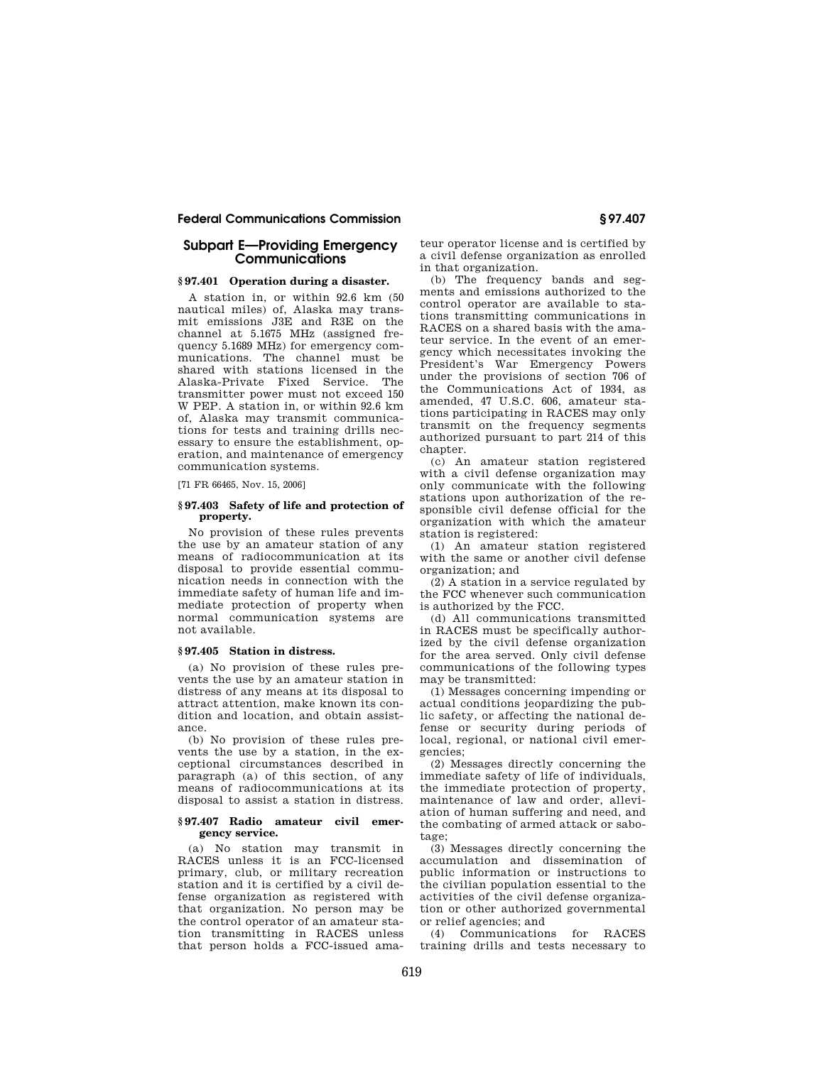## Subpart E—Providing Emergency Communications

### § 97.401 Operation during a disaster.

A station in, or within 92.6 km (50 nautical miles) of, Alaska may transmit emissions J3E and R3E on the channel at 5.1675 MHz (assigned frequency 5.1689 MHz) for emergency communications. The channel must be shared with stations licensed in the Alaska-Private Fixed Service. The transmitter power must not exceed 150 W PEP. A station in, or within 92.6 km of, Alaska may transmit communications for tests and training drills necessary to ensure the establishment, operation, and maintenance of emergency communication systems.

[71 FR 66465, Nov. 15, 2006]

### § 97.403 Safety of life and protection of property.

No provision of these rules prevents the use by an amateur station of any means of radiocommunication at its disposal to provide essential communication needs in connection with the immediate safety of human life and immediate protection of property when normal communication systems are not available.

### § 97.405 Station in distress.

(a) No provision of these rules prevents the use by an amateur station in distress of any means at its disposal to attract attention, make known its condition and location, and obtain assistance.

(b) No provision of these rules prevents the use by a station, in the exceptional circumstances described in paragraph (a) of this section, of any means of radiocommunications at its disposal to assist a station in distress.

### § 97.407 Radio amateur civil emergency service.

(a) No station may transmit in RACES unless it is an FCC-licensed primary, club, or military recreation station and it is certified by a civil defense organization as registered with that organization. No person may be the control operator of an amateur station transmitting in RACES unless that person holds a FCC-issued amateur operator license and is certified by a civil defense organization as enrolled in that organization.

(b) The frequency bands and segments and emissions authorized to the control operator are available to stations transmitting communications in RACES on a shared basis with the amateur service. In the event of an emergency which necessitates invoking the President's War Emergency Powers under the provisions of section 706 of the Communications Act of 1934, as amended, 47 U.S.C. 606, amateur stations participating in RACES may only transmit on the frequency segments authorized pursuant to part 214 of this chapter.

(c) An amateur station registered with a civil defense organization may only communicate with the following stations upon authorization of the responsible civil defense official for the organization with which the amateur station is registered:

(1) An amateur station registered with the same or another civil defense organization; and

(2) A station in a service regulated by the FCC whenever such communication is authorized by the FCC.

(d) All communications transmitted in RACES must be specifically authorized by the civil defense organization for the area served. Only civil defense communications of the following types may be transmitted:

(1) Messages concerning impending or actual conditions jeopardizing the public safety, or affecting the national defense or security during periods of local, regional, or national civil emergencies;

(2) Messages directly concerning the immediate safety of life of individuals, the immediate protection of property, maintenance of law and order, alleviation of human suffering and need, and the combating of armed attack or sabotage;

(3) Messages directly concerning the accumulation and dissemination of public information or instructions to the civilian population essential to the activities of the civil defense organization or other authorized governmental or relief agencies; and

(4) Communications for RACES training drills and tests necessary to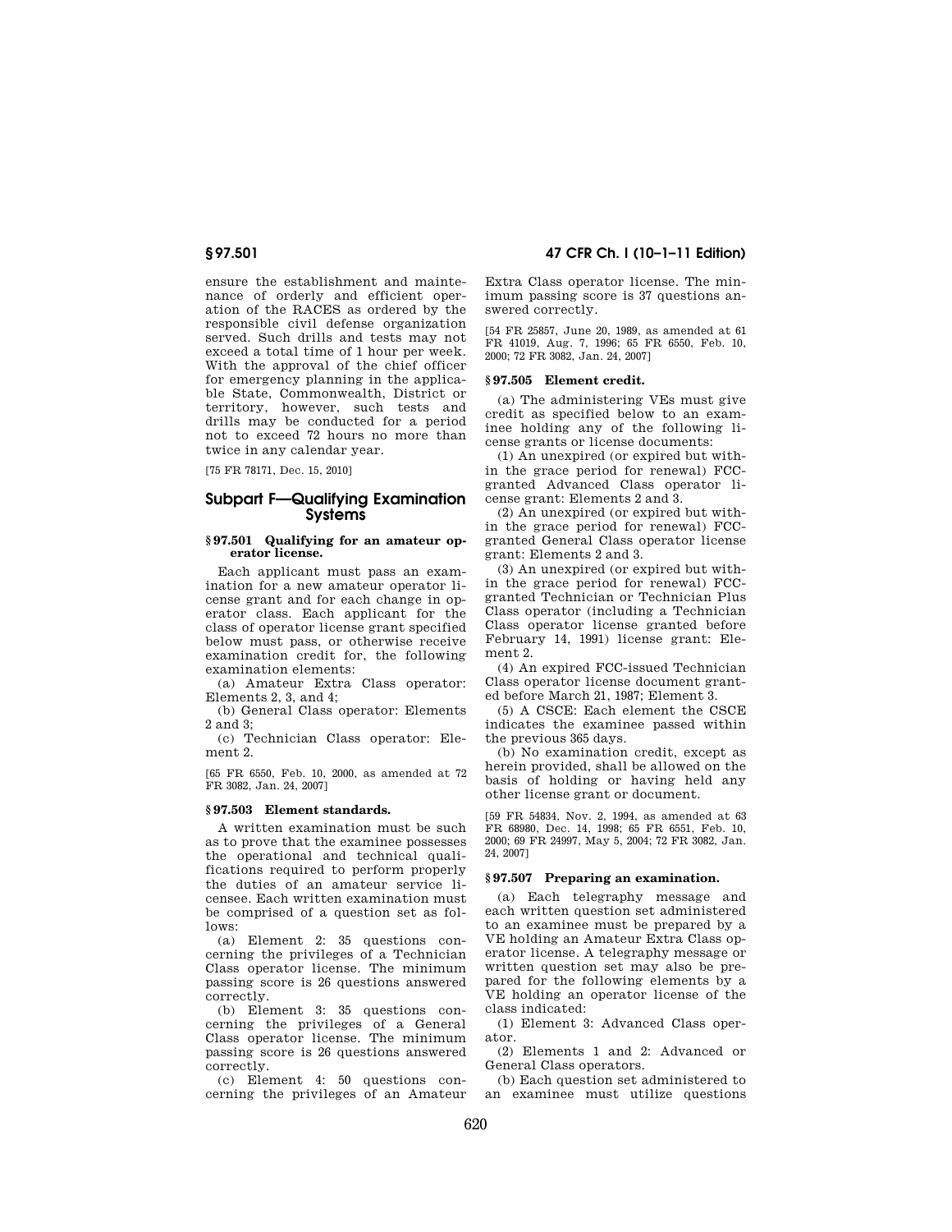ensure the establishment and maintenance of orderly and efficient operation of the RACES as ordered by the responsible civil defense organization served. Such drills and tests may not exceed a total time of 1 hour per week. With the approval of the chief officer for emergency planning in the applicable State, Commonwealth, District or territory, however, such tests and drills may be conducted for a period not to exceed 72 hours no more than twice in any calendar year.

[75 FR 78171, Dec. 15, 2010]

## Subpart F—Qualifying Examination Systems

### § 97.501 Qualifying for an amateur operator license.

Each applicant must pass an examination for a new amateur operator license grant and for each change in operator class. Each applicant for the class of operator license grant specified below must pass, or otherwise receive examination credit for, the following examination elements:

(a) Amateur Extra Class operator: Elements 2, 3, and 4;

(b) General Class operator: Elements 2 and 3;

(c) Technician Class operator: Element 2.

[65 FR 6550, Feb. 10, 2000, as amended at 72 FR 3082, Jan. 24, 2007]

### § 97.503 Element standards.

A written examination must be such as to prove that the examinee possesses the operational and technical qualifications required to perform properly the duties of an amateur service licensee. Each written examination must be comprised of a question set as follows:

(a) Element 2: 35 questions concerning the privileges of a Technician Class operator license. The minimum passing score is 26 questions answered correctly.

(b) Element 3: 35 questions concerning the privileges of a General Class operator license. The minimum passing score is 26 questions answered correctly.

(c) Element 4: 50 questions concerning the privileges of an Amateur Extra Class operator license. The minimum passing score is 37 questions answered correctly.

[54 FR 25857, June 20, 1989, as amended at 61 FR 41019, Aug. 7, 1996; 65 FR 6550, Feb. 10, 2000; 72 FR 3082, Jan. 24, 2007]

### § 97.505 Element credit.

(a) The administering VEs must give credit as specified below to an examinee holding any of the following license grants or license documents:

(1) An unexpired (or expired but within the grace period for renewal) FCC-granted Advanced Class operator license grant: Elements 2 and 3.

(2) An unexpired (or expired but within the grace period for renewal) FCC-granted General Class operator license grant: Elements 2 and 3.

(3) An unexpired (or expired but within the grace period for renewal) FCC-granted Technician or Technician Plus Class operator (including a Technician Class operator license granted before February 14, 1991) license grant: Element 2.

(4) An expired FCC-issued Technician Class operator license document granted before March 21, 1987; Element 3.

(5) A CSCE: Each element the CSCE indicates the examinee passed within the previous 365 days.

(b) No examination credit, except as herein provided, shall be allowed on the basis of holding or having held any other license grant or document.

[59 FR 54834, Nov. 2, 1994, as amended at 63 FR 68980, Dec. 14, 1998; 65 FR 6551, Feb. 10, 2000; 69 FR 24997, May 5, 2004; 72 FR 3082, Jan. 24, 2007]

### § 97.507 Preparing an examination.

(a) Each telegraphy message and each written question set administered to an examinee must be prepared by a VE holding an Amateur Extra Class operator license. A telegraphy message or written question set may also be prepared for the following elements by a VE holding an operator license of the class indicated:

(1) Element 3: Advanced Class operator.

(2) Elements 1 and 2: Advanced or General Class operators.

(b) Each question set administered to an examinee must utilize questions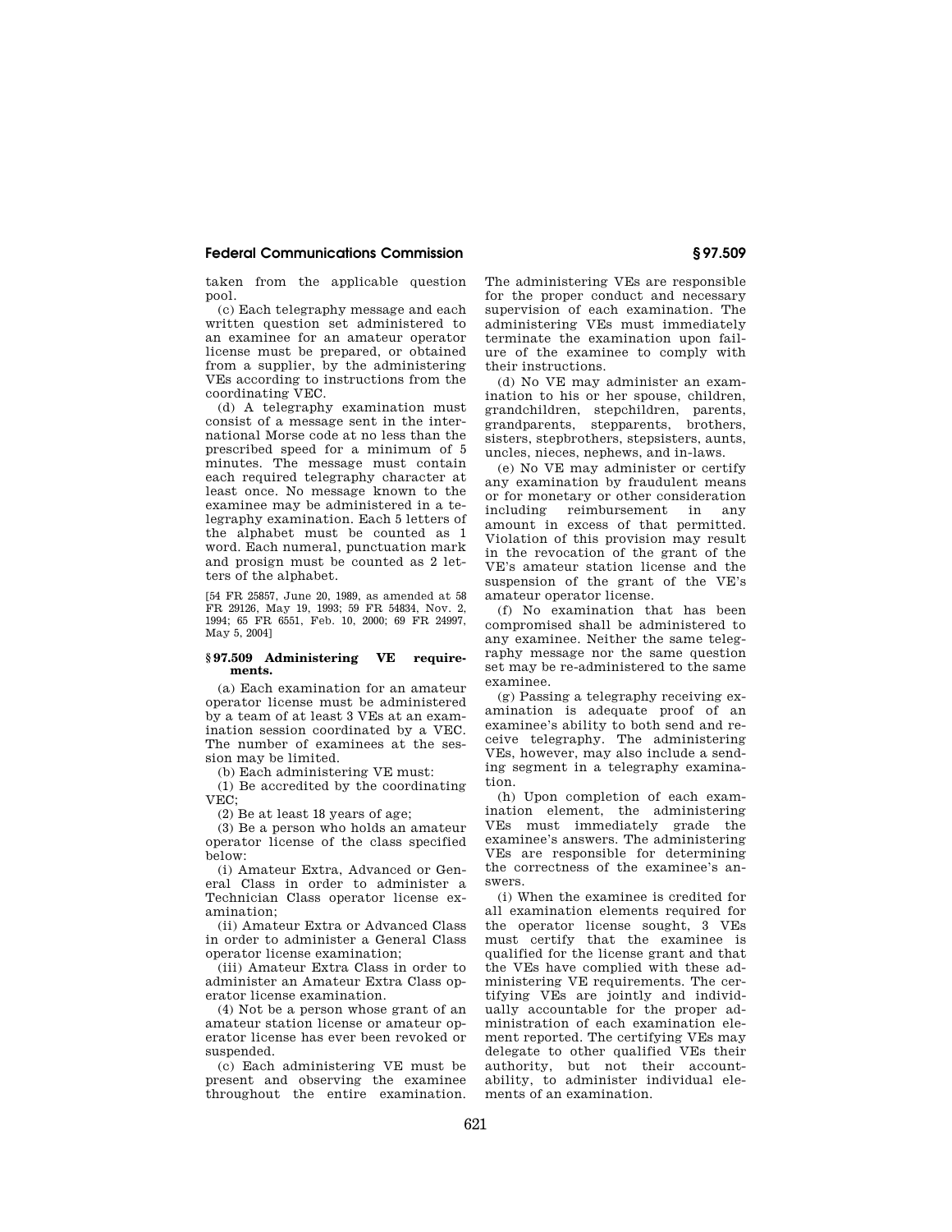taken from the applicable question pool.

(c) Each telegraphy message and each written question set administered to an examinee for an amateur operator license must be prepared, or obtained from a supplier, by the administering VEs according to instructions from the coordinating VEC.

(d) A telegraphy examination must consist of a message sent in the international Morse code at no less than the prescribed speed for a minimum of 5 minutes. The message must contain each required telegraphy character at least once. No message known to the examinee may be administered in a telegraphy examination. Each 5 letters of the alphabet must be counted as 1 word. Each numeral, punctuation mark and prosign must be counted as 2 letters of the alphabet.

[54 FR 25857, June 20, 1989, as amended at 58 FR 29126, May 19, 1993; 59 FR 54834, Nov. 2, 1994; 65 FR 6551, Feb. 10, 2000; 69 FR 24997, May 5, 2004]

### § 97.509 Administering VE requirements.

(a) Each examination for an amateur operator license must be administered by a team of at least 3 VEs at an examination session coordinated by a VEC. The number of examinees at the session may be limited.

(b) Each administering VE must:

(1) Be accredited by the coordinating VEC;

(2) Be at least 18 years of age;

(3) Be a person who holds an amateur operator license of the class specified below:

(i) Amateur Extra, Advanced or General Class in order to administer a Technician Class operator license examination;

(ii) Amateur Extra or Advanced Class in order to administer a General Class operator license examination;

(iii) Amateur Extra Class in order to administer an Amateur Extra Class operator license examination.

(4) Not be a person whose grant of an amateur station license or amateur operator license has ever been revoked or suspended.

(c) Each administering VE must be present and observing the examinee throughout the entire examination. The administering VEs are responsible for the proper conduct and necessary supervision of each examination. The administering VEs must immediately terminate the examination upon failure of the examinee to comply with their instructions.

(d) No VE may administer an examination to his or her spouse, children, grandchildren, stepchildren, parents, grandparents, stepparents, brothers, sisters, stepbrothers, stepsisters, aunts, uncles, nieces, nephews, and in-laws.

(e) No VE may administer or certify any examination by fraudulent means or for monetary or other consideration including reimbursement in any amount in excess of that permitted. Violation of this provision may result in the revocation of the grant of the VE's amateur station license and the suspension of the grant of the VE's amateur operator license.

(f) No examination that has been compromised shall be administered to any examinee. Neither the same telegraphy message nor the same question set may be re-administered to the same examinee.

(g) Passing a telegraphy receiving examination is adequate proof of an examinee's ability to both send and receive telegraphy. The administering VEs, however, may also include a sending segment in a telegraphy examination.

(h) Upon completion of each examination element, the administering VEs must immediately grade the examinee's answers. The administering VEs are responsible for determining the correctness of the examinee's answers.

(i) When the examinee is credited for all examination elements required for the operator license sought, 3 VEs must certify that the examinee is qualified for the license grant and that the VEs have complied with these administering VE requirements. The certifying VEs are jointly and individually accountable for the proper administration of each examination element reported. The certifying VEs may delegate to other qualified VEs their authority, but not their accountability, to administer individual elements of an examination.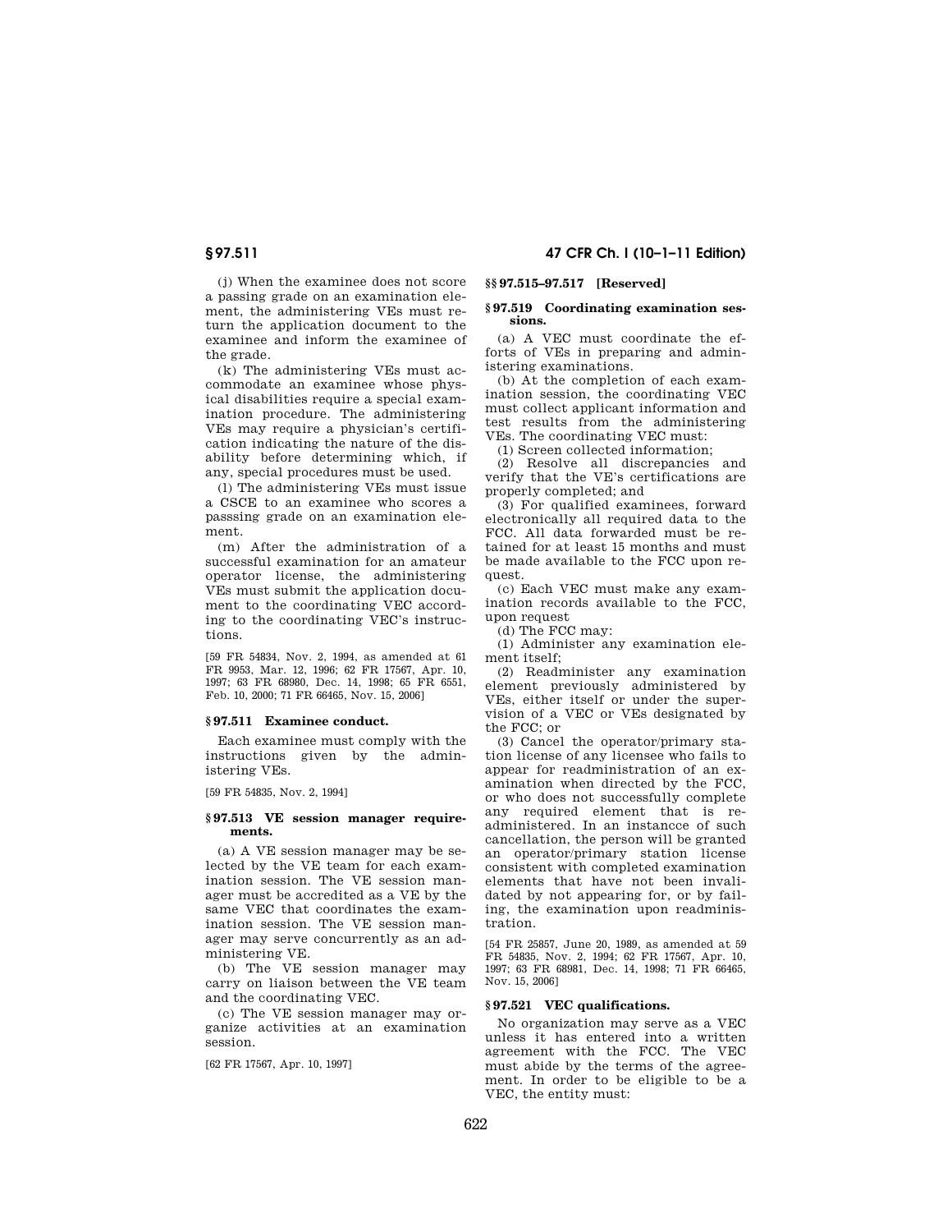(j) When the examinee does not score a passing grade on an examination element, the administering VEs must return the application document to the examinee and inform the examinee of the grade.

(k) The administering VEs must accommodate an examinee whose physical disabilities require a special examination procedure. The administering VEs may require a physician's certification indicating the nature of the disability before determining which, if any, special procedures must be used.

(l) The administering VEs must issue a CSCE to an examinee who scores a passsing grade on an examination element.

(m) After the administration of a successful examination for an amateur operator license, the administering VEs must submit the application document to the coordinating VEC according to the coordinating VEC's instructions.

[59 FR 54834, Nov. 2, 1994, as amended at 61 FR 9953, Mar. 12, 1996; 62 FR 17567, Apr. 10, 1997; 63 FR 68980, Dec. 14, 1998; 65 FR 6551, Feb. 10, 2000; 71 FR 66465, Nov. 15, 2006]

### § 97.511 Examinee conduct.

Each examinee must comply with the instructions given by the administering VEs.

[59 FR 54835, Nov. 2, 1994]

### § 97.513 VE session manager requirements.

(a) A VE session manager may be selected by the VE team for each examination session. The VE session manager must be accredited as a VE by the same VEC that coordinates the examination session. The VE session manager may serve concurrently as an administering VE.

(b) The VE session manager may carry on liaison between the VE team and the coordinating VEC.

(c) The VE session manager may organize activities at an examination session.

[62 FR 17567, Apr. 10, 1997]

### §§ 97.515–97.517 [Reserved]

### § 97.519 Coordinating examination sessions.

(a) A VEC must coordinate the efforts of VEs in preparing and administering examinations.

(b) At the completion of each examination session, the coordinating VEC must collect applicant information and test results from the administering VEs. The coordinating VEC must:

(1) Screen collected information;

(2) Resolve all discrepancies and verify that the VE's certifications are properly completed; and

(3) For qualified examinees, forward electronically all required data to the FCC. All data forwarded must be retained for at least 15 months and must be made available to the FCC upon request.

(c) Each VEC must make any examination records available to the FCC, upon request

(d) The FCC may:

(1) Administer any examination element itself;

(2) Readminister any examination element previously administered by VEs, either itself or under the supervision of a VEC or VEs designated by the FCC; or

(3) Cancel the operator/primary station license of any licensee who fails to appear for readministration of an examination when directed by the FCC, or who does not successfully complete any required element that is readministered. In an instancce of such cancellation, the person will be granted an operator/primary station license consistent with completed examination elements that have not been invalidated by not appearing for, or by failing, the examination upon readministration.

[54 FR 25857, June 20, 1989, as amended at 59 FR 54835, Nov. 2, 1994; 62 FR 17567, Apr. 10, 1997; 63 FR 68981, Dec. 14, 1998; 71 FR 66465, Nov. 15, 2006]

### § 97.521 VEC qualifications.

No organization may serve as a VEC unless it has entered into a written agreement with the FCC. The VEC must abide by the terms of the agreement. In order to be eligible to be a VEC, the entity must: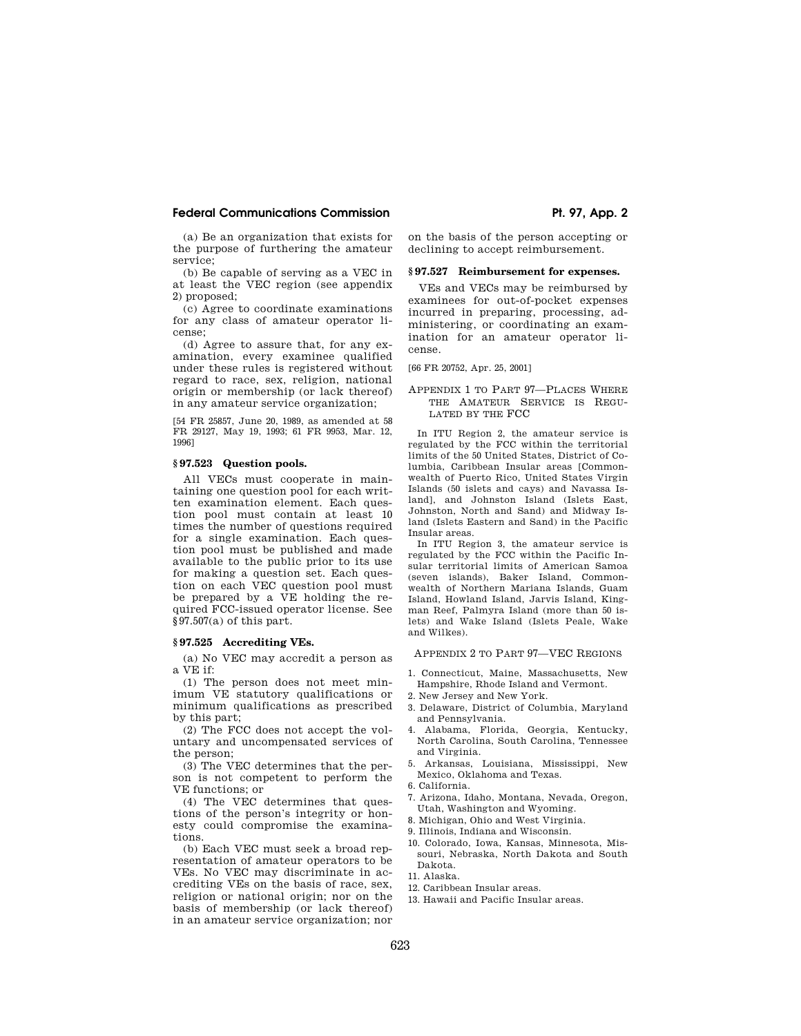(a) Be an organization that exists for the purpose of furthering the amateur service;

(b) Be capable of serving as a VEC in at least the VEC region (see appendix 2) proposed;

(c) Agree to coordinate examinations for any class of amateur operator license;

(d) Agree to assure that, for any examination, every examinee qualified under these rules is registered without regard to race, sex, religion, national origin or membership (or lack thereof) in any amateur service organization;

[54 FR 25857, June 20, 1989, as amended at 58 FR 29127, May 19, 1993; 61 FR 9953, Mar. 12, 1996]

### § 97.523 Question pools.

All VECs must cooperate in maintaining one question pool for each written examination element. Each question pool must contain at least 10 times the number of questions required for a single examination. Each question pool must be published and made available to the public prior to its use for making a question set. Each question on each VEC question pool must be prepared by a VE holding the required FCC-issued operator license. See §97.507(a) of this part.

### § 97.525 Accrediting VEs.

(a) No VEC may accredit a person as a VE if:

(1) The person does not meet minimum VE statutory qualifications or minimum qualifications as prescribed by this part;

(2) The FCC does not accept the voluntary and uncompensated services of the person;

(3) The VEC determines that the person is not competent to perform the VE functions; or

(4) The VEC determines that questions of the person's integrity or honesty could compromise the examinations.

(b) Each VEC must seek a broad representation of amateur operators to be VEs. No VEC may discriminate in accrediting VEs on the basis of race, sex, religion or national origin; nor on the basis of membership (or lack thereof) in an amateur service organization; nor on the basis of the person accepting or declining to accept reimbursement.

### § 97.527 Reimbursement for expenses.

VEs and VECs may be reimbursed by examinees for out-of-pocket expenses incurred in preparing, processing, administering, or coordinating an examination for an amateur operator license.

[66 FR 20752, Apr. 25, 2001]

## Appendix 1 to Part 97—Places Where the Amateur Service Is Regulated by the FCC

In ITU Region 2, the amateur service is regulated by the FCC within the territorial limits of the 50 United States, District of Columbia, Caribbean Insular areas [Commonwealth of Puerto Rico, United States Virgin Islands (50 islets and cays) and Navassa Island], and Johnston Island (Islets East, Johnston, North and Sand) and Midway Island (Islets Eastern and Sand) in the Pacific Insular areas.

In ITU Region 3, the amateur service is regulated by the FCC within the Pacific Insular territorial limits of American Samoa (seven islands), Baker Island, Commonwealth of Northern Mariana Islands, Guam Island, Howland Island, Jarvis Island, Kingman Reef, Palmyra Island (more than 50 islets) and Wake Island (Islets Peale, Wake and Wilkes).

## Appendix 2 to Part 97—VEC Regions

1. Connecticut, Maine, Massachusetts, New Hampshire, Rhode Island and Vermont.
2. New Jersey and New York.
3. Delaware, District of Columbia, Maryland and Pennsylvania.
4. Alabama, Florida, Georgia, Kentucky, North Carolina, South Carolina, Tennessee and Virginia.
5. Arkansas, Louisiana, Mississippi, New Mexico, Oklahoma and Texas.
6. California.
7. Arizona, Idaho, Montana, Nevada, Oregon, Utah, Washington and Wyoming.
8. Michigan, Ohio and West Virginia.
9. Illinois, Indiana and Wisconsin.
10. Colorado, Iowa, Kansas, Minnesota, Missouri, Nebraska, North Dakota and South Dakota.
11. Alaska.
12. Caribbean Insular areas.
13. Hawaii and Pacific Insular areas.